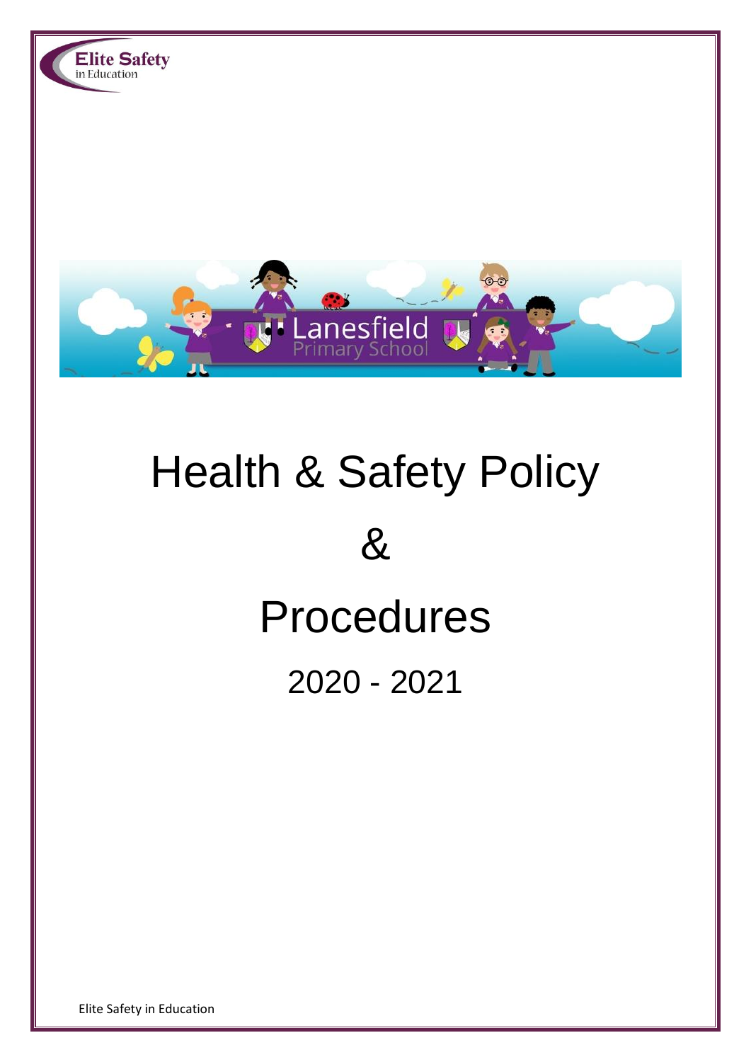# Health & Safety Policy

# &

# Procedures

## 2020 - 2021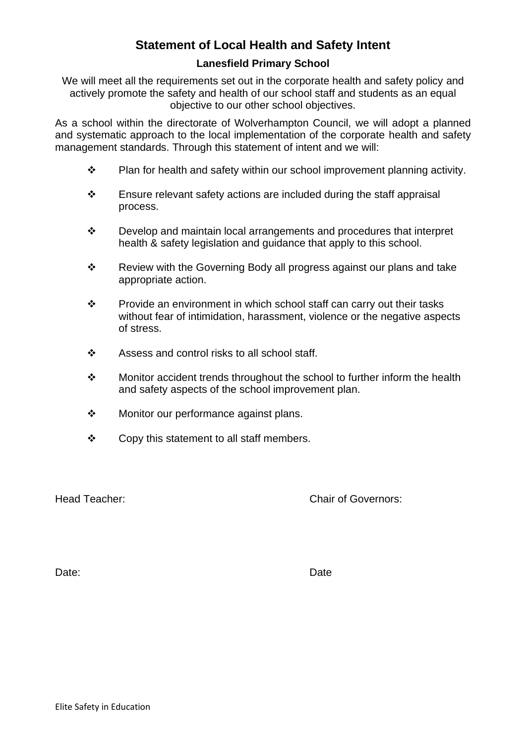# Statement of Local Health and Safety Intent

## Lanesfield Primary School

We will meet all the requirements set out in the corporate health and safety policy and actively promote the safety and health of our school staff and students as an equal objective to our other school objectives.

As a school within the directorate of Wolverhampton Council, we will adopt a planned and systematic approach to the local implementation of the corporate health and safety management standards. Through this statement of intent and we will:

- Plan for health and safety within our school improvement planning activity.
- Ensure relevant safety actions are included during the staff appraisal process.
- Develop and maintain local arrangements and procedures that interpret health & safety legislation and guidance that apply to this school.
- Review with the Governing Body all progress against our plans and take appropriate action.
- Provide an environment in which school staff can carry out their tasks without fear of intimidation, harassment, violence or the negative aspects of stress.
- Assess and control risks to all school staff.
- Monitor accident trends throughout the school to further inform the health and safety aspects of the school improvement plan.
- Monitor our performance against plans.
- Copy this statement to all staff members.

Head Teacher:

Date:

Chair of Governors:

Date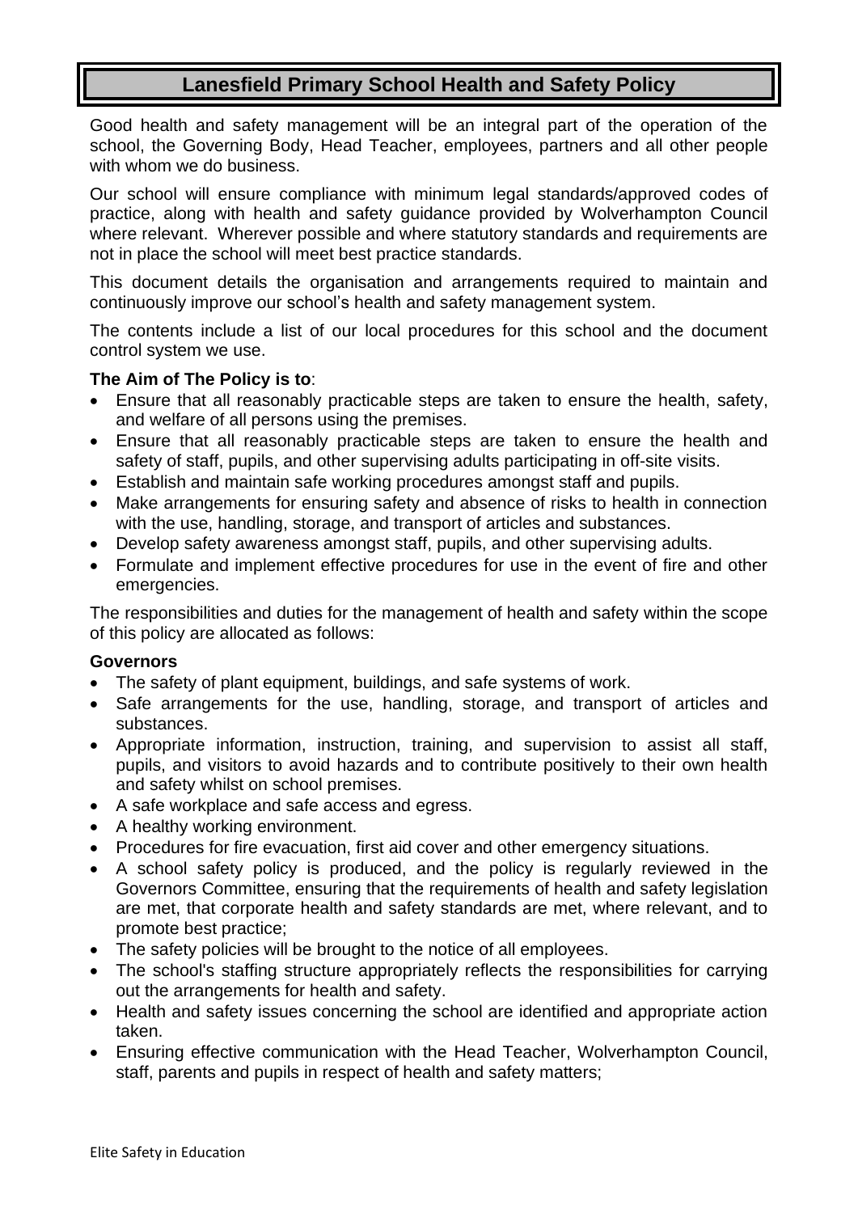# Lanesfield Primary School Health and Safety Policy

Good health and safety management will be an integral part of the operation of the school, the Governing Body, Head Teacher, employees, partners and all other people with whom we do business.

Our school will ensure compliance with minimum legal standards/approved codes of practice, along with health and safety guidance provided by Wolverhampton Council where relevant. Wherever possible and where statutory standards and requirements are not in place the school will meet best practice standards.

This document details the organisation and arrangements required to maintain and continuously improve our school's health and safety management system.

The contents include a list of our local procedures for this school and the document control system we use.

**The Aim of The Policy is to**:

- Ensure that all reasonably practicable steps are taken to ensure the health, safety, and welfare of all persons using the premises.
- Ensure that all reasonably practicable steps are taken to ensure the health and safety of staff, pupils, and other supervising adults participating in off-site visits.
- Establish and maintain safe working procedures amongst staff and pupils.
- Make arrangements for ensuring safety and absence of risks to health in connection with the use, handling, storage, and transport of articles and substances.
- Develop safety awareness amongst staff, pupils, and other supervising adults.
- Formulate and implement effective procedures for use in the event of fire and other emergencies.

The responsibilities and duties for the management of health and safety within the scope of this policy are allocated as follows:

**Governors**

- The safety of plant equipment, buildings, and safe systems of work.
- Safe arrangements for the use, handling, storage, and transport of articles and substances.
- Appropriate information, instruction, training, and supervision to assist all staff, pupils, and visitors to avoid hazards and to contribute positively to their own health and safety whilst on school premises.
- A safe workplace and safe access and egress.
- A healthy working environment.
- Procedures for fire evacuation, first aid cover and other emergency situations.
- A school safety policy is produced, and the policy is regularly reviewed in the Governors Committee, ensuring that the requirements of health and safety legislation are met, that corporate health and safety standards are met, where relevant, and to promote best practice;
- The safety policies will be brought to the notice of all employees.
- The school's staffing structure appropriately reflects the responsibilities for carrying out the arrangements for health and safety.
- Health and safety issues concerning the school are identified and appropriate action taken.
- Ensuring effective communication with the Head Teacher, Wolverhampton Council, staff, parents and pupils in respect of health and safety matters;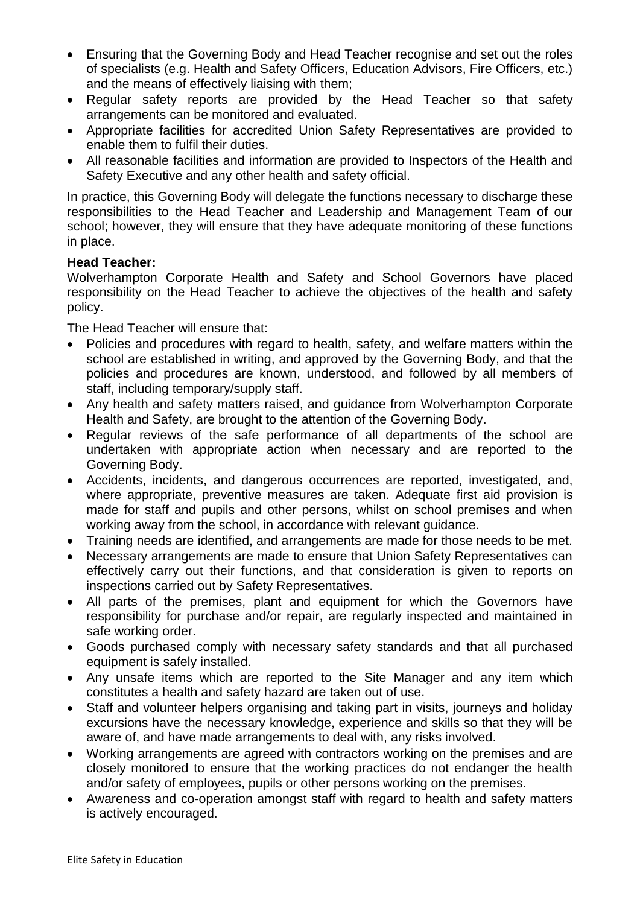- Ensuring that the Governing Body and Head Teacher recognise and set out the roles of specialists (e.g. Health and Safety Officers, Education Advisors, Fire Officers, etc.) and the means of effectively liaising with them;
- Regular safety reports are provided by the Head Teacher so that safety arrangements can be monitored and evaluated.
- Appropriate facilities for accredited Union Safety Representatives are provided to enable them to fulfil their duties.
- All reasonable facilities and information are provided to Inspectors of the Health and Safety Executive and any other health and safety official.

In practice, this Governing Body will delegate the functions necessary to discharge these responsibilities to the Head Teacher and Leadership and Management Team of our school; however, they will ensure that they have adequate monitoring of these functions in place.

**Head Teacher:**

Wolverhampton Corporate Health and Safety and School Governors have placed responsibility on the Head Teacher to achieve the objectives of the health and safety policy.

The Head Teacher will ensure that:

- Policies and procedures with regard to health, safety, and welfare matters within the school are established in writing, and approved by the Governing Body, and that the policies and procedures are known, understood, and followed by all members of staff, including temporary/supply staff.
- Any health and safety matters raised, and guidance from Wolverhampton Corporate Health and Safety, are brought to the attention of the Governing Body.
- Regular reviews of the safe performance of all departments of the school are undertaken with appropriate action when necessary and are reported to the Governing Body.
- Accidents, incidents, and dangerous occurrences are reported, investigated, and, where appropriate, preventive measures are taken. Adequate first aid provision is made for staff and pupils and other persons, whilst on school premises and when working away from the school, in accordance with relevant guidance.
- Training needs are identified, and arrangements are made for those needs to be met.
- Necessary arrangements are made to ensure that Union Safety Representatives can effectively carry out their functions, and that consideration is given to reports on inspections carried out by Safety Representatives.
- All parts of the premises, plant and equipment for which the Governors have responsibility for purchase and/or repair, are regularly inspected and maintained in safe working order.
- Goods purchased comply with necessary safety standards and that all purchased equipment is safely installed.
- Any unsafe items which are reported to the Site Manager and any item which constitutes a health and safety hazard are taken out of use.
- Staff and volunteer helpers organising and taking part in visits, journeys and holiday excursions have the necessary knowledge, experience and skills so that they will be aware of, and have made arrangements to deal with, any risks involved.
- Working arrangements are agreed with contractors working on the premises and are closely monitored to ensure that the working practices do not endanger the health and/or safety of employees, pupils or other persons working on the premises.
- Awareness and co-operation amongst staff with regard to health and safety matters is actively encouraged.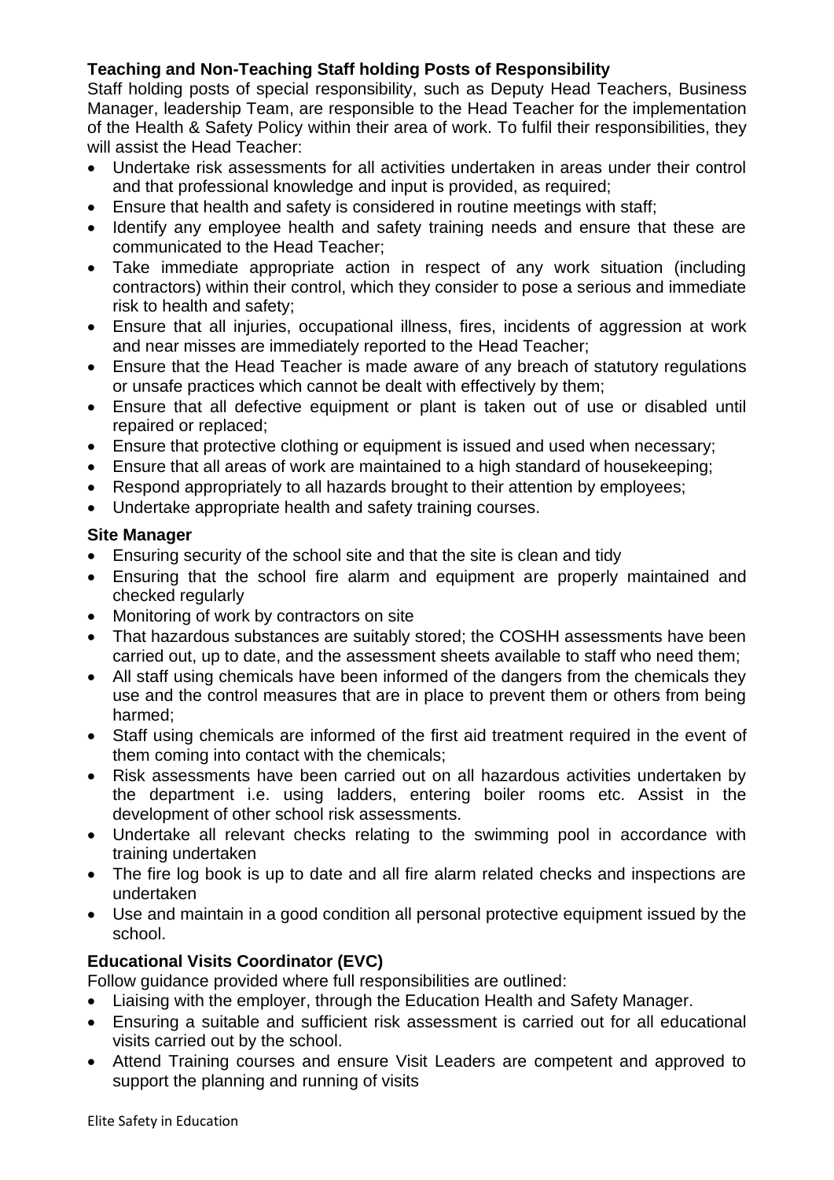**Teaching and Non-Teaching Staff holding Posts of Responsibility**

Staff holding posts of special responsibility, such as Deputy Head Teachers, Business Manager, leadership Team, are responsible to the Head Teacher for the implementation of the Health & Safety Policy within their area of work. To fulfil their responsibilities, they will assist the Head Teacher:

- Undertake risk assessments for all activities undertaken in areas under their control and that professional knowledge and input is provided, as required;
- Ensure that health and safety is considered in routine meetings with staff;
- Identify any employee health and safety training needs and ensure that these are communicated to the Head Teacher;
- Take immediate appropriate action in respect of any work situation (including contractors) within their control, which they consider to pose a serious and immediate risk to health and safety;
- Ensure that all injuries, occupational illness, fires, incidents of aggression at work and near misses are immediately reported to the Head Teacher;
- Ensure that the Head Teacher is made aware of any breach of statutory regulations or unsafe practices which cannot be dealt with effectively by them;
- Ensure that all defective equipment or plant is taken out of use or disabled until repaired or replaced;
- Ensure that protective clothing or equipment is issued and used when necessary;
- Ensure that all areas of work are maintained to a high standard of housekeeping;
- Respond appropriately to all hazards brought to their attention by employees;
- Undertake appropriate health and safety training courses.

**Site Manager**

- Ensuring security of the school site and that the site is clean and tidy
- Ensuring that the school fire alarm and equipment are properly maintained and checked regularly
- Monitoring of work by contractors on site
- That hazardous substances are suitably stored; the COSHH assessments have been carried out, up to date, and the assessment sheets available to staff who need them;
- All staff using chemicals have been informed of the dangers from the chemicals they use and the control measures that are in place to prevent them or others from being harmed;
- Staff using chemicals are informed of the first aid treatment required in the event of them coming into contact with the chemicals;
- Risk assessments have been carried out on all hazardous activities undertaken by the department i.e. using ladders, entering boiler rooms etc. Assist in the development of other school risk assessments.
- Undertake all relevant checks relating to the swimming pool in accordance with training undertaken
- The fire log book is up to date and all fire alarm related checks and inspections are undertaken
- Use and maintain in a good condition all personal protective equipment issued by the school.

**Educational Visits Coordinator (EVC)**

Follow guidance provided where full responsibilities are outlined:

- Liaising with the employer, through the Education Health and Safety Manager.
- Ensuring a suitable and sufficient risk assessment is carried out for all educational visits carried out by the school.
- Attend Training courses and ensure Visit Leaders are competent and approved to support the planning and running of visits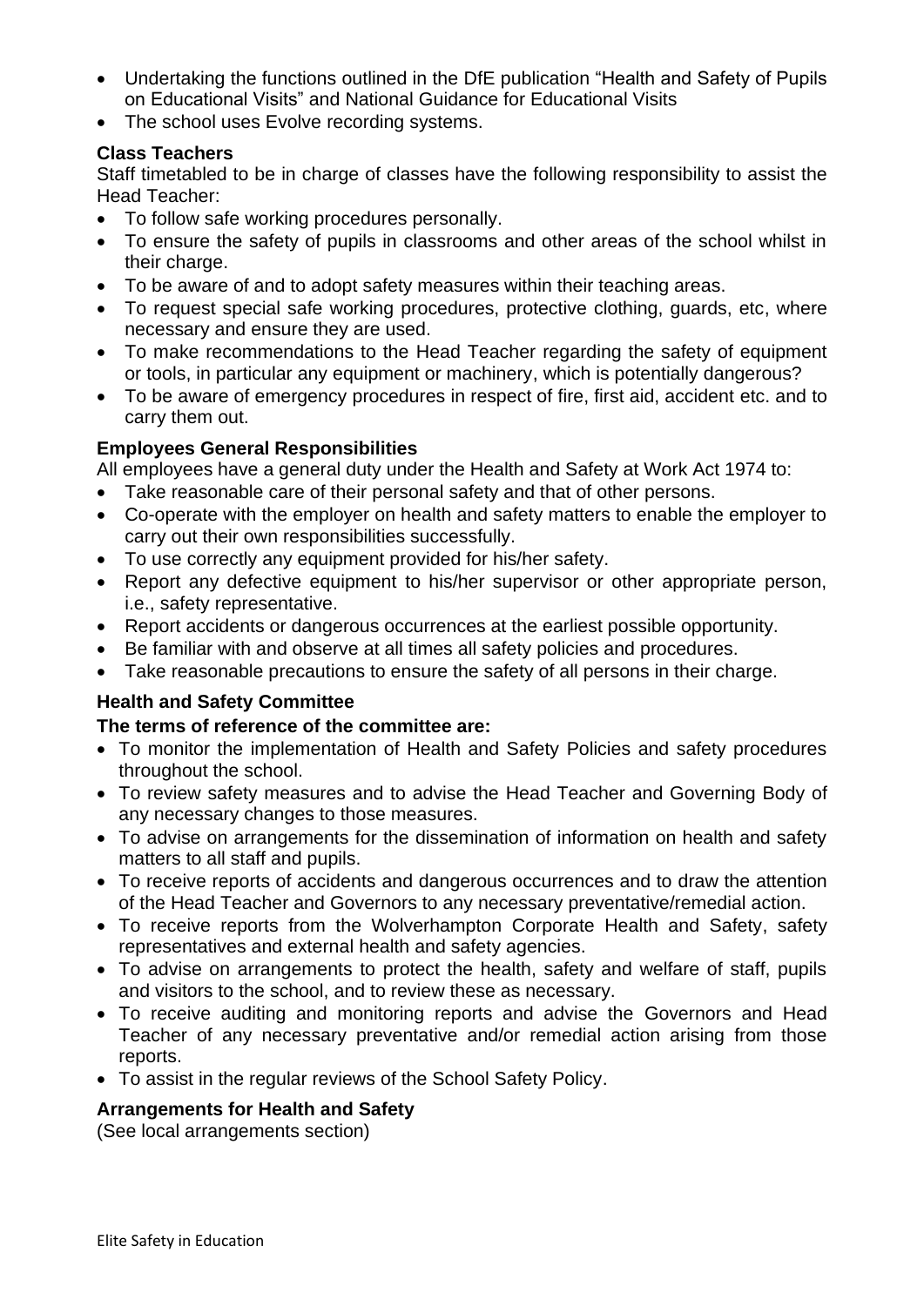- Undertaking the functions outlined in the DfE publication "Health and Safety of Pupils on Educational Visits" and National Guidance for Educational Visits
- The school uses Evolve recording systems.

**Class Teachers**

Staff timetabled to be in charge of classes have the following responsibility to assist the Head Teacher:

- To follow safe working procedures personally.
- To ensure the safety of pupils in classrooms and other areas of the school whilst in their charge.
- To be aware of and to adopt safety measures within their teaching areas.
- To request special safe working procedures, protective clothing, guards, etc, where necessary and ensure they are used.
- To make recommendations to the Head Teacher regarding the safety of equipment or tools, in particular any equipment or machinery, which is potentially dangerous?
- To be aware of emergency procedures in respect of fire, first aid, accident etc. and to carry them out.

**Employees General Responsibilities**

All employees have a general duty under the Health and Safety at Work Act 1974 to:

- Take reasonable care of their personal safety and that of other persons.
- Co-operate with the employer on health and safety matters to enable the employer to carry out their own responsibilities successfully.
- To use correctly any equipment provided for his/her safety.
- Report any defective equipment to his/her supervisor or other appropriate person, i.e., safety representative.
- Report accidents or dangerous occurrences at the earliest possible opportunity.
- Be familiar with and observe at all times all safety policies and procedures.
- Take reasonable precautions to ensure the safety of all persons in their charge.

**Health and Safety Committee**

**The terms of reference of the committee are:**

- To monitor the implementation of Health and Safety Policies and safety procedures throughout the school.
- To review safety measures and to advise the Head Teacher and Governing Body of any necessary changes to those measures.
- To advise on arrangements for the dissemination of information on health and safety matters to all staff and pupils.
- To receive reports of accidents and dangerous occurrences and to draw the attention of the Head Teacher and Governors to any necessary preventative/remedial action.
- To receive reports from the Wolverhampton Corporate Health and Safety, safety representatives and external health and safety agencies.
- To advise on arrangements to protect the health, safety and welfare of staff, pupils and visitors to the school, and to review these as necessary.
- To receive auditing and monitoring reports and advise the Governors and Head Teacher of any necessary preventative and/or remedial action arising from those reports.
- To assist in the regular reviews of the School Safety Policy.

**Arrangements for Health and Safety**

(See local arrangements section)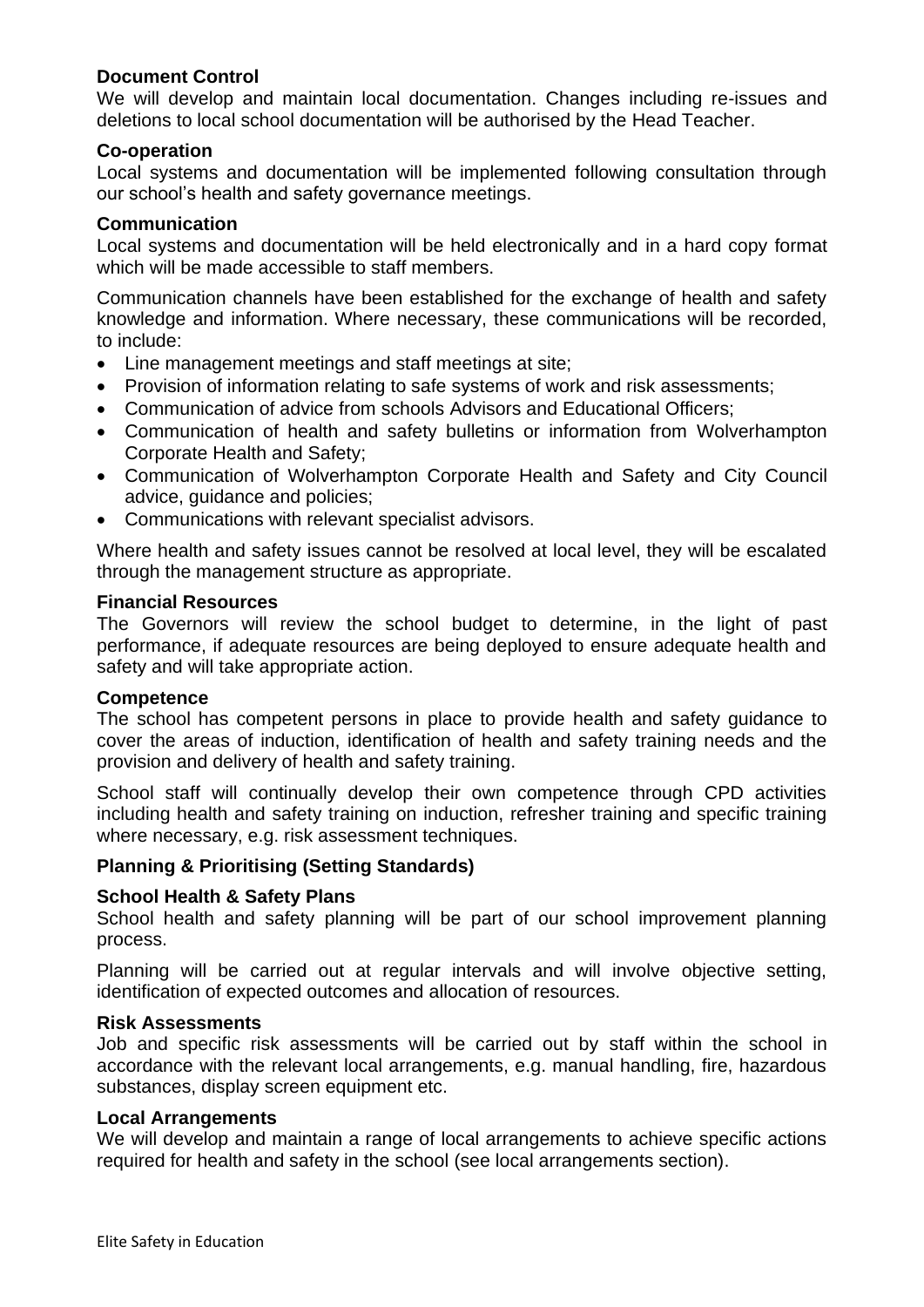**Document Control**

We will develop and maintain local documentation. Changes including re-issues and deletions to local school documentation will be authorised by the Head Teacher.

**Co-operation**

Local systems and documentation will be implemented following consultation through our school's health and safety governance meetings.

**Communication**

Local systems and documentation will be held electronically and in a hard copy format which will be made accessible to staff members.

Communication channels have been established for the exchange of health and safety knowledge and information. Where necessary, these communications will be recorded, to include:

- Line management meetings and staff meetings at site;
- Provision of information relating to safe systems of work and risk assessments;
- Communication of advice from schools Advisors and Educational Officers;
- Communication of health and safety bulletins or information from Wolverhampton Corporate Health and Safety;
- Communication of Wolverhampton Corporate Health and Safety and City Council advice, guidance and policies;
- Communications with relevant specialist advisors.

Where health and safety issues cannot be resolved at local level, they will be escalated through the management structure as appropriate.

**Financial Resources**

The Governors will review the school budget to determine, in the light of past performance, if adequate resources are being deployed to ensure adequate health and safety and will take appropriate action.

**Competence**

The school has competent persons in place to provide health and safety guidance to cover the areas of induction, identification of health and safety training needs and the provision and delivery of health and safety training.

School staff will continually develop their own competence through CPD activities including health and safety training on induction, refresher training and specific training where necessary, e.g. risk assessment techniques.

**Planning & Prioritising (Setting Standards)**

**School Health & Safety Plans**

School health and safety planning will be part of our school improvement planning process.

Planning will be carried out at regular intervals and will involve objective setting, identification of expected outcomes and allocation of resources.

**Risk Assessments**

Job and specific risk assessments will be carried out by staff within the school in accordance with the relevant local arrangements, e.g. manual handling, fire, hazardous substances, display screen equipment etc.

**Local Arrangements**

We will develop and maintain a range of local arrangements to achieve specific actions required for health and safety in the school (see local arrangements section).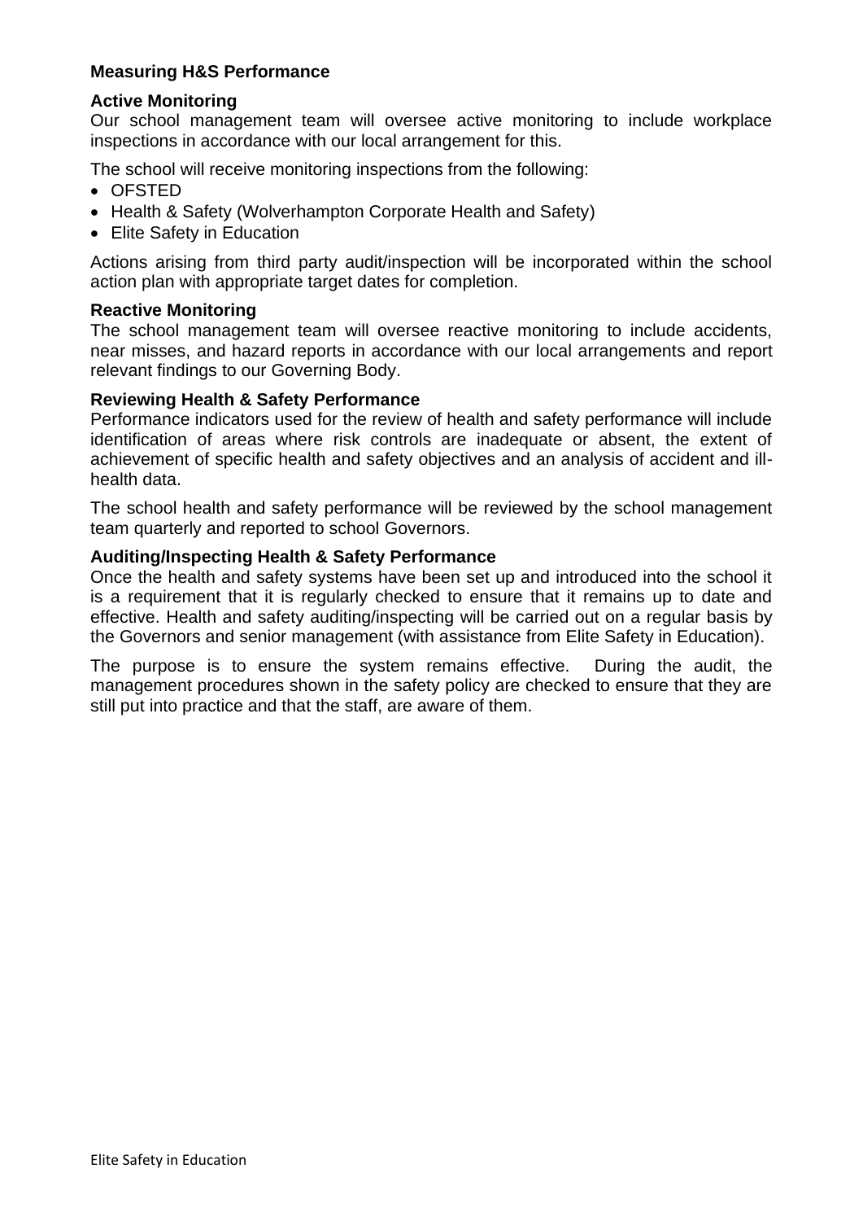## Measuring H&S Performance

### Active Monitoring

Our school management team will oversee active monitoring to include workplace inspections in accordance with our local arrangement for this.

The school will receive monitoring inspections from the following:

- OFSTED
- Health & Safety (Wolverhampton Corporate Health and Safety)
- Elite Safety in Education

Actions arising from third party audit/inspection will be incorporated within the school action plan with appropriate target dates for completion.

### Reactive Monitoring

The school management team will oversee reactive monitoring to include accidents, near misses, and hazard reports in accordance with our local arrangements and report relevant findings to our Governing Body.

### Reviewing Health & Safety Performance

Performance indicators used for the review of health and safety performance will include identification of areas where risk controls are inadequate or absent, the extent of achievement of specific health and safety objectives and an analysis of accident and ill-health data.

The school health and safety performance will be reviewed by the school management team quarterly and reported to school Governors.

### Auditing/Inspecting Health & Safety Performance

Once the health and safety systems have been set up and introduced into the school it is a requirement that it is regularly checked to ensure that it remains up to date and effective. Health and safety auditing/inspecting will be carried out on a regular basis by the Governors and senior management (with assistance from Elite Safety in Education).

The purpose is to ensure the system remains effective. During the audit, the management procedures shown in the safety policy are checked to ensure that they are still put into practice and that the staff, are aware of them.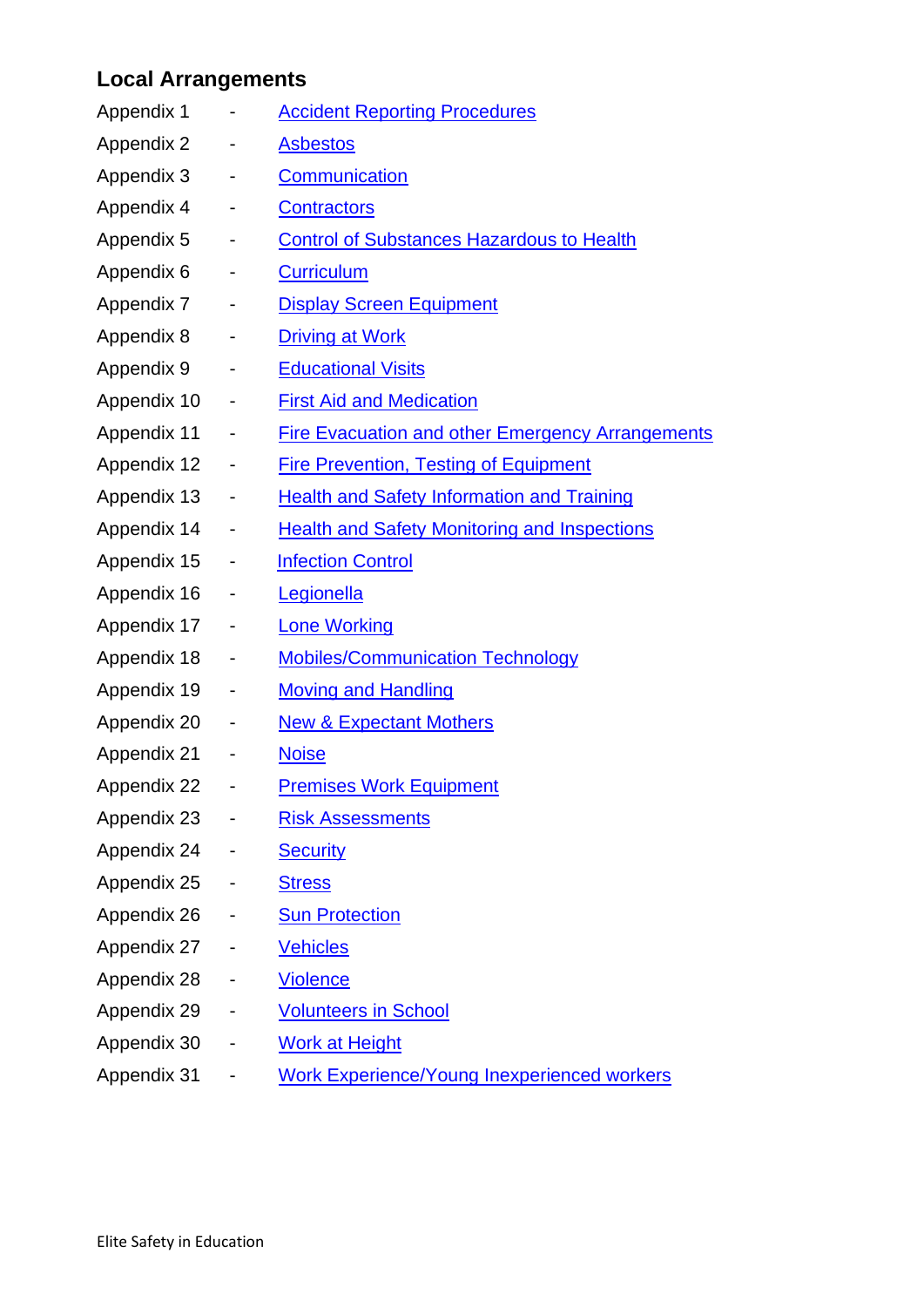## Local Arrangements

Appendix 1 - Accident Reporting Procedures
Appendix 2 - Asbestos
Appendix 3 - Communication
Appendix 4 - Contractors
Appendix 5 - Control of Substances Hazardous to Health
Appendix 6 - Curriculum
Appendix 7 - Display Screen Equipment
Appendix 8 - Driving at Work
Appendix 9 - Educational Visits
Appendix 10 - First Aid and Medication
Appendix 11 - Fire Evacuation and other Emergency Arrangements
Appendix 12 - Fire Prevention, Testing of Equipment
Appendix 13 - Health and Safety Information and Training
Appendix 14 - Health and Safety Monitoring and Inspections
Appendix 15 - Infection Control
Appendix 16 - Legionella
Appendix 17 - Lone Working
Appendix 18 - Mobiles/Communication Technology
Appendix 19 - Moving and Handling
Appendix 20 - New & Expectant Mothers
Appendix 21 - Noise
Appendix 22 - Premises Work Equipment
Appendix 23 - Risk Assessments
Appendix 24 - Security
Appendix 25 - Stress
Appendix 26 - Sun Protection
Appendix 27 - Vehicles
Appendix 28 - Violence
Appendix 29 - Volunteers in School
Appendix 30 - Work at Height
Appendix 31 - Work Experience/Young Inexperienced workers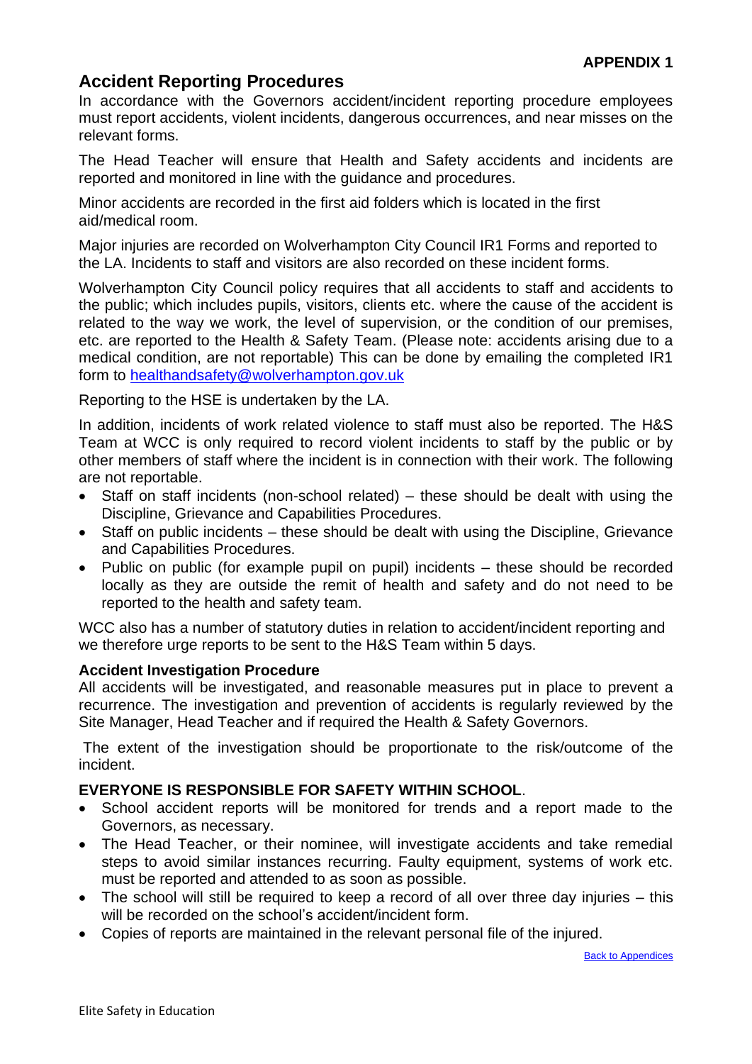**APPENDIX 1**

## Accident Reporting Procedures

In accordance with the Governors accident/incident reporting procedure employees must report accidents, violent incidents, dangerous occurrences, and near misses on the relevant forms.

The Head Teacher will ensure that Health and Safety accidents and incidents are reported and monitored in line with the guidance and procedures.

Minor accidents are recorded in the first aid folders which is located in the first aid/medical room.

Major injuries are recorded on Wolverhampton City Council IR1 Forms and reported to the LA. Incidents to staff and visitors are also recorded on these incident forms.

Wolverhampton City Council policy requires that all accidents to staff and accidents to the public; which includes pupils, visitors, clients etc. where the cause of the accident is related to the way we work, the level of supervision, or the condition of our premises, etc. are reported to the Health & Safety Team. (Please note: accidents arising due to a medical condition, are not reportable) This can be done by emailing the completed IR1 form to [healthandsafety@wolverhampton.gov.uk](mailto:healthandsafety@wolverhampton.gov.uk)

Reporting to the HSE is undertaken by the LA.

In addition, incidents of work related violence to staff must also be reported. The H&S Team at WCC is only required to record violent incidents to staff by the public or by other members of staff where the incident is in connection with their work. The following are not reportable.

- Staff on staff incidents (non-school related) – these should be dealt with using the Discipline, Grievance and Capabilities Procedures.
- Staff on public incidents – these should be dealt with using the Discipline, Grievance and Capabilities Procedures.
- Public on public (for example pupil on pupil) incidents – these should be recorded locally as they are outside the remit of health and safety and do not need to be reported to the health and safety team.

WCC also has a number of statutory duties in relation to accident/incident reporting and we therefore urge reports to be sent to the H&S Team within 5 days.

### Accident Investigation Procedure

All accidents will be investigated, and reasonable measures put in place to prevent a recurrence. The investigation and prevention of accidents is regularly reviewed by the Site Manager, Head Teacher and if required the Health & Safety Governors.

The extent of the investigation should be proportionate to the risk/outcome of the incident.

### EVERYONE IS RESPONSIBLE FOR SAFETY WITHIN SCHOOL.

- School accident reports will be monitored for trends and a report made to the Governors, as necessary.
- The Head Teacher, or their nominee, will investigate accidents and take remedial steps to avoid similar instances recurring. Faulty equipment, systems of work etc. must be reported and attended to as soon as possible.
- The school will still be required to keep a record of all over three day injuries – this will be recorded on the school's accident/incident form.
- Copies of reports are maintained in the relevant personal file of the injured.

Back to Appendices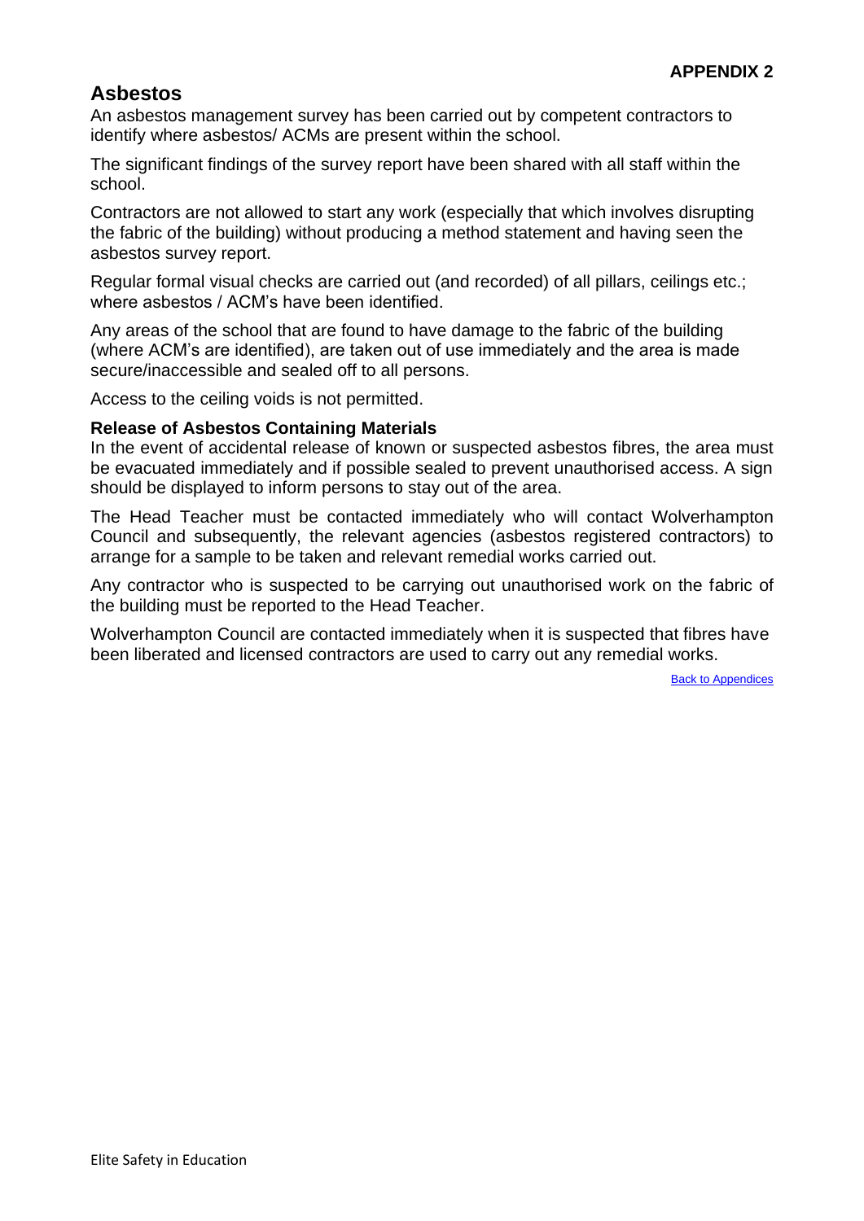**APPENDIX 2**

## Asbestos

An asbestos management survey has been carried out by competent contractors to identify where asbestos/ ACMs are present within the school.

The significant findings of the survey report have been shared with all staff within the school.

Contractors are not allowed to start any work (especially that which involves disrupting the fabric of the building) without producing a method statement and having seen the asbestos survey report.

Regular formal visual checks are carried out (and recorded) of all pillars, ceilings etc.; where asbestos / ACM's have been identified.

Any areas of the school that are found to have damage to the fabric of the building (where ACM's are identified), are taken out of use immediately and the area is made secure/inaccessible and sealed off to all persons.

Access to the ceiling voids is not permitted.

### Release of Asbestos Containing Materials

In the event of accidental release of known or suspected asbestos fibres, the area must be evacuated immediately and if possible sealed to prevent unauthorised access. A sign should be displayed to inform persons to stay out of the area.

The Head Teacher must be contacted immediately who will contact Wolverhampton Council and subsequently, the relevant agencies (asbestos registered contractors) to arrange for a sample to be taken and relevant remedial works carried out.

Any contractor who is suspected to be carrying out unauthorised work on the fabric of the building must be reported to the Head Teacher.

Wolverhampton Council are contacted immediately when it is suspected that fibres have been liberated and licensed contractors are used to carry out any remedial works.

Back to Appendices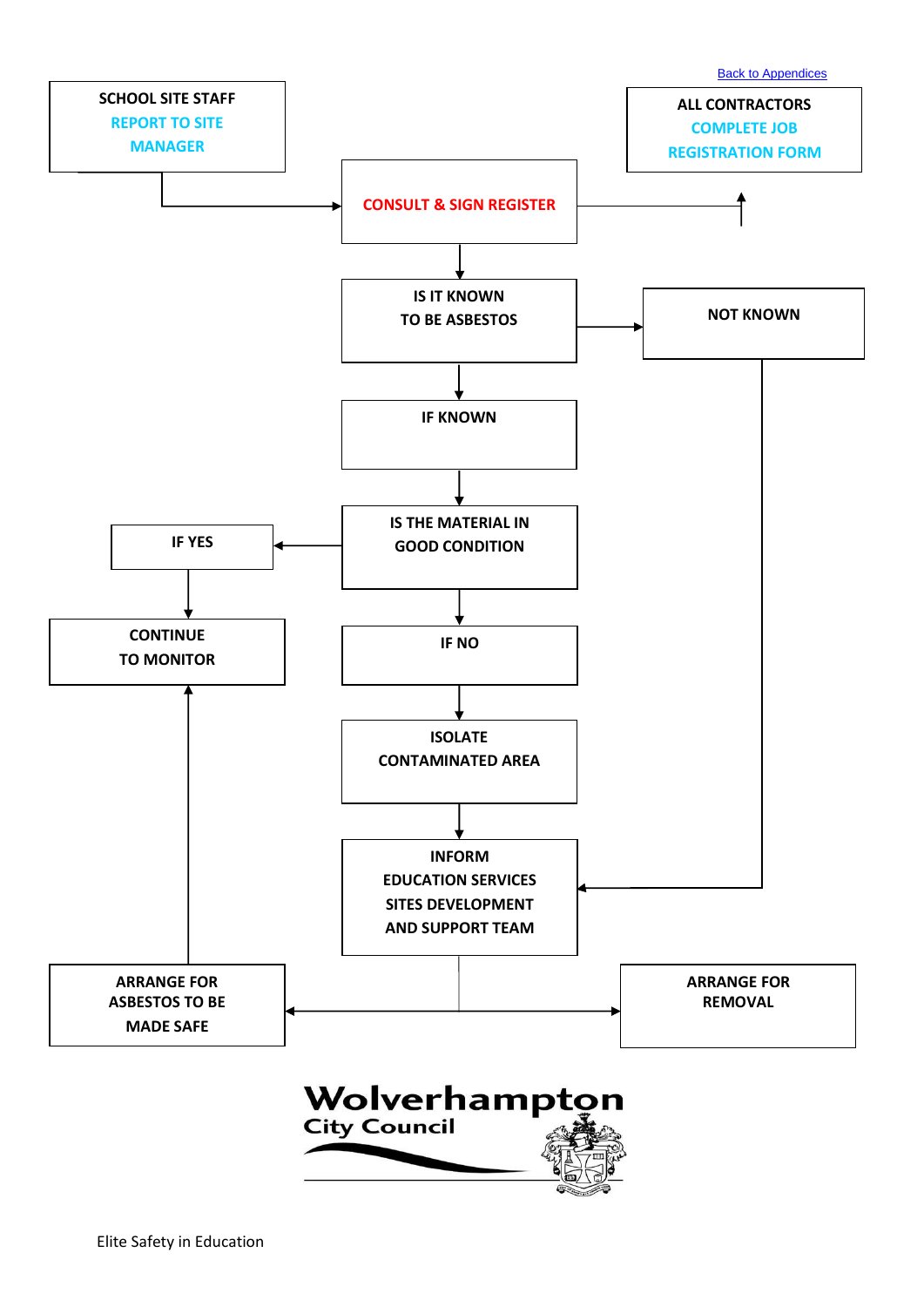[Back to Appendices]

**SCHOOL SITE STAFF**
REPORT TO SITE MANAGER

**ALL CONTRACTORS**
COMPLETE JOB REGISTRATION FORM

**CONSULT & SIGN REGISTER**

**IS IT KNOWN TO BE ASBESTOS**

**NOT KNOWN**

**IF KNOWN**

**IS THE MATERIAL IN GOOD CONDITION**

**IF YES**

**CONTINUE TO MONITOR**

**IF NO**

**ISOLATE CONTAMINATED AREA**

**INFORM EDUCATION SERVICES SITES DEVELOPMENT AND SUPPORT TEAM**

**ARRANGE FOR ASBESTOS TO BE MADE SAFE**

**ARRANGE FOR REMOVAL**

Wolverhampton City Council

Elite Safety in Education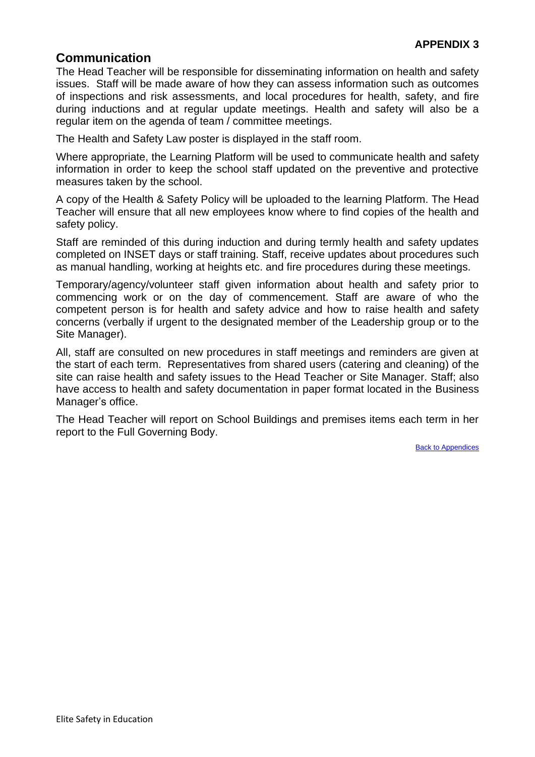**APPENDIX 3**

## Communication

The Head Teacher will be responsible for disseminating information on health and safety issues. Staff will be made aware of how they can assess information such as outcomes of inspections and risk assessments, and local procedures for health, safety, and fire during inductions and at regular update meetings. Health and safety will also be a regular item on the agenda of team / committee meetings.

The Health and Safety Law poster is displayed in the staff room.

Where appropriate, the Learning Platform will be used to communicate health and safety information in order to keep the school staff updated on the preventive and protective measures taken by the school.

A copy of the Health & Safety Policy will be uploaded to the learning Platform. The Head Teacher will ensure that all new employees know where to find copies of the health and safety policy.

Staff are reminded of this during induction and during termly health and safety updates completed on INSET days or staff training. Staff, receive updates about procedures such as manual handling, working at heights etc. and fire procedures during these meetings.

Temporary/agency/volunteer staff given information about health and safety prior to commencing work or on the day of commencement. Staff are aware of who the competent person is for health and safety advice and how to raise health and safety concerns (verbally if urgent to the designated member of the Leadership group or to the Site Manager).

All, staff are consulted on new procedures in staff meetings and reminders are given at the start of each term. Representatives from shared users (catering and cleaning) of the site can raise health and safety issues to the Head Teacher or Site Manager. Staff; also have access to health and safety documentation in paper format located in the Business Manager's office.

The Head Teacher will report on School Buildings and premises items each term in her report to the Full Governing Body.

Back to Appendices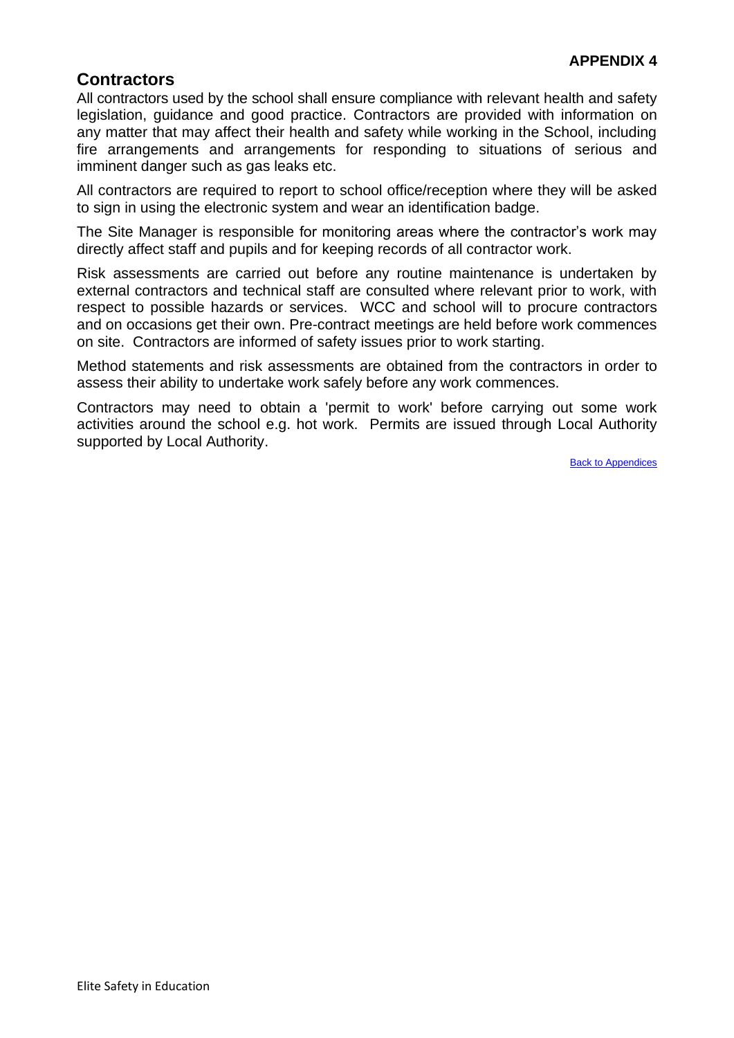**APPENDIX 4**

## Contractors

All contractors used by the school shall ensure compliance with relevant health and safety legislation, guidance and good practice. Contractors are provided with information on any matter that may affect their health and safety while working in the School, including fire arrangements and arrangements for responding to situations of serious and imminent danger such as gas leaks etc.

All contractors are required to report to school office/reception where they will be asked to sign in using the electronic system and wear an identification badge.

The Site Manager is responsible for monitoring areas where the contractor's work may directly affect staff and pupils and for keeping records of all contractor work.

Risk assessments are carried out before any routine maintenance is undertaken by external contractors and technical staff are consulted where relevant prior to work, with respect to possible hazards or services. WCC and school will to procure contractors and on occasions get their own. Pre-contract meetings are held before work commences on site. Contractors are informed of safety issues prior to work starting.

Method statements and risk assessments are obtained from the contractors in order to assess their ability to undertake work safely before any work commences.

Contractors may need to obtain a 'permit to work' before carrying out some work activities around the school e.g. hot work. Permits are issued through Local Authority supported by Local Authority.

Back to Appendices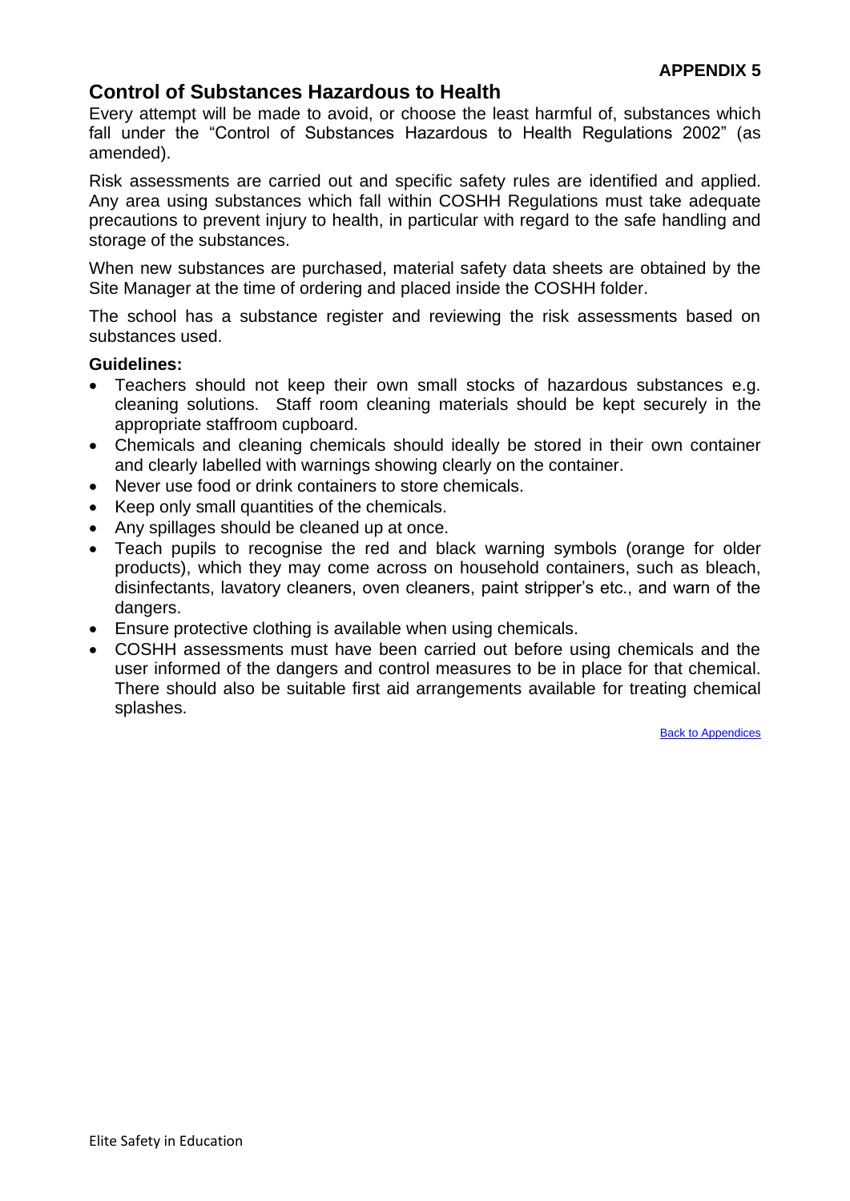**APPENDIX 5**

## Control of Substances Hazardous to Health

Every attempt will be made to avoid, or choose the least harmful of, substances which fall under the "Control of Substances Hazardous to Health Regulations 2002" (as amended).

Risk assessments are carried out and specific safety rules are identified and applied. Any area using substances which fall within COSHH Regulations must take adequate precautions to prevent injury to health, in particular with regard to the safe handling and storage of the substances.

When new substances are purchased, material safety data sheets are obtained by the Site Manager at the time of ordering and placed inside the COSHH folder.

The school has a substance register and reviewing the risk assessments based on substances used.

**Guidelines:**

- Teachers should not keep their own small stocks of hazardous substances e.g. cleaning solutions. Staff room cleaning materials should be kept securely in the appropriate staffroom cupboard.
- Chemicals and cleaning chemicals should ideally be stored in their own container and clearly labelled with warnings showing clearly on the container.
- Never use food or drink containers to store chemicals.
- Keep only small quantities of the chemicals.
- Any spillages should be cleaned up at once.
- Teach pupils to recognise the red and black warning symbols (orange for older products), which they may come across on household containers, such as bleach, disinfectants, lavatory cleaners, oven cleaners, paint stripper's etc., and warn of the dangers.
- Ensure protective clothing is available when using chemicals.
- COSHH assessments must have been carried out before using chemicals and the user informed of the dangers and control measures to be in place for that chemical. There should also be suitable first aid arrangements available for treating chemical splashes.

Back to Appendices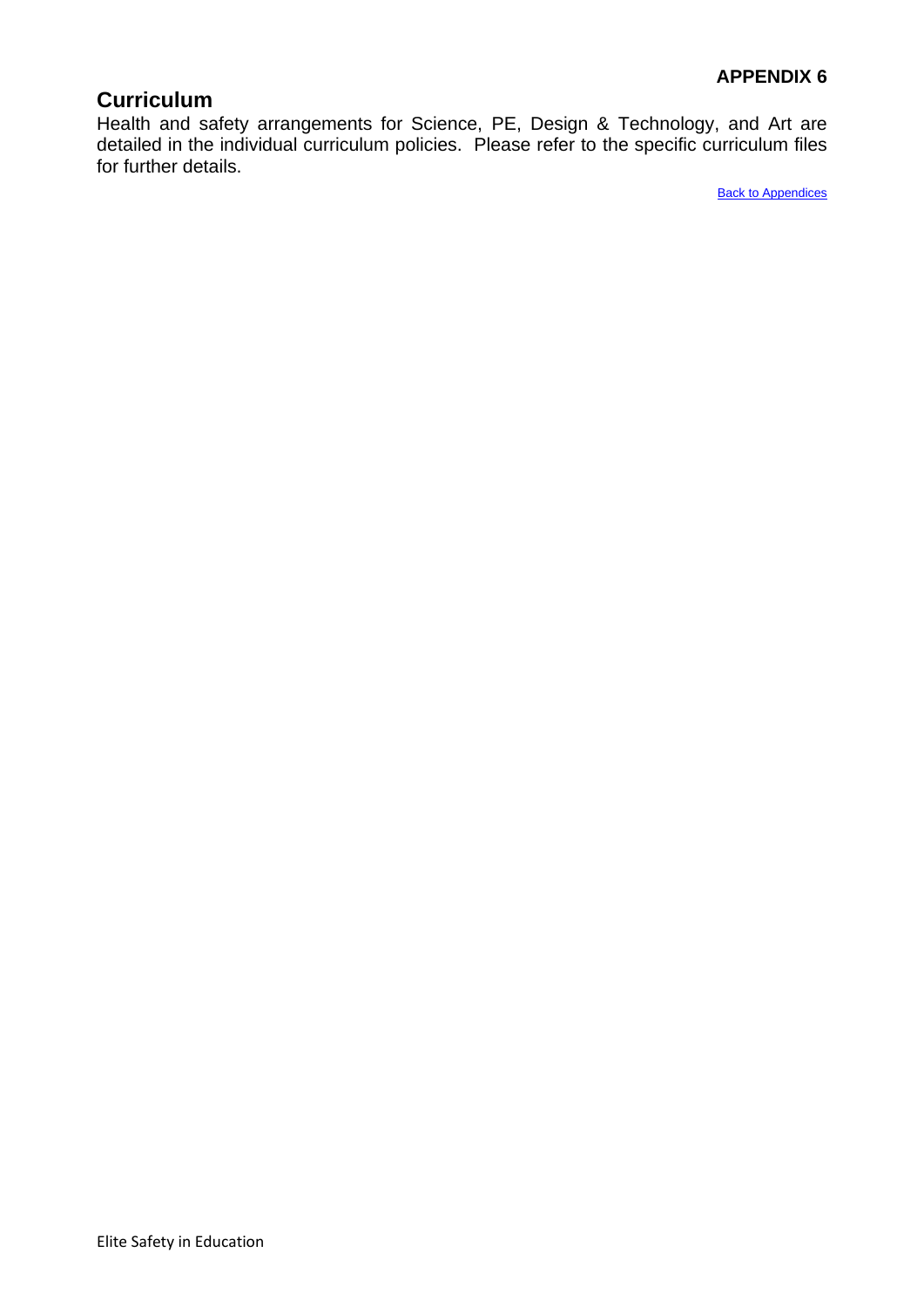**APPENDIX 6**

## Curriculum

Health and safety arrangements for Science, PE, Design & Technology, and Art are detailed in the individual curriculum policies. Please refer to the specific curriculum files for further details.

Back to Appendices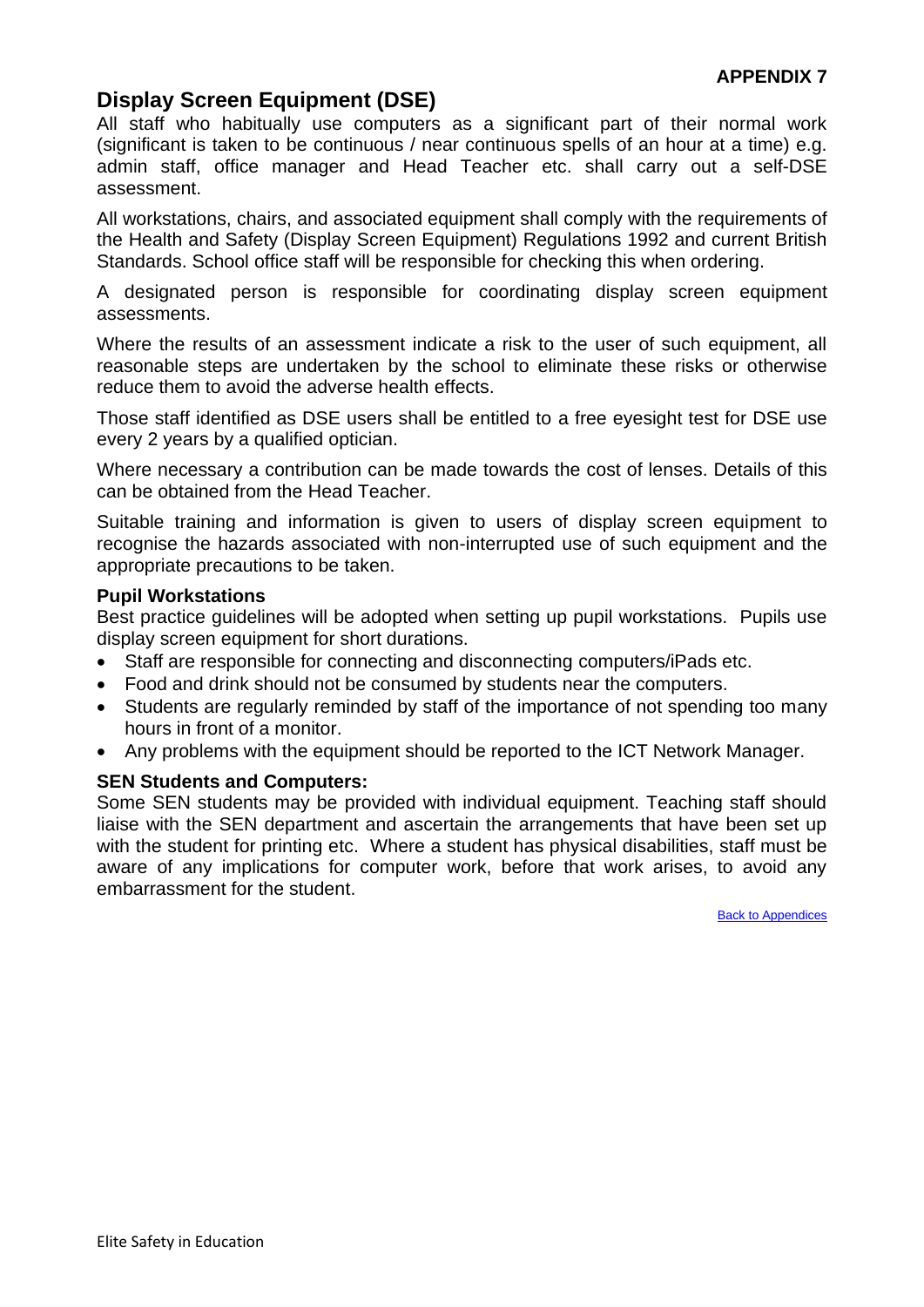**APPENDIX 7**

## Display Screen Equipment (DSE)

All staff who habitually use computers as a significant part of their normal work (significant is taken to be continuous / near continuous spells of an hour at a time) e.g. admin staff, office manager and Head Teacher etc. shall carry out a self-DSE assessment.

All workstations, chairs, and associated equipment shall comply with the requirements of the Health and Safety (Display Screen Equipment) Regulations 1992 and current British Standards. School office staff will be responsible for checking this when ordering.

A designated person is responsible for coordinating display screen equipment assessments.

Where the results of an assessment indicate a risk to the user of such equipment, all reasonable steps are undertaken by the school to eliminate these risks or otherwise reduce them to avoid the adverse health effects.

Those staff identified as DSE users shall be entitled to a free eyesight test for DSE use every 2 years by a qualified optician.

Where necessary a contribution can be made towards the cost of lenses. Details of this can be obtained from the Head Teacher.

Suitable training and information is given to users of display screen equipment to recognise the hazards associated with non-interrupted use of such equipment and the appropriate precautions to be taken.

### Pupil Workstations

Best practice guidelines will be adopted when setting up pupil workstations. Pupils use display screen equipment for short durations.

- Staff are responsible for connecting and disconnecting computers/iPads etc.
- Food and drink should not be consumed by students near the computers.
- Students are regularly reminded by staff of the importance of not spending too many hours in front of a monitor.
- Any problems with the equipment should be reported to the ICT Network Manager.

### SEN Students and Computers:

Some SEN students may be provided with individual equipment. Teaching staff should liaise with the SEN department and ascertain the arrangements that have been set up with the student for printing etc. Where a student has physical disabilities, staff must be aware of any implications for computer work, before that work arises, to avoid any embarrassment for the student.

Back to Appendices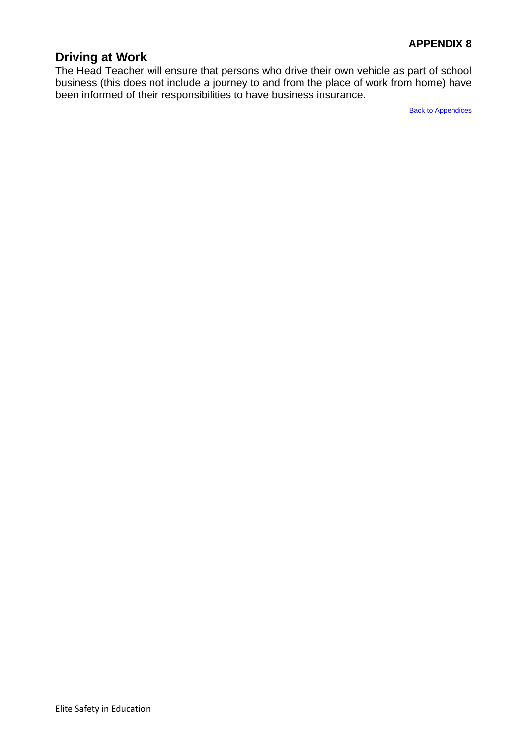**APPENDIX 8**

## Driving at Work

The Head Teacher will ensure that persons who drive their own vehicle as part of school business (this does not include a journey to and from the place of work from home) have been informed of their responsibilities to have business insurance.

Back to Appendices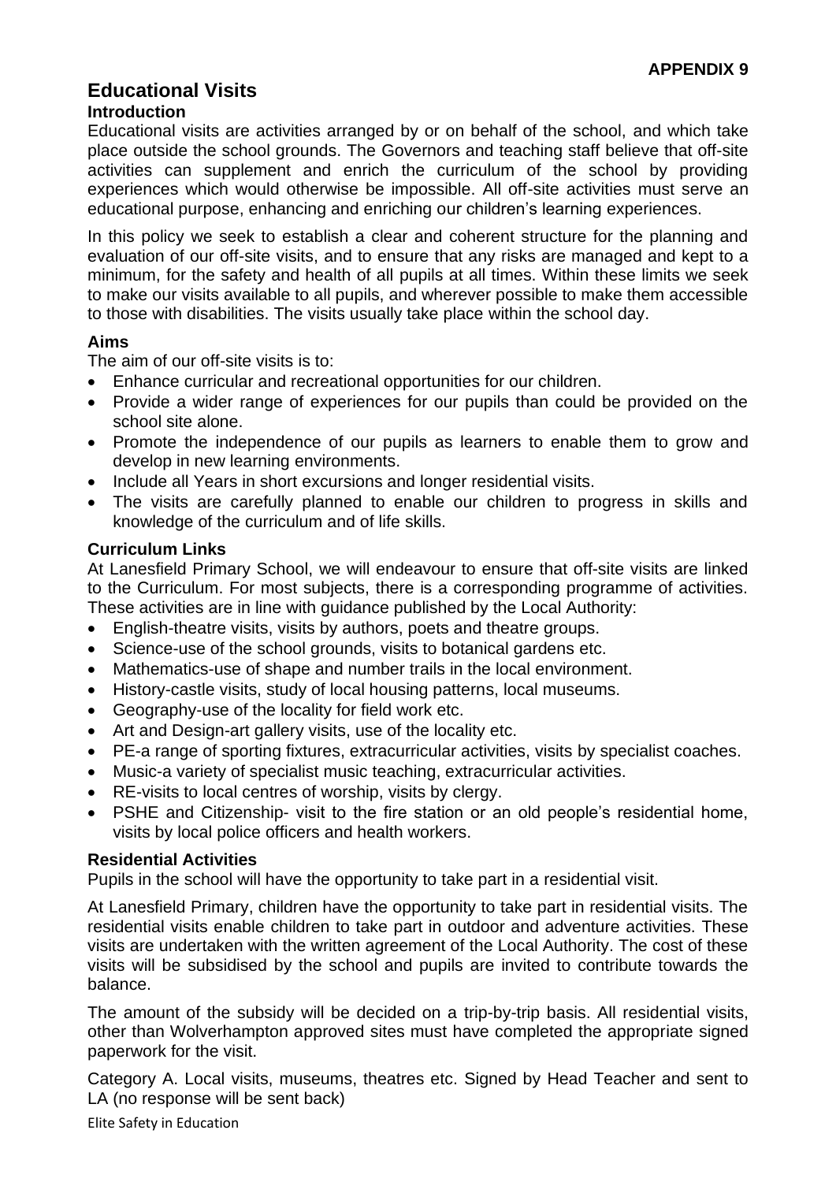**APPENDIX 9**

# Educational Visits

### Introduction

Educational visits are activities arranged by or on behalf of the school, and which take place outside the school grounds. The Governors and teaching staff believe that off-site activities can supplement and enrich the curriculum of the school by providing experiences which would otherwise be impossible. All off-site activities must serve an educational purpose, enhancing and enriching our children's learning experiences.

In this policy we seek to establish a clear and coherent structure for the planning and evaluation of our off-site visits, and to ensure that any risks are managed and kept to a minimum, for the safety and health of all pupils at all times. Within these limits we seek to make our visits available to all pupils, and wherever possible to make them accessible to those with disabilities. The visits usually take place within the school day.

### Aims

The aim of our off-site visits is to:

- Enhance curricular and recreational opportunities for our children.
- Provide a wider range of experiences for our pupils than could be provided on the school site alone.
- Promote the independence of our pupils as learners to enable them to grow and develop in new learning environments.
- Include all Years in short excursions and longer residential visits.
- The visits are carefully planned to enable our children to progress in skills and knowledge of the curriculum and of life skills.

### Curriculum Links

At Lanesfield Primary School, we will endeavour to ensure that off-site visits are linked to the Curriculum. For most subjects, there is a corresponding programme of activities. These activities are in line with guidance published by the Local Authority:

- English-theatre visits, visits by authors, poets and theatre groups.
- Science-use of the school grounds, visits to botanical gardens etc.
- Mathematics-use of shape and number trails in the local environment.
- History-castle visits, study of local housing patterns, local museums.
- Geography-use of the locality for field work etc.
- Art and Design-art gallery visits, use of the locality etc.
- PE-a range of sporting fixtures, extracurricular activities, visits by specialist coaches.
- Music-a variety of specialist music teaching, extracurricular activities.
- RE-visits to local centres of worship, visits by clergy.
- PSHE and Citizenship- visit to the fire station or an old people's residential home, visits by local police officers and health workers.

### Residential Activities

Pupils in the school will have the opportunity to take part in a residential visit.

At Lanesfield Primary, children have the opportunity to take part in residential visits. The residential visits enable children to take part in outdoor and adventure activities. These visits are undertaken with the written agreement of the Local Authority. The cost of these visits will be subsidised by the school and pupils are invited to contribute towards the balance.

The amount of the subsidy will be decided on a trip-by-trip basis. All residential visits, other than Wolverhampton approved sites must have completed the appropriate signed paperwork for the visit.

Category A. Local visits, museums, theatres etc. Signed by Head Teacher and sent to LA (no response will be sent back)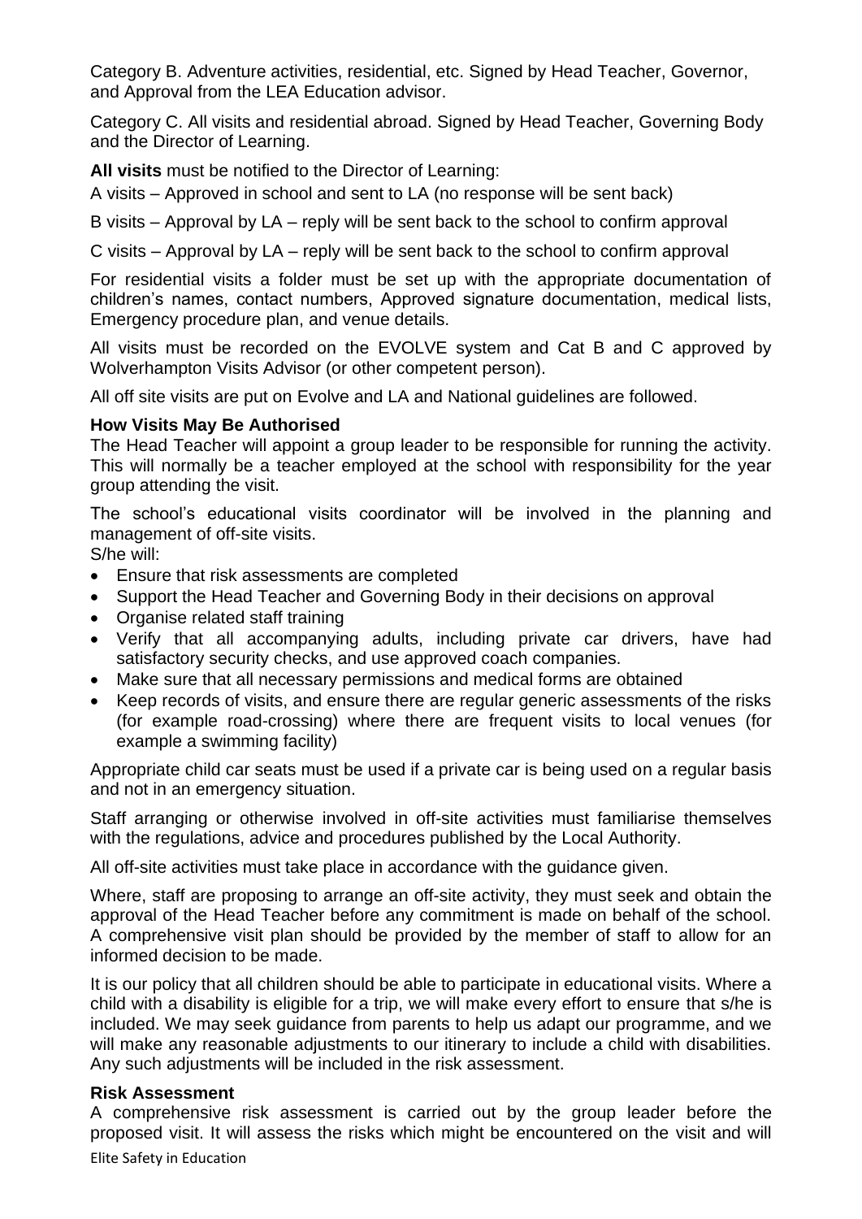Category B. Adventure activities, residential, etc. Signed by Head Teacher, Governor, and Approval from the LEA Education advisor.

Category C. All visits and residential abroad. Signed by Head Teacher, Governing Body and the Director of Learning.

**All visits** must be notified to the Director of Learning:

A visits – Approved in school and sent to LA (no response will be sent back)

B visits – Approval by LA – reply will be sent back to the school to confirm approval

C visits – Approval by LA – reply will be sent back to the school to confirm approval

For residential visits a folder must be set up with the appropriate documentation of children's names, contact numbers, Approved signature documentation, medical lists, Emergency procedure plan, and venue details.

All visits must be recorded on the EVOLVE system and Cat B and C approved by Wolverhampton Visits Advisor (or other competent person).

All off site visits are put on Evolve and LA and National guidelines are followed.

**How Visits May Be Authorised**

The Head Teacher will appoint a group leader to be responsible for running the activity. This will normally be a teacher employed at the school with responsibility for the year group attending the visit.

The school's educational visits coordinator will be involved in the planning and management of off-site visits.

S/he will:

- Ensure that risk assessments are completed
- Support the Head Teacher and Governing Body in their decisions on approval
- Organise related staff training
- Verify that all accompanying adults, including private car drivers, have had satisfactory security checks, and use approved coach companies.
- Make sure that all necessary permissions and medical forms are obtained
- Keep records of visits, and ensure there are regular generic assessments of the risks (for example road-crossing) where there are frequent visits to local venues (for example a swimming facility)

Appropriate child car seats must be used if a private car is being used on a regular basis and not in an emergency situation.

Staff arranging or otherwise involved in off-site activities must familiarise themselves with the regulations, advice and procedures published by the Local Authority.

All off-site activities must take place in accordance with the guidance given.

Where, staff are proposing to arrange an off-site activity, they must seek and obtain the approval of the Head Teacher before any commitment is made on behalf of the school. A comprehensive visit plan should be provided by the member of staff to allow for an informed decision to be made.

It is our policy that all children should be able to participate in educational visits. Where a child with a disability is eligible for a trip, we will make every effort to ensure that s/he is included. We may seek guidance from parents to help us adapt our programme, and we will make any reasonable adjustments to our itinerary to include a child with disabilities. Any such adjustments will be included in the risk assessment.

**Risk Assessment**

A comprehensive risk assessment is carried out by the group leader before the proposed visit. It will assess the risks which might be encountered on the visit and will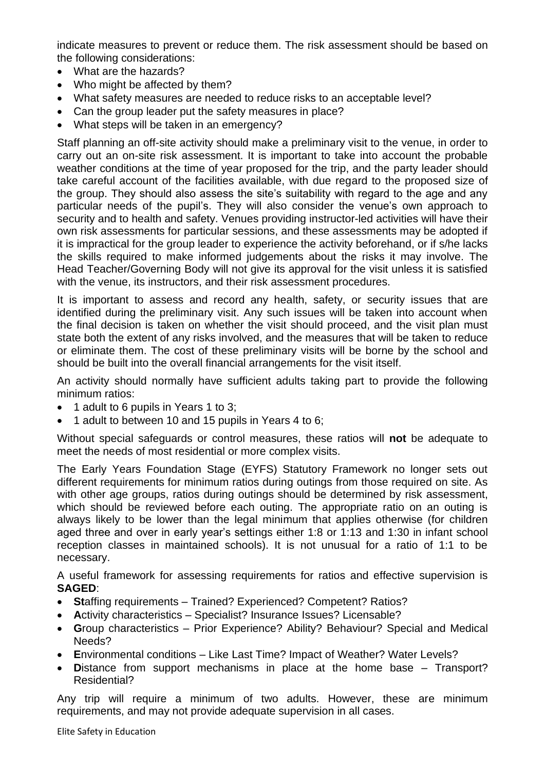indicate measures to prevent or reduce them. The risk assessment should be based on the following considerations:

- What are the hazards?
- Who might be affected by them?
- What safety measures are needed to reduce risks to an acceptable level?
- Can the group leader put the safety measures in place?
- What steps will be taken in an emergency?

Staff planning an off-site activity should make a preliminary visit to the venue, in order to carry out an on-site risk assessment. It is important to take into account the probable weather conditions at the time of year proposed for the trip, and the party leader should take careful account of the facilities available, with due regard to the proposed size of the group. They should also assess the site's suitability with regard to the age and any particular needs of the pupil's. They will also consider the venue's own approach to security and to health and safety. Venues providing instructor-led activities will have their own risk assessments for particular sessions, and these assessments may be adopted if it is impractical for the group leader to experience the activity beforehand, or if s/he lacks the skills required to make informed judgements about the risks it may involve. The Head Teacher/Governing Body will not give its approval for the visit unless it is satisfied with the venue, its instructors, and their risk assessment procedures.

It is important to assess and record any health, safety, or security issues that are identified during the preliminary visit. Any such issues will be taken into account when the final decision is taken on whether the visit should proceed, and the visit plan must state both the extent of any risks involved, and the measures that will be taken to reduce or eliminate them. The cost of these preliminary visits will be borne by the school and should be built into the overall financial arrangements for the visit itself.

An activity should normally have sufficient adults taking part to provide the following minimum ratios:

- 1 adult to 6 pupils in Years 1 to 3;
- 1 adult to between 10 and 15 pupils in Years 4 to 6;

Without special safeguards or control measures, these ratios will **not** be adequate to meet the needs of most residential or more complex visits.

The Early Years Foundation Stage (EYFS) Statutory Framework no longer sets out different requirements for minimum ratios during outings from those required on site. As with other age groups, ratios during outings should be determined by risk assessment, which should be reviewed before each outing. The appropriate ratio on an outing is always likely to be lower than the legal minimum that applies otherwise (for children aged three and over in early year's settings either 1:8 or 1:13 and 1:30 in infant school reception classes in maintained schools). It is not unusual for a ratio of 1:1 to be necessary.

A useful framework for assessing requirements for ratios and effective supervision is **SAGED**:

- **St**affing requirements – Trained? Experienced? Competent? Ratios?
- **A**ctivity characteristics – Specialist? Insurance Issues? Licensable?
- **G**roup characteristics – Prior Experience? Ability? Behaviour? Special and Medical Needs?
- **E**nvironmental conditions – Like Last Time? Impact of Weather? Water Levels?
- **D**istance from support mechanisms in place at the home base – Transport? Residential?

Any trip will require a minimum of two adults. However, these are minimum requirements, and may not provide adequate supervision in all cases.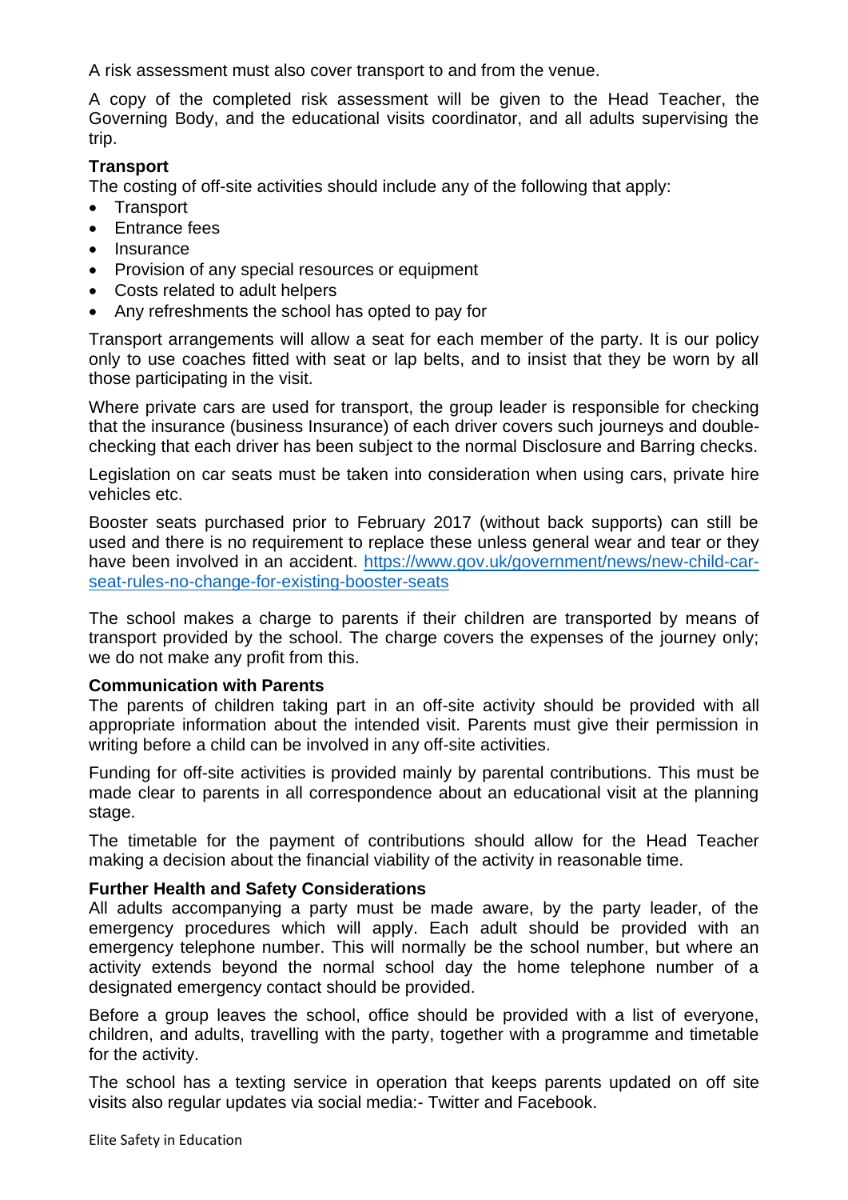A risk assessment must also cover transport to and from the venue.

A copy of the completed risk assessment will be given to the Head Teacher, the Governing Body, and the educational visits coordinator, and all adults supervising the trip.

**Transport**

The costing of off-site activities should include any of the following that apply:

- Transport
- Entrance fees
- Insurance
- Provision of any special resources or equipment
- Costs related to adult helpers
- Any refreshments the school has opted to pay for

Transport arrangements will allow a seat for each member of the party. It is our policy only to use coaches fitted with seat or lap belts, and to insist that they be worn by all those participating in the visit.

Where private cars are used for transport, the group leader is responsible for checking that the insurance (business Insurance) of each driver covers such journeys and double-checking that each driver has been subject to the normal Disclosure and Barring checks.

Legislation on car seats must be taken into consideration when using cars, private hire vehicles etc.

Booster seats purchased prior to February 2017 (without back supports) can still be used and there is no requirement to replace these unless general wear and tear or they have been involved in an accident. [https://www.gov.uk/government/news/new-child-car-seat-rules-no-change-for-existing-booster-seats](https://www.gov.uk/government/news/new-child-car-seat-rules-no-change-for-existing-booster-seats)

The school makes a charge to parents if their children are transported by means of transport provided by the school. The charge covers the expenses of the journey only; we do not make any profit from this.

**Communication with Parents**

The parents of children taking part in an off-site activity should be provided with all appropriate information about the intended visit. Parents must give their permission in writing before a child can be involved in any off-site activities.

Funding for off-site activities is provided mainly by parental contributions. This must be made clear to parents in all correspondence about an educational visit at the planning stage.

The timetable for the payment of contributions should allow for the Head Teacher making a decision about the financial viability of the activity in reasonable time.

**Further Health and Safety Considerations**

All adults accompanying a party must be made aware, by the party leader, of the emergency procedures which will apply. Each adult should be provided with an emergency telephone number. This will normally be the school number, but where an activity extends beyond the normal school day the home telephone number of a designated emergency contact should be provided.

Before a group leaves the school, office should be provided with a list of everyone, children, and adults, travelling with the party, together with a programme and timetable for the activity.

The school has a texting service in operation that keeps parents updated on off site visits also regular updates via social media:- Twitter and Facebook.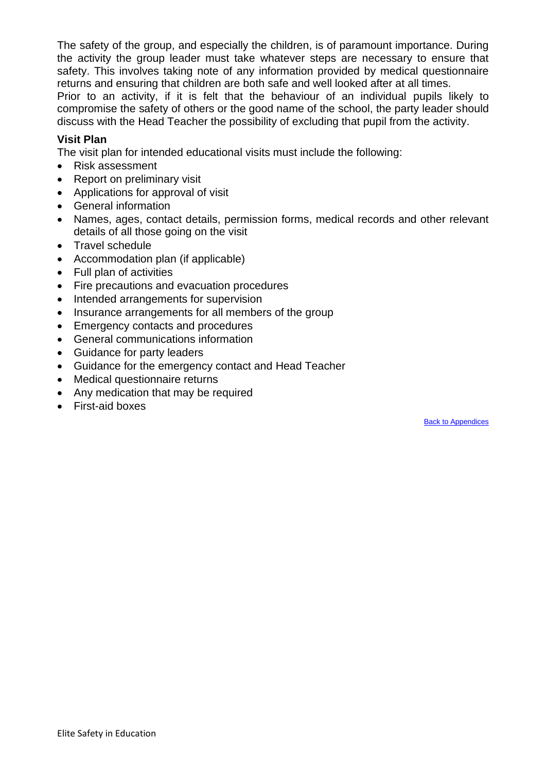The safety of the group, and especially the children, is of paramount importance. During the activity the group leader must take whatever steps are necessary to ensure that safety. This involves taking note of any information provided by medical questionnaire returns and ensuring that children are both safe and well looked after at all times.

Prior to an activity, if it is felt that the behaviour of an individual pupils likely to compromise the safety of others or the good name of the school, the party leader should discuss with the Head Teacher the possibility of excluding that pupil from the activity.

**Visit Plan**

The visit plan for intended educational visits must include the following:

- Risk assessment
- Report on preliminary visit
- Applications for approval of visit
- General information
- Names, ages, contact details, permission forms, medical records and other relevant details of all those going on the visit
- Travel schedule
- Accommodation plan (if applicable)
- Full plan of activities
- Fire precautions and evacuation procedures
- Intended arrangements for supervision
- Insurance arrangements for all members of the group
- Emergency contacts and procedures
- General communications information
- Guidance for party leaders
- Guidance for the emergency contact and Head Teacher
- Medical questionnaire returns
- Any medication that may be required
- First-aid boxes

Back to Appendices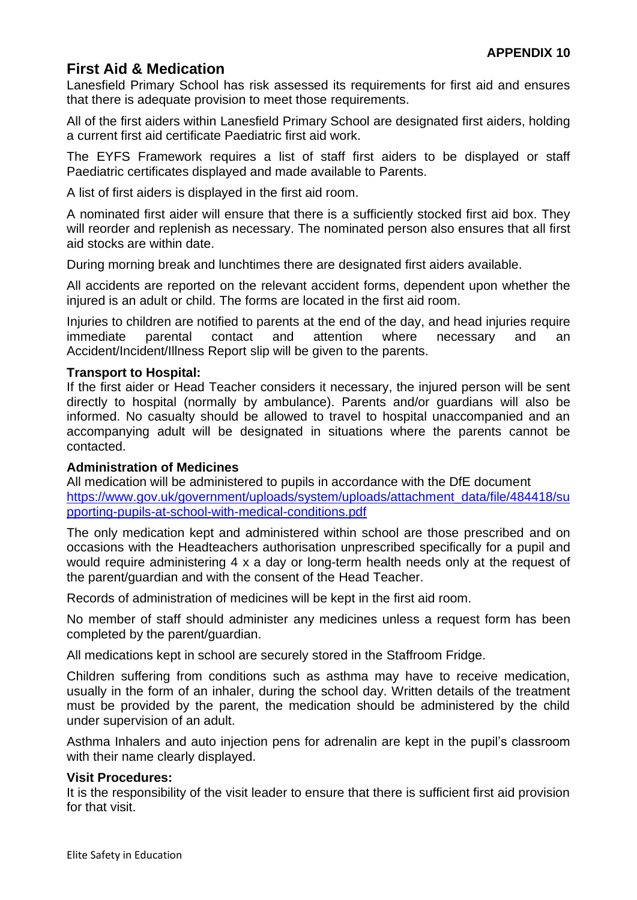**APPENDIX 10**

## First Aid & Medication

Lanesfield Primary School has risk assessed its requirements for first aid and ensures that there is adequate provision to meet those requirements.

All of the first aiders within Lanesfield Primary School are designated first aiders, holding a current first aid certificate Paediatric first aid work.

The EYFS Framework requires a list of staff first aiders to be displayed or staff Paediatric certificates displayed and made available to Parents.

A list of first aiders is displayed in the first aid room.

A nominated first aider will ensure that there is a sufficiently stocked first aid box. They will reorder and replenish as necessary. The nominated person also ensures that all first aid stocks are within date.

During morning break and lunchtimes there are designated first aiders available.

All accidents are reported on the relevant accident forms, dependent upon whether the injured is an adult or child. The forms are located in the first aid room.

Injuries to children are notified to parents at the end of the day, and head injuries require immediate parental contact and attention where necessary and an Accident/Incident/Illness Report slip will be given to the parents.

**Transport to Hospital:**

If the first aider or Head Teacher considers it necessary, the injured person will be sent directly to hospital (normally by ambulance). Parents and/or guardians will also be informed. No casualty should be allowed to travel to hospital unaccompanied and an accompanying adult will be designated in situations where the parents cannot be contacted.

**Administration of Medicines**

All medication will be administered to pupils in accordance with the DfE document https://www.gov.uk/government/uploads/system/uploads/attachment_data/file/484418/supporting-pupils-at-school-with-medical-conditions.pdf

The only medication kept and administered within school are those prescribed and on occasions with the Headteachers authorisation unprescribed specifically for a pupil and would require administering 4 x a day or long-term health needs only at the request of the parent/guardian and with the consent of the Head Teacher.

Records of administration of medicines will be kept in the first aid room.

No member of staff should administer any medicines unless a request form has been completed by the parent/guardian.

All medications kept in school are securely stored in the Staffroom Fridge.

Children suffering from conditions such as asthma may have to receive medication, usually in the form of an inhaler, during the school day. Written details of the treatment must be provided by the parent, the medication should be administered by the child under supervision of an adult.

Asthma Inhalers and auto injection pens for adrenalin are kept in the pupil's classroom with their name clearly displayed.

**Visit Procedures:**

It is the responsibility of the visit leader to ensure that there is sufficient first aid provision for that visit.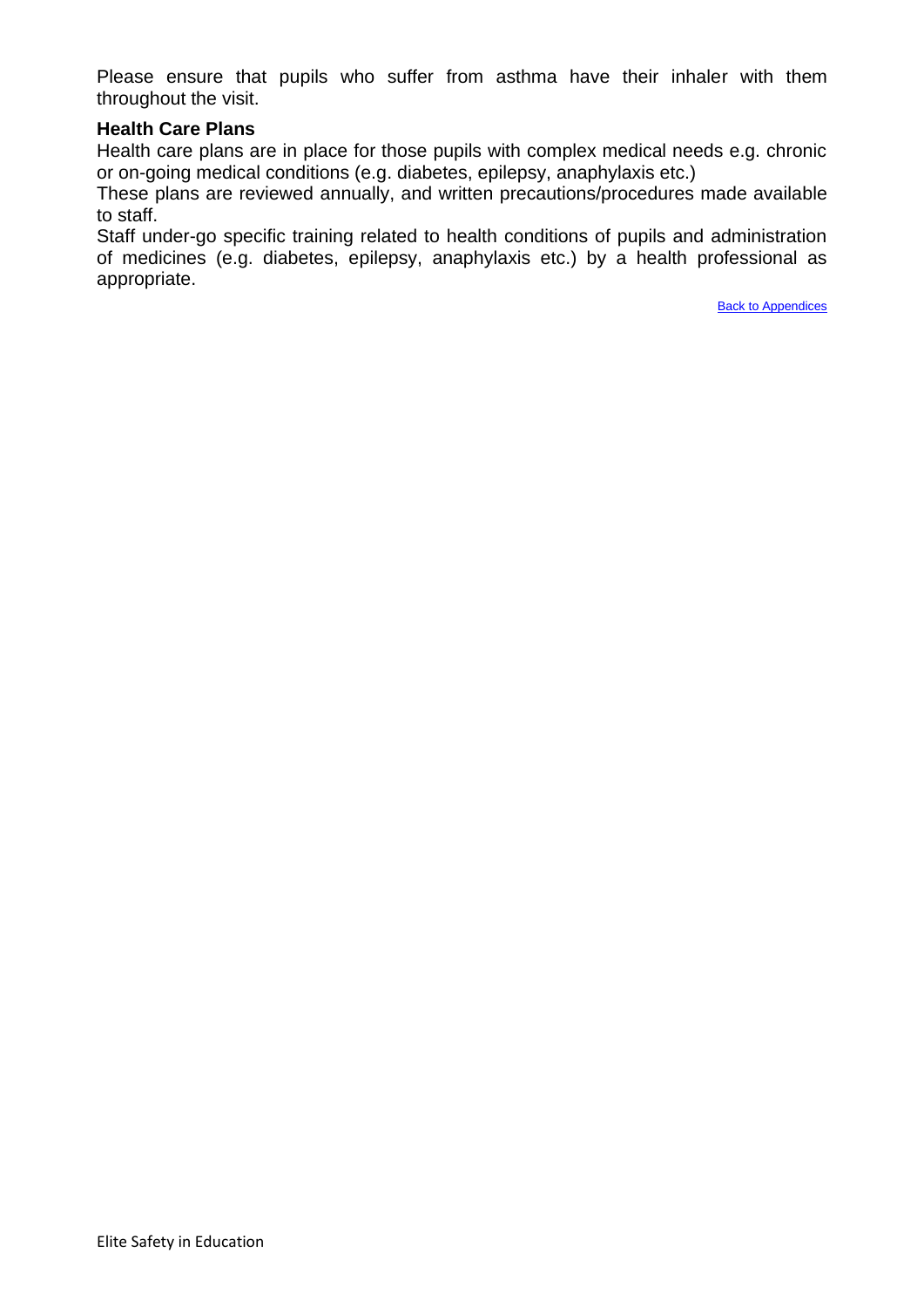Please ensure that pupils who suffer from asthma have their inhaler with them throughout the visit.

**Health Care Plans**

Health care plans are in place for those pupils with complex medical needs e.g. chronic or on-going medical conditions (e.g. diabetes, epilepsy, anaphylaxis etc.)

These plans are reviewed annually, and written precautions/procedures made available to staff.

Staff under-go specific training related to health conditions of pupils and administration of medicines (e.g. diabetes, epilepsy, anaphylaxis etc.) by a health professional as appropriate.

Back to Appendices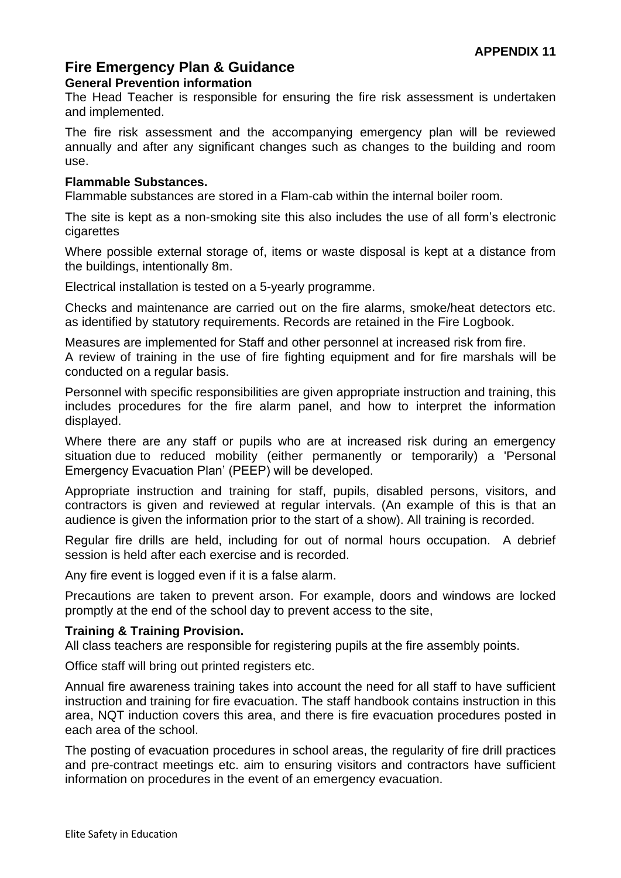**APPENDIX 11**

# Fire Emergency Plan & Guidance

### General Prevention information

The Head Teacher is responsible for ensuring the fire risk assessment is undertaken and implemented.

The fire risk assessment and the accompanying emergency plan will be reviewed annually and after any significant changes such as changes to the building and room use.

### Flammable Substances.

Flammable substances are stored in a Flam-cab within the internal boiler room.

The site is kept as a non-smoking site this also includes the use of all form's electronic cigarettes

Where possible external storage of, items or waste disposal is kept at a distance from the buildings, intentionally 8m.

Electrical installation is tested on a 5-yearly programme.

Checks and maintenance are carried out on the fire alarms, smoke/heat detectors etc. as identified by statutory requirements. Records are retained in the Fire Logbook.

Measures are implemented for Staff and other personnel at increased risk from fire.
A review of training in the use of fire fighting equipment and for fire marshals will be conducted on a regular basis.

Personnel with specific responsibilities are given appropriate instruction and training, this includes procedures for the fire alarm panel, and how to interpret the information displayed.

Where there are any staff or pupils who are at increased risk during an emergency situation due to reduced mobility (either permanently or temporarily) a 'Personal Emergency Evacuation Plan' (PEEP) will be developed.

Appropriate instruction and training for staff, pupils, disabled persons, visitors, and contractors is given and reviewed at regular intervals. (An example of this is that an audience is given the information prior to the start of a show). All training is recorded.

Regular fire drills are held, including for out of normal hours occupation. A debrief session is held after each exercise and is recorded.

Any fire event is logged even if it is a false alarm.

Precautions are taken to prevent arson. For example, doors and windows are locked promptly at the end of the school day to prevent access to the site,

### Training & Training Provision.

All class teachers are responsible for registering pupils at the fire assembly points.

Office staff will bring out printed registers etc.

Annual fire awareness training takes into account the need for all staff to have sufficient instruction and training for fire evacuation. The staff handbook contains instruction in this area, NQT induction covers this area, and there is fire evacuation procedures posted in each area of the school.

The posting of evacuation procedures in school areas, the regularity of fire drill practices and pre-contract meetings etc. aim to ensuring visitors and contractors have sufficient information on procedures in the event of an emergency evacuation.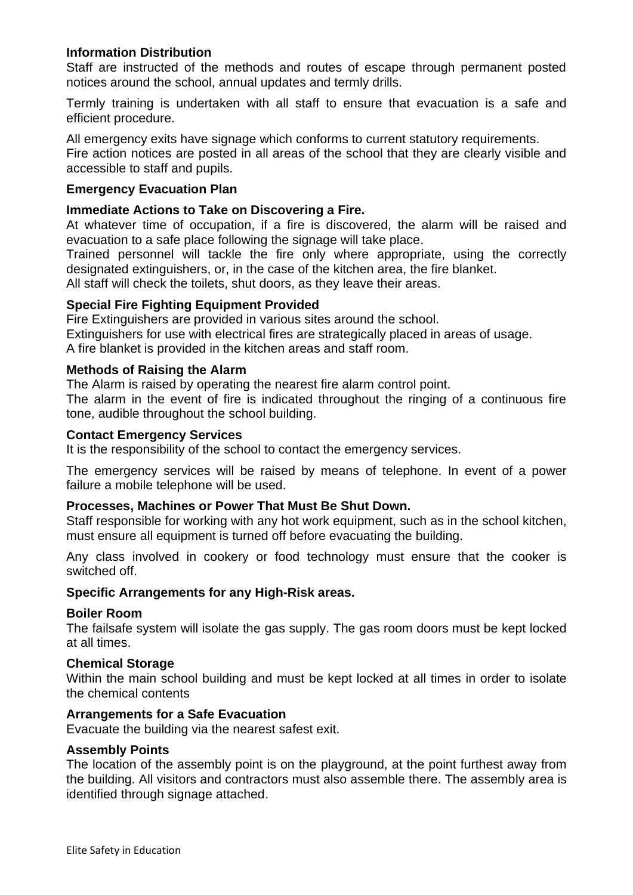**Information Distribution**

Staff are instructed of the methods and routes of escape through permanent posted notices around the school, annual updates and termly drills.

Termly training is undertaken with all staff to ensure that evacuation is a safe and efficient procedure.

All emergency exits have signage which conforms to current statutory requirements.
Fire action notices are posted in all areas of the school that they are clearly visible and accessible to staff and pupils.

**Emergency Evacuation Plan**

**Immediate Actions to Take on Discovering a Fire.**

At whatever time of occupation, if a fire is discovered, the alarm will be raised and evacuation to a safe place following the signage will take place.
Trained personnel will tackle the fire only where appropriate, using the correctly designated extinguishers, or, in the case of the kitchen area, the fire blanket.
All staff will check the toilets, shut doors, as they leave their areas.

**Special Fire Fighting Equipment Provided**

Fire Extinguishers are provided in various sites around the school.
Extinguishers for use with electrical fires are strategically placed in areas of usage.
A fire blanket is provided in the kitchen areas and staff room.

**Methods of Raising the Alarm**

The Alarm is raised by operating the nearest fire alarm control point.
The alarm in the event of fire is indicated throughout the ringing of a continuous fire tone, audible throughout the school building.

**Contact Emergency Services**

It is the responsibility of the school to contact the emergency services.

The emergency services will be raised by means of telephone. In event of a power failure a mobile telephone will be used.

**Processes, Machines or Power That Must Be Shut Down.**

Staff responsible for working with any hot work equipment, such as in the school kitchen, must ensure all equipment is turned off before evacuating the building.

Any class involved in cookery or food technology must ensure that the cooker is switched off.

**Specific Arrangements for any High-Risk areas.**

**Boiler Room**

The failsafe system will isolate the gas supply. The gas room doors must be kept locked at all times.

**Chemical Storage**

Within the main school building and must be kept locked at all times in order to isolate the chemical contents

**Arrangements for a Safe Evacuation**

Evacuate the building via the nearest safest exit.

**Assembly Points**

The location of the assembly point is on the playground, at the point furthest away from the building. All visitors and contractors must also assemble there. The assembly area is identified through signage attached.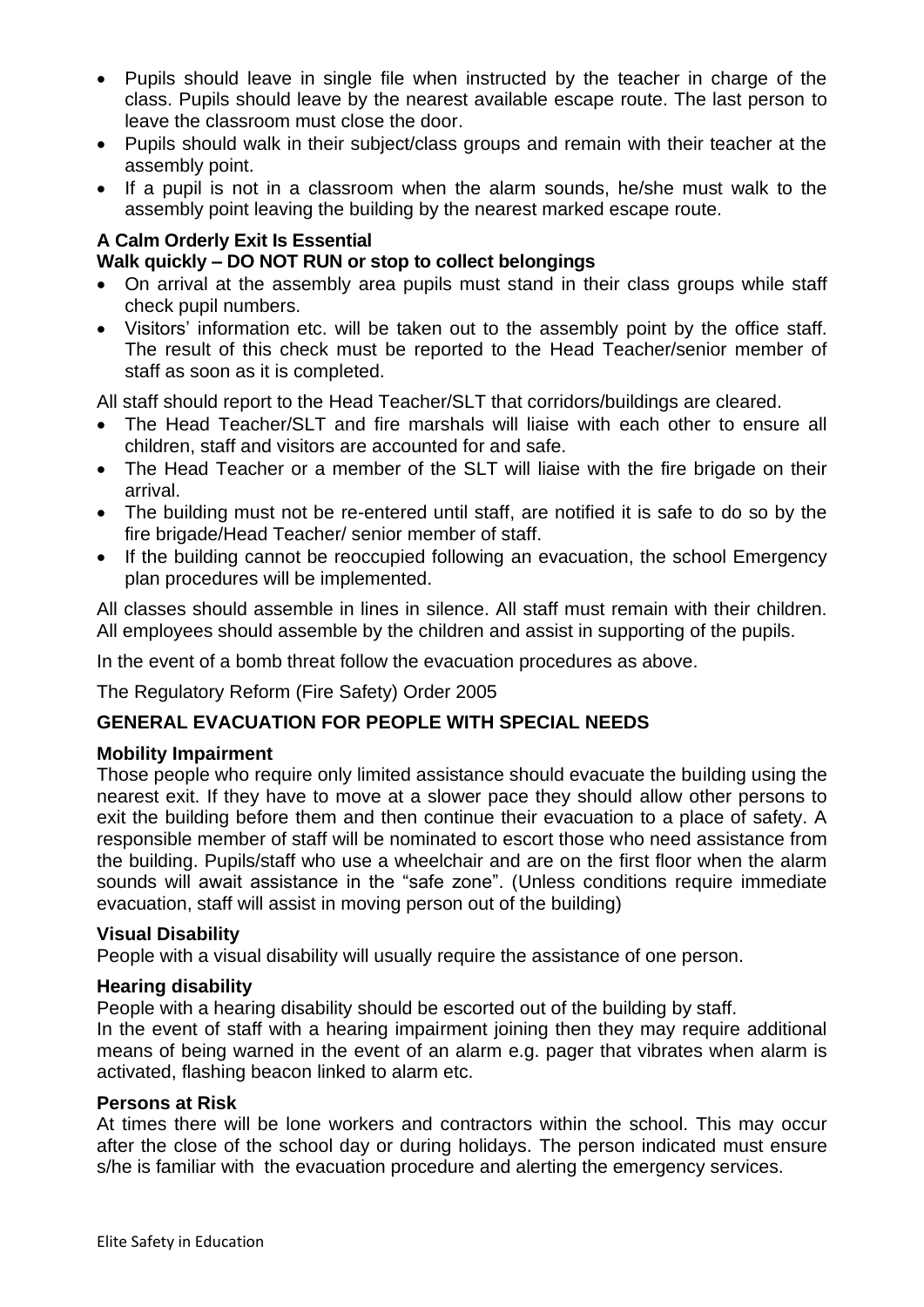- Pupils should leave in single file when instructed by the teacher in charge of the class. Pupils should leave by the nearest available escape route. The last person to leave the classroom must close the door.
- Pupils should walk in their subject/class groups and remain with their teacher at the assembly point.
- If a pupil is not in a classroom when the alarm sounds, he/she must walk to the assembly point leaving the building by the nearest marked escape route.

**A Calm Orderly Exit Is Essential**

**Walk quickly – DO NOT RUN or stop to collect belongings**

- On arrival at the assembly area pupils must stand in their class groups while staff check pupil numbers.
- Visitors' information etc. will be taken out to the assembly point by the office staff. The result of this check must be reported to the Head Teacher/senior member of staff as soon as it is completed.

All staff should report to the Head Teacher/SLT that corridors/buildings are cleared.

- The Head Teacher/SLT and fire marshals will liaise with each other to ensure all children, staff and visitors are accounted for and safe.
- The Head Teacher or a member of the SLT will liaise with the fire brigade on their arrival.
- The building must not be re-entered until staff, are notified it is safe to do so by the fire brigade/Head Teacher/ senior member of staff.
- If the building cannot be reoccupied following an evacuation, the school Emergency plan procedures will be implemented.

All classes should assemble in lines in silence. All staff must remain with their children. All employees should assemble by the children and assist in supporting of the pupils.

In the event of a bomb threat follow the evacuation procedures as above.

The Regulatory Reform (Fire Safety) Order 2005

## GENERAL EVACUATION FOR PEOPLE WITH SPECIAL NEEDS

### Mobility Impairment

Those people who require only limited assistance should evacuate the building using the nearest exit. If they have to move at a slower pace they should allow other persons to exit the building before them and then continue their evacuation to a place of safety. A responsible member of staff will be nominated to escort those who need assistance from the building. Pupils/staff who use a wheelchair and are on the first floor when the alarm sounds will await assistance in the "safe zone". (Unless conditions require immediate evacuation, staff will assist in moving person out of the building)

### Visual Disability

People with a visual disability will usually require the assistance of one person.

### Hearing disability

People with a hearing disability should be escorted out of the building by staff.

In the event of staff with a hearing impairment joining then they may require additional means of being warned in the event of an alarm e.g. pager that vibrates when alarm is activated, flashing beacon linked to alarm etc.

### Persons at Risk

At times there will be lone workers and contractors within the school. This may occur after the close of the school day or during holidays. The person indicated must ensure s/he is familiar with the evacuation procedure and alerting the emergency services.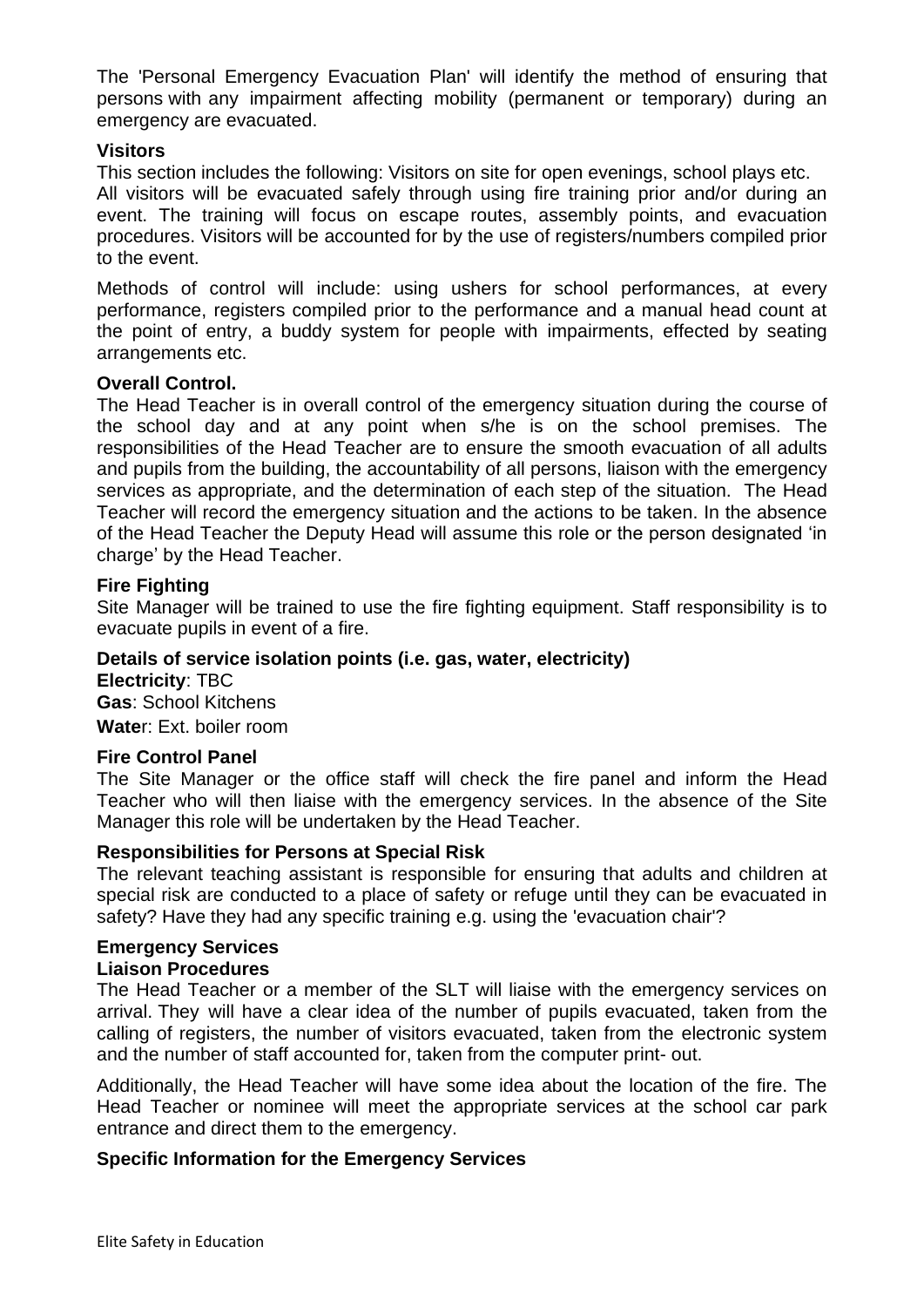The 'Personal Emergency Evacuation Plan' will identify the method of ensuring that persons with any impairment affecting mobility (permanent or temporary) during an emergency are evacuated.

**Visitors**

This section includes the following: Visitors on site for open evenings, school plays etc. All visitors will be evacuated safely through using fire training prior and/or during an event. The training will focus on escape routes, assembly points, and evacuation procedures. Visitors will be accounted for by the use of registers/numbers compiled prior to the event.

Methods of control will include: using ushers for school performances, at every performance, registers compiled prior to the performance and a manual head count at the point of entry, a buddy system for people with impairments, effected by seating arrangements etc.

**Overall Control.**

The Head Teacher is in overall control of the emergency situation during the course of the school day and at any point when s/he is on the school premises. The responsibilities of the Head Teacher are to ensure the smooth evacuation of all adults and pupils from the building, the accountability of all persons, liaison with the emergency services as appropriate, and the determination of each step of the situation. The Head Teacher will record the emergency situation and the actions to be taken. In the absence of the Head Teacher the Deputy Head will assume this role or the person designated 'in charge' by the Head Teacher.

**Fire Fighting**

Site Manager will be trained to use the fire fighting equipment. Staff responsibility is to evacuate pupils in event of a fire.

**Details of service isolation points (i.e. gas, water, electricity)**

**Electricity**: TBC

**Gas**: School Kitchens

**Water**: Ext. boiler room

**Fire Control Panel**

The Site Manager or the office staff will check the fire panel and inform the Head Teacher who will then liaise with the emergency services. In the absence of the Site Manager this role will be undertaken by the Head Teacher.

**Responsibilities for Persons at Special Risk**

The relevant teaching assistant is responsible for ensuring that adults and children at special risk are conducted to a place of safety or refuge until they can be evacuated in safety? Have they had any specific training e.g. using the 'evacuation chair'?

**Emergency Services**

**Liaison Procedures**

The Head Teacher or a member of the SLT will liaise with the emergency services on arrival. They will have a clear idea of the number of pupils evacuated, taken from the calling of registers, the number of visitors evacuated, taken from the electronic system and the number of staff accounted for, taken from the computer print- out.

Additionally, the Head Teacher will have some idea about the location of the fire. The Head Teacher or nominee will meet the appropriate services at the school car park entrance and direct them to the emergency.

**Specific Information for the Emergency Services**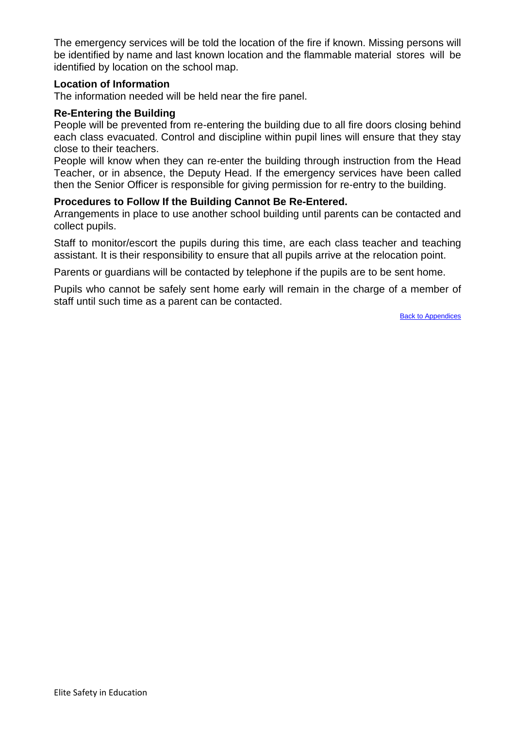The emergency services will be told the location of the fire if known. Missing persons will be identified by name and last known location and the flammable material stores will be identified by location on the school map.

**Location of Information**

The information needed will be held near the fire panel.

**Re-Entering the Building**

People will be prevented from re-entering the building due to all fire doors closing behind each class evacuated. Control and discipline within pupil lines will ensure that they stay close to their teachers.

People will know when they can re-enter the building through instruction from the Head Teacher, or in absence, the Deputy Head. If the emergency services have been called then the Senior Officer is responsible for giving permission for re-entry to the building.

**Procedures to Follow If the Building Cannot Be Re-Entered.**

Arrangements in place to use another school building until parents can be contacted and collect pupils.

Staff to monitor/escort the pupils during this time, are each class teacher and teaching assistant. It is their responsibility to ensure that all pupils arrive at the relocation point.

Parents or guardians will be contacted by telephone if the pupils are to be sent home.

Pupils who cannot be safely sent home early will remain in the charge of a member of staff until such time as a parent can be contacted.

Back to Appendices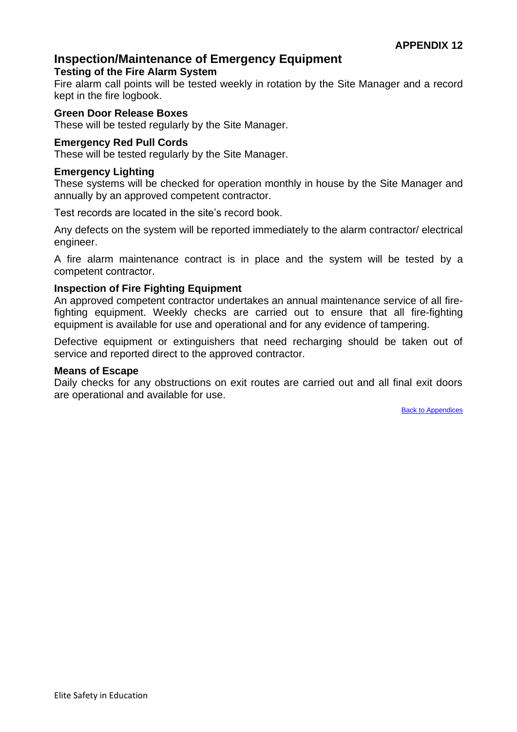**APPENDIX 12**

## Inspection/Maintenance of Emergency Equipment

### Testing of the Fire Alarm System

Fire alarm call points will be tested weekly in rotation by the Site Manager and a record kept in the fire logbook.

### Green Door Release Boxes

These will be tested regularly by the Site Manager.

### Emergency Red Pull Cords

These will be tested regularly by the Site Manager.

### Emergency Lighting

These systems will be checked for operation monthly in house by the Site Manager and annually by an approved competent contractor.

Test records are located in the site's record book.

Any defects on the system will be reported immediately to the alarm contractor/ electrical engineer.

A fire alarm maintenance contract is in place and the system will be tested by a competent contractor.

### Inspection of Fire Fighting Equipment

An approved competent contractor undertakes an annual maintenance service of all fire-fighting equipment. Weekly checks are carried out to ensure that all fire-fighting equipment is available for use and operational and for any evidence of tampering.

Defective equipment or extinguishers that need recharging should be taken out of service and reported direct to the approved contractor.

### Means of Escape

Daily checks for any obstructions on exit routes are carried out and all final exit doors are operational and available for use.

Back to Appendices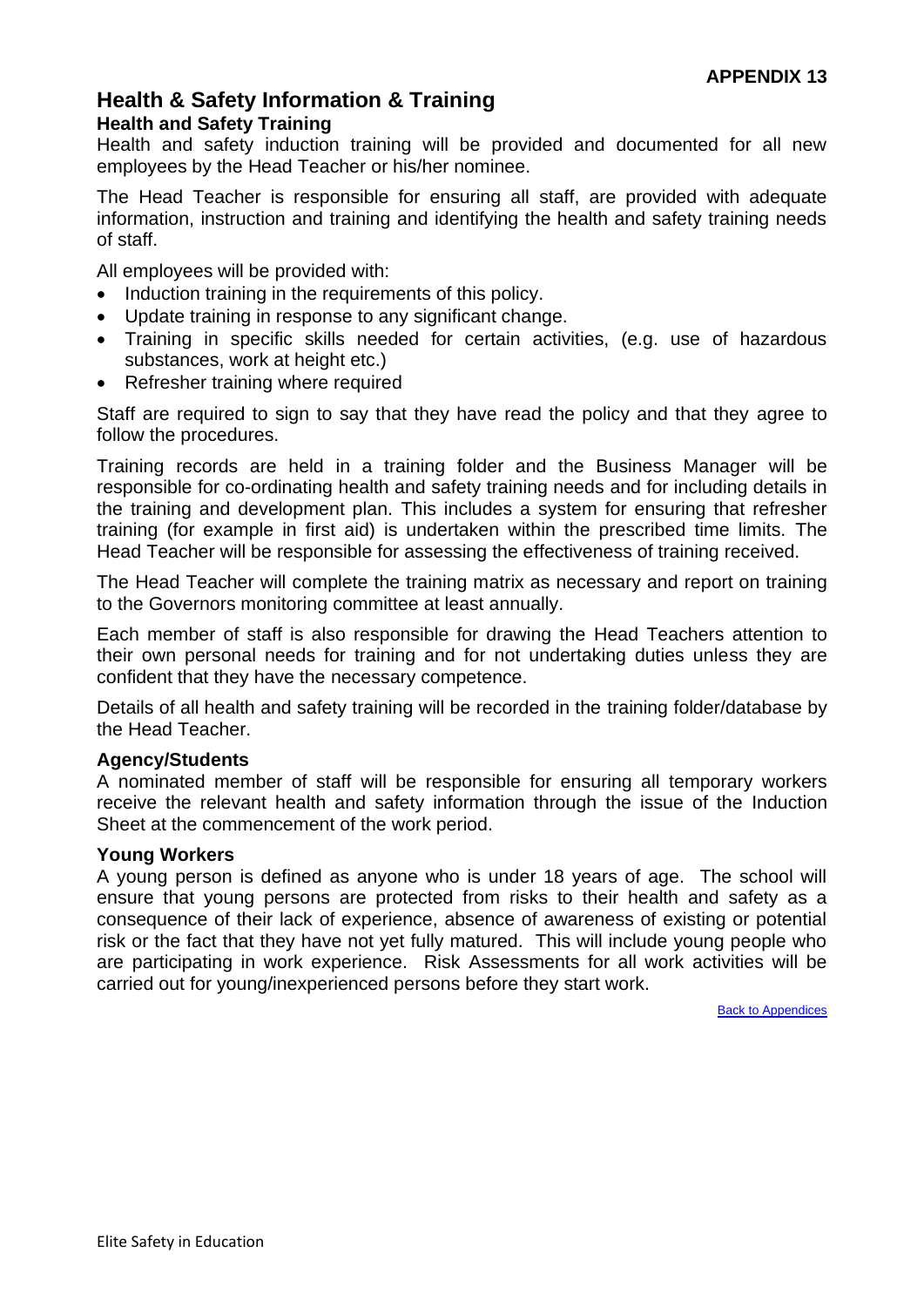**APPENDIX 13**

# Health & Safety Information & Training

## Health and Safety Training

Health and safety induction training will be provided and documented for all new employees by the Head Teacher or his/her nominee.

The Head Teacher is responsible for ensuring all staff, are provided with adequate information, instruction and training and identifying the health and safety training needs of staff.

All employees will be provided with:

- Induction training in the requirements of this policy.
- Update training in response to any significant change.
- Training in specific skills needed for certain activities, (e.g. use of hazardous substances, work at height etc.)
- Refresher training where required

Staff are required to sign to say that they have read the policy and that they agree to follow the procedures.

Training records are held in a training folder and the Business Manager will be responsible for co-ordinating health and safety training needs and for including details in the training and development plan. This includes a system for ensuring that refresher training (for example in first aid) is undertaken within the prescribed time limits. The Head Teacher will be responsible for assessing the effectiveness of training received.

The Head Teacher will complete the training matrix as necessary and report on training to the Governors monitoring committee at least annually.

Each member of staff is also responsible for drawing the Head Teachers attention to their own personal needs for training and for not undertaking duties unless they are confident that they have the necessary competence.

Details of all health and safety training will be recorded in the training folder/database by the Head Teacher.

### Agency/Students

A nominated member of staff will be responsible for ensuring all temporary workers receive the relevant health and safety information through the issue of the Induction Sheet at the commencement of the work period.

### Young Workers

A young person is defined as anyone who is under 18 years of age. The school will ensure that young persons are protected from risks to their health and safety as a consequence of their lack of experience, absence of awareness of existing or potential risk or the fact that they have not yet fully matured. This will include young people who are participating in work experience. Risk Assessments for all work activities will be carried out for young/inexperienced persons before they start work.

Back to Appendices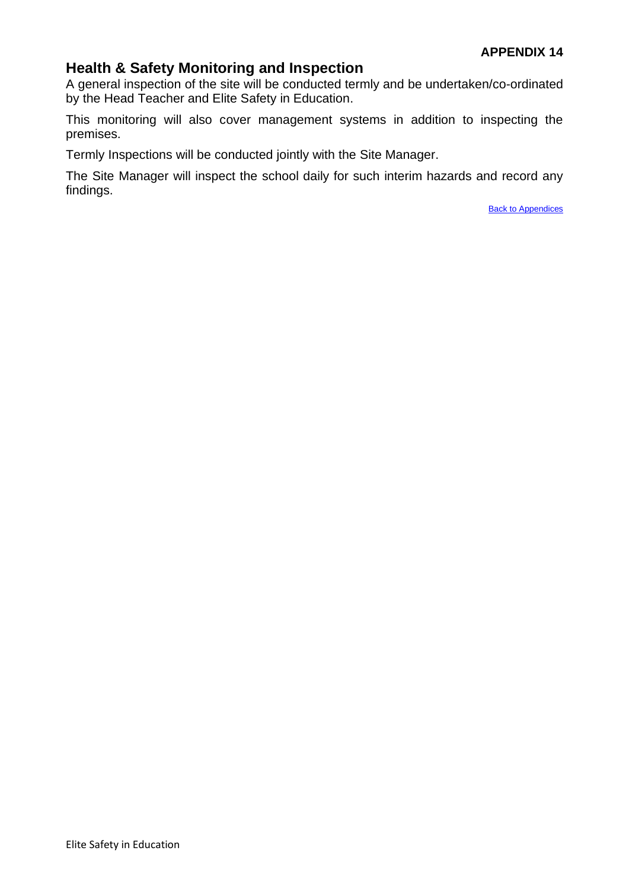**APPENDIX 14**

## Health & Safety Monitoring and Inspection

A general inspection of the site will be conducted termly and be undertaken/co-ordinated by the Head Teacher and Elite Safety in Education.

This monitoring will also cover management systems in addition to inspecting the premises.

Termly Inspections will be conducted jointly with the Site Manager.

The Site Manager will inspect the school daily for such interim hazards and record any findings.

Back to Appendices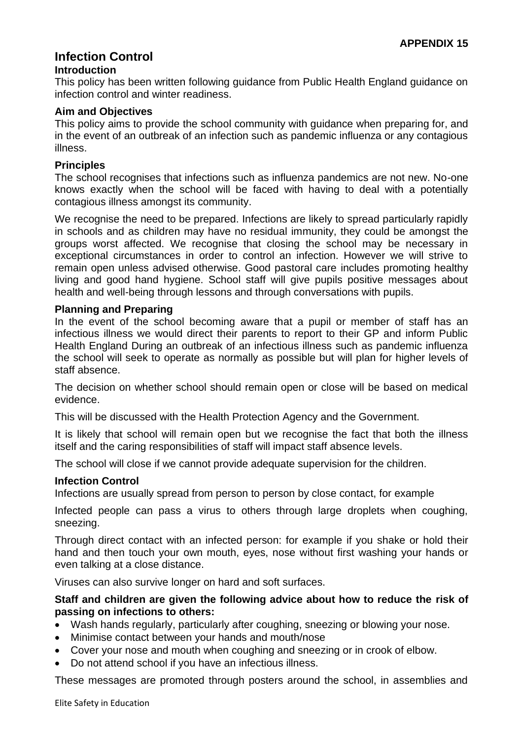**APPENDIX 15**

# Infection Control

### Introduction

This policy has been written following guidance from Public Health England guidance on infection control and winter readiness.

### Aim and Objectives

This policy aims to provide the school community with guidance when preparing for, and in the event of an outbreak of an infection such as pandemic influenza or any contagious illness.

### Principles

The school recognises that infections such as influenza pandemics are not new. No-one knows exactly when the school will be faced with having to deal with a potentially contagious illness amongst its community.

We recognise the need to be prepared. Infections are likely to spread particularly rapidly in schools and as children may have no residual immunity, they could be amongst the groups worst affected. We recognise that closing the school may be necessary in exceptional circumstances in order to control an infection. However we will strive to remain open unless advised otherwise. Good pastoral care includes promoting healthy living and good hand hygiene. School staff will give pupils positive messages about health and well-being through lessons and through conversations with pupils.

### Planning and Preparing

In the event of the school becoming aware that a pupil or member of staff has an infectious illness we would direct their parents to report to their GP and inform Public Health England During an outbreak of an infectious illness such as pandemic influenza the school will seek to operate as normally as possible but will plan for higher levels of staff absence.

The decision on whether school should remain open or close will be based on medical evidence.

This will be discussed with the Health Protection Agency and the Government.

It is likely that school will remain open but we recognise the fact that both the illness itself and the caring responsibilities of staff will impact staff absence levels.

The school will close if we cannot provide adequate supervision for the children.

### Infection Control

Infections are usually spread from person to person by close contact, for example

Infected people can pass a virus to others through large droplets when coughing, sneezing.

Through direct contact with an infected person: for example if you shake or hold their hand and then touch your own mouth, eyes, nose without first washing your hands or even talking at a close distance.

Viruses can also survive longer on hard and soft surfaces.

**Staff and children are given the following advice about how to reduce the risk of passing on infections to others:**

- Wash hands regularly, particularly after coughing, sneezing or blowing your nose.
- Minimise contact between your hands and mouth/nose
- Cover your nose and mouth when coughing and sneezing or in crook of elbow.
- Do not attend school if you have an infectious illness.

These messages are promoted through posters around the school, in assemblies and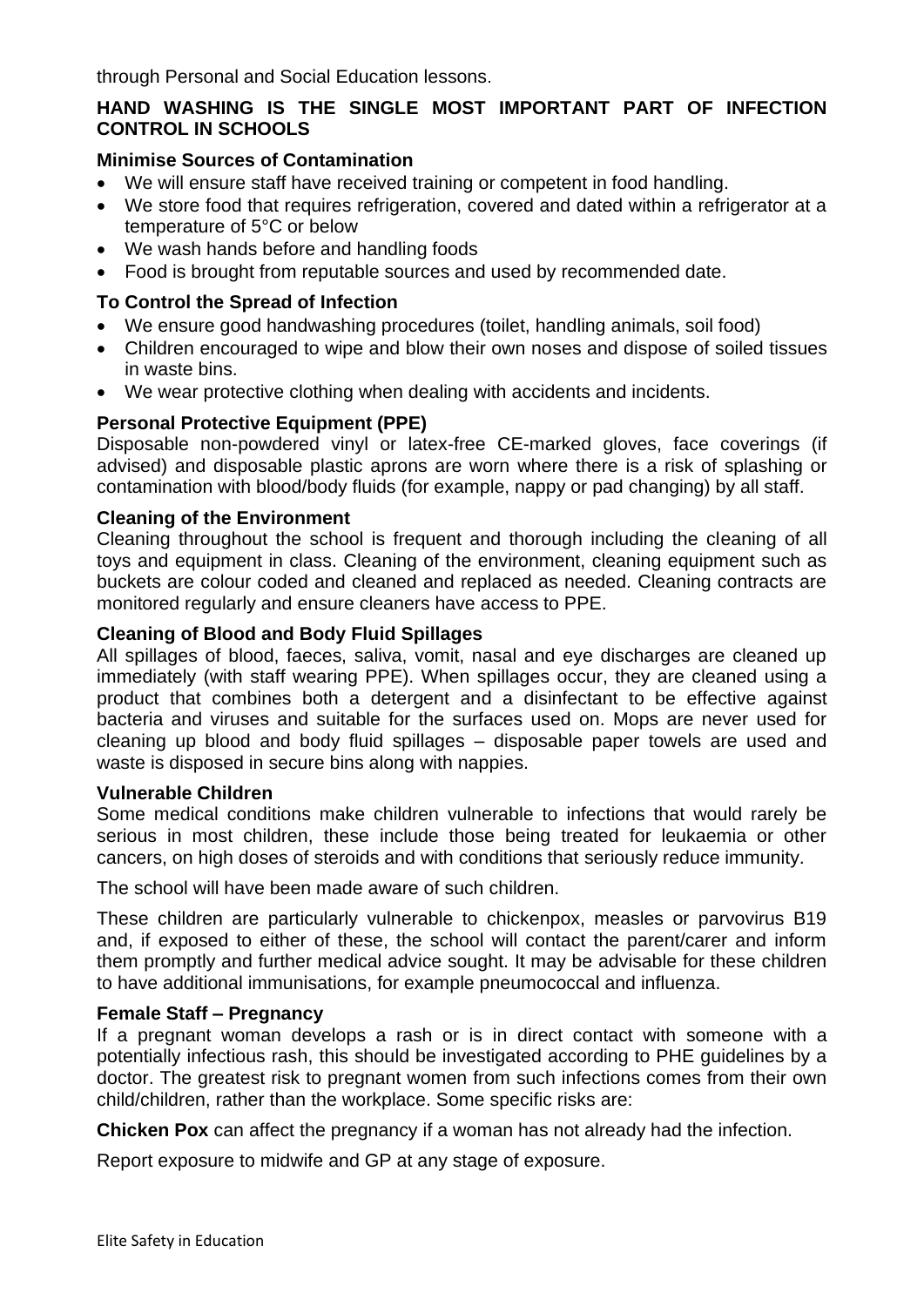through Personal and Social Education lessons.

**HAND WASHING IS THE SINGLE MOST IMPORTANT PART OF INFECTION CONTROL IN SCHOOLS**

**Minimise Sources of Contamination**

- We will ensure staff have received training or competent in food handling.
- We store food that requires refrigeration, covered and dated within a refrigerator at a temperature of 5°C or below
- We wash hands before and handling foods
- Food is brought from reputable sources and used by recommended date.

**To Control the Spread of Infection**

- We ensure good handwashing procedures (toilet, handling animals, soil food)
- Children encouraged to wipe and blow their own noses and dispose of soiled tissues in waste bins.
- We wear protective clothing when dealing with accidents and incidents.

**Personal Protective Equipment (PPE)**

Disposable non-powdered vinyl or latex-free CE-marked gloves, face coverings (if advised) and disposable plastic aprons are worn where there is a risk of splashing or contamination with blood/body fluids (for example, nappy or pad changing) by all staff.

**Cleaning of the Environment**

Cleaning throughout the school is frequent and thorough including the cleaning of all toys and equipment in class. Cleaning of the environment, cleaning equipment such as buckets are colour coded and cleaned and replaced as needed. Cleaning contracts are monitored regularly and ensure cleaners have access to PPE.

**Cleaning of Blood and Body Fluid Spillages**

All spillages of blood, faeces, saliva, vomit, nasal and eye discharges are cleaned up immediately (with staff wearing PPE). When spillages occur, they are cleaned using a product that combines both a detergent and a disinfectant to be effective against bacteria and viruses and suitable for the surfaces used on. Mops are never used for cleaning up blood and body fluid spillages – disposable paper towels are used and waste is disposed in secure bins along with nappies.

**Vulnerable Children**

Some medical conditions make children vulnerable to infections that would rarely be serious in most children, these include those being treated for leukaemia or other cancers, on high doses of steroids and with conditions that seriously reduce immunity.

The school will have been made aware of such children.

These children are particularly vulnerable to chickenpox, measles or parvovirus B19 and, if exposed to either of these, the school will contact the parent/carer and inform them promptly and further medical advice sought. It may be advisable for these children to have additional immunisations, for example pneumococcal and influenza.

**Female Staff – Pregnancy**

If a pregnant woman develops a rash or is in direct contact with someone with a potentially infectious rash, this should be investigated according to PHE guidelines by a doctor. The greatest risk to pregnant women from such infections comes from their own child/children, rather than the workplace. Some specific risks are:

**Chicken Pox** can affect the pregnancy if a woman has not already had the infection.

Report exposure to midwife and GP at any stage of exposure.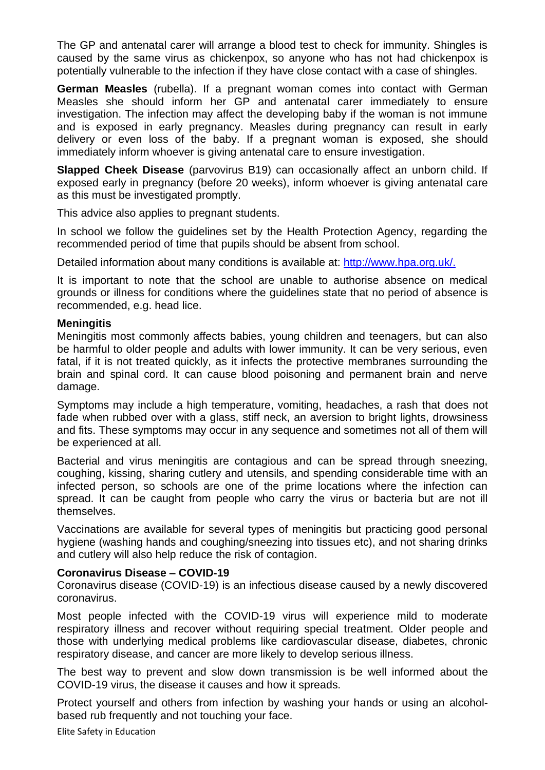The GP and antenatal carer will arrange a blood test to check for immunity. Shingles is caused by the same virus as chickenpox, so anyone who has not had chickenpox is potentially vulnerable to the infection if they have close contact with a case of shingles.

**German Measles** (rubella). If a pregnant woman comes into contact with German Measles she should inform her GP and antenatal carer immediately to ensure investigation. The infection may affect the developing baby if the woman is not immune and is exposed in early pregnancy. Measles during pregnancy can result in early delivery or even loss of the baby. If a pregnant woman is exposed, she should immediately inform whoever is giving antenatal care to ensure investigation.

**Slapped Cheek Disease** (parvovirus B19) can occasionally affect an unborn child. If exposed early in pregnancy (before 20 weeks), inform whoever is giving antenatal care as this must be investigated promptly.

This advice also applies to pregnant students.

In school we follow the guidelines set by the Health Protection Agency, regarding the recommended period of time that pupils should be absent from school.

Detailed information about many conditions is available at: [http://www.hpa.org.uk/.](http://www.hpa.org.uk/)

It is important to note that the school are unable to authorise absence on medical grounds or illness for conditions where the guidelines state that no period of absence is recommended, e.g. head lice.

**Meningitis**

Meningitis most commonly affects babies, young children and teenagers, but can also be harmful to older people and adults with lower immunity. It can be very serious, even fatal, if it is not treated quickly, as it infects the protective membranes surrounding the brain and spinal cord. It can cause blood poisoning and permanent brain and nerve damage.

Symptoms may include a high temperature, vomiting, headaches, a rash that does not fade when rubbed over with a glass, stiff neck, an aversion to bright lights, drowsiness and fits. These symptoms may occur in any sequence and sometimes not all of them will be experienced at all.

Bacterial and virus meningitis are contagious and can be spread through sneezing, coughing, kissing, sharing cutlery and utensils, and spending considerable time with an infected person, so schools are one of the prime locations where the infection can spread. It can be caught from people who carry the virus or bacteria but are not ill themselves.

Vaccinations are available for several types of meningitis but practicing good personal hygiene (washing hands and coughing/sneezing into tissues etc), and not sharing drinks and cutlery will also help reduce the risk of contagion.

**Coronavirus Disease – COVID-19**

Coronavirus disease (COVID-19) is an infectious disease caused by a newly discovered coronavirus.

Most people infected with the COVID-19 virus will experience mild to moderate respiratory illness and recover without requiring special treatment. Older people and those with underlying medical problems like cardiovascular disease, diabetes, chronic respiratory disease, and cancer are more likely to develop serious illness.

The best way to prevent and slow down transmission is be well informed about the COVID-19 virus, the disease it causes and how it spreads.

Protect yourself and others from infection by washing your hands or using an alcohol-based rub frequently and not touching your face.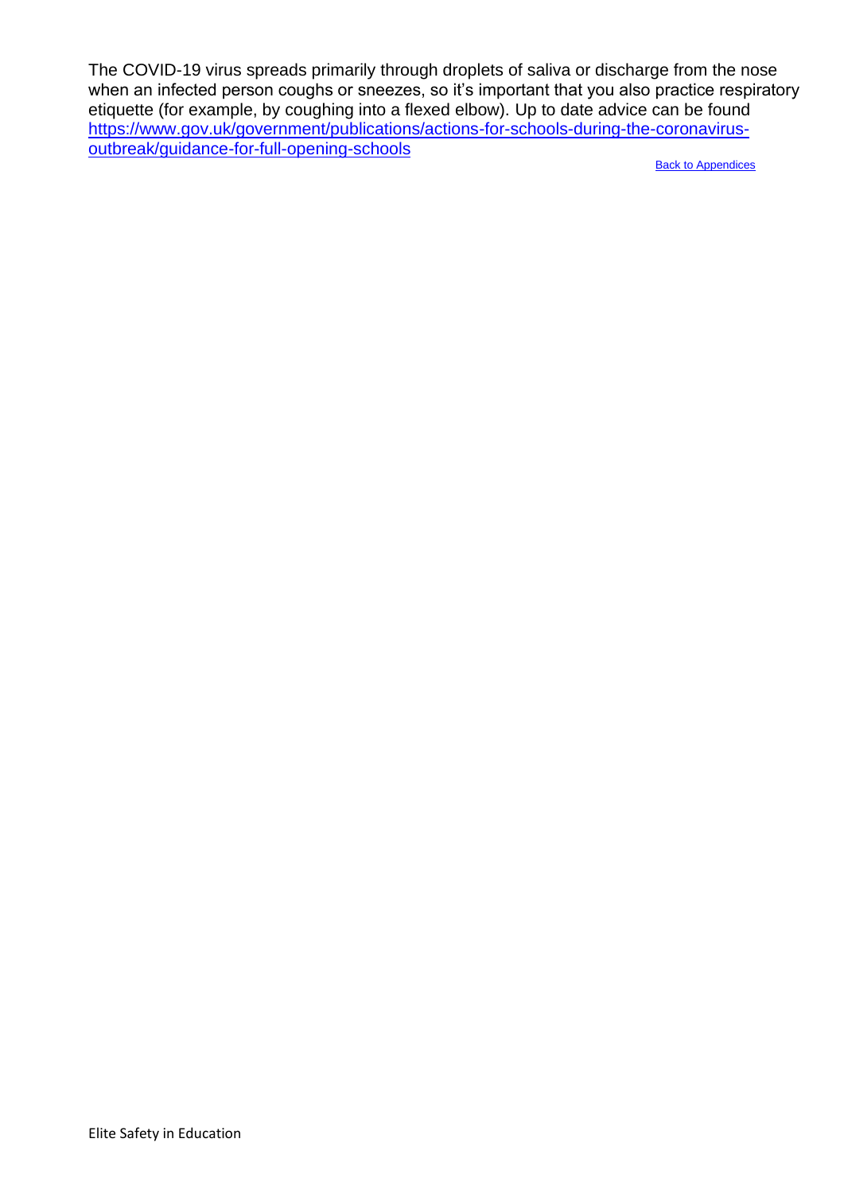The COVID-19 virus spreads primarily through droplets of saliva or discharge from the nose when an infected person coughs or sneezes, so it's important that you also practice respiratory etiquette (for example, by coughing into a flexed elbow). Up to date advice can be found [https://www.gov.uk/government/publications/actions-for-schools-during-the-coronavirus-outbreak/guidance-for-full-opening-schools](https://www.gov.uk/government/publications/actions-for-schools-during-the-coronavirus-outbreak/guidance-for-full-opening-schools)

Back to Appendices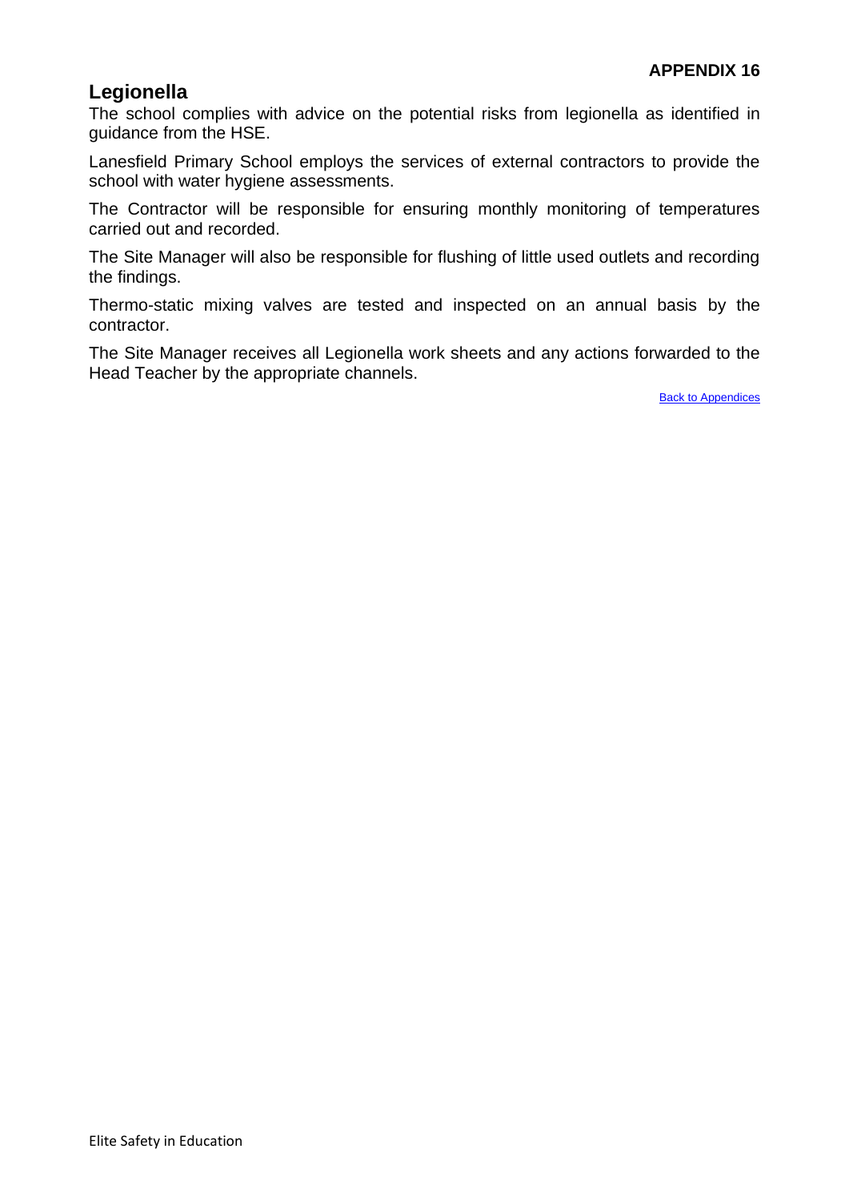**APPENDIX 16**

## Legionella

The school complies with advice on the potential risks from legionella as identified in guidance from the HSE.

Lanesfield Primary School employs the services of external contractors to provide the school with water hygiene assessments.

The Contractor will be responsible for ensuring monthly monitoring of temperatures carried out and recorded.

The Site Manager will also be responsible for flushing of little used outlets and recording the findings.

Thermo-static mixing valves are tested and inspected on an annual basis by the contractor.

The Site Manager receives all Legionella work sheets and any actions forwarded to the Head Teacher by the appropriate channels.

Back to Appendices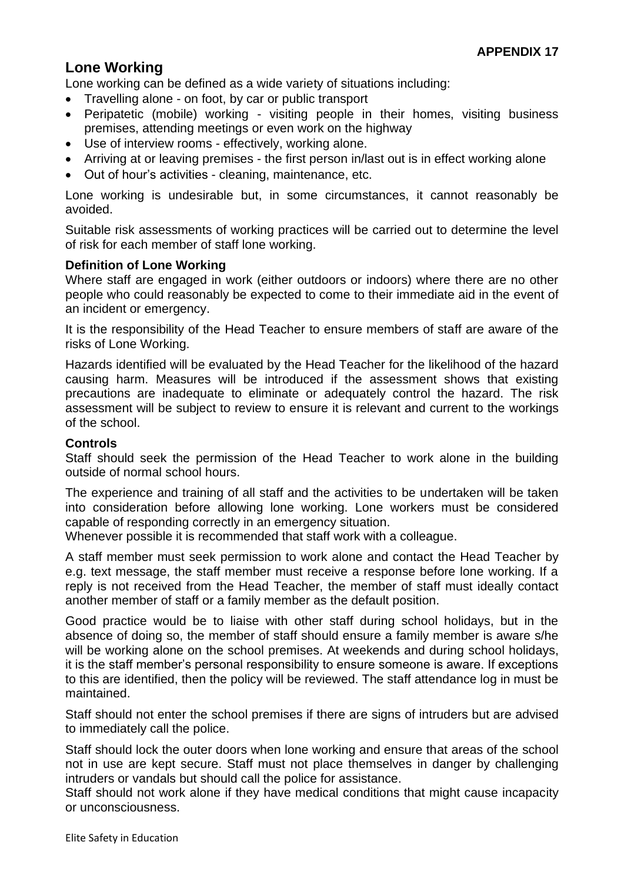**APPENDIX 17**

## Lone Working

Lone working can be defined as a wide variety of situations including:

- Travelling alone - on foot, by car or public transport
- Peripatetic (mobile) working - visiting people in their homes, visiting business premises, attending meetings or even work on the highway
- Use of interview rooms - effectively, working alone.
- Arriving at or leaving premises - the first person in/last out is in effect working alone
- Out of hour's activities - cleaning, maintenance, etc.

Lone working is undesirable but, in some circumstances, it cannot reasonably be avoided.

Suitable risk assessments of working practices will be carried out to determine the level of risk for each member of staff lone working.

### Definition of Lone Working

Where staff are engaged in work (either outdoors or indoors) where there are no other people who could reasonably be expected to come to their immediate aid in the event of an incident or emergency.

It is the responsibility of the Head Teacher to ensure members of staff are aware of the risks of Lone Working.

Hazards identified will be evaluated by the Head Teacher for the likelihood of the hazard causing harm. Measures will be introduced if the assessment shows that existing precautions are inadequate to eliminate or adequately control the hazard. The risk assessment will be subject to review to ensure it is relevant and current to the workings of the school.

### Controls

Staff should seek the permission of the Head Teacher to work alone in the building outside of normal school hours.

The experience and training of all staff and the activities to be undertaken will be taken into consideration before allowing lone working. Lone workers must be considered capable of responding correctly in an emergency situation.
Whenever possible it is recommended that staff work with a colleague.

A staff member must seek permission to work alone and contact the Head Teacher by e.g. text message, the staff member must receive a response before lone working. If a reply is not received from the Head Teacher, the member of staff must ideally contact another member of staff or a family member as the default position.

Good practice would be to liaise with other staff during school holidays, but in the absence of doing so, the member of staff should ensure a family member is aware s/he will be working alone on the school premises. At weekends and during school holidays, it is the staff member's personal responsibility to ensure someone is aware. If exceptions to this are identified, then the policy will be reviewed. The staff attendance log in must be maintained.

Staff should not enter the school premises if there are signs of intruders but are advised to immediately call the police.

Staff should lock the outer doors when lone working and ensure that areas of the school not in use are kept secure. Staff must not place themselves in danger by challenging intruders or vandals but should call the police for assistance.
Staff should not work alone if they have medical conditions that might cause incapacity or unconsciousness.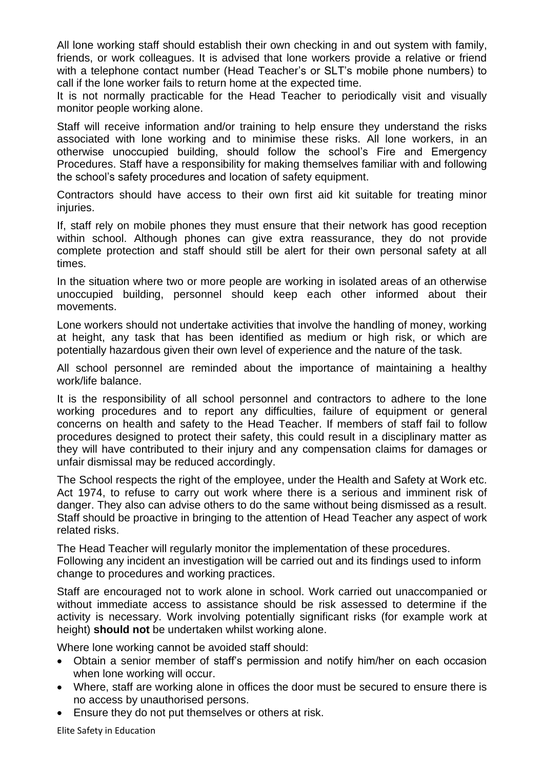All lone working staff should establish their own checking in and out system with family, friends, or work colleagues. It is advised that lone workers provide a relative or friend with a telephone contact number (Head Teacher's or SLT's mobile phone numbers) to call if the lone worker fails to return home at the expected time.

It is not normally practicable for the Head Teacher to periodically visit and visually monitor people working alone.

Staff will receive information and/or training to help ensure they understand the risks associated with lone working and to minimise these risks. All lone workers, in an otherwise unoccupied building, should follow the school's Fire and Emergency Procedures. Staff have a responsibility for making themselves familiar with and following the school's safety procedures and location of safety equipment.

Contractors should have access to their own first aid kit suitable for treating minor injuries.

If, staff rely on mobile phones they must ensure that their network has good reception within school. Although phones can give extra reassurance, they do not provide complete protection and staff should still be alert for their own personal safety at all times.

In the situation where two or more people are working in isolated areas of an otherwise unoccupied building, personnel should keep each other informed about their movements.

Lone workers should not undertake activities that involve the handling of money, working at height, any task that has been identified as medium or high risk, or which are potentially hazardous given their own level of experience and the nature of the task.

All school personnel are reminded about the importance of maintaining a healthy work/life balance.

It is the responsibility of all school personnel and contractors to adhere to the lone working procedures and to report any difficulties, failure of equipment or general concerns on health and safety to the Head Teacher. If members of staff fail to follow procedures designed to protect their safety, this could result in a disciplinary matter as they will have contributed to their injury and any compensation claims for damages or unfair dismissal may be reduced accordingly.

The School respects the right of the employee, under the Health and Safety at Work etc. Act 1974, to refuse to carry out work where there is a serious and imminent risk of danger. They also can advise others to do the same without being dismissed as a result. Staff should be proactive in bringing to the attention of Head Teacher any aspect of work related risks.

The Head Teacher will regularly monitor the implementation of these procedures.
Following any incident an investigation will be carried out and its findings used to inform change to procedures and working practices.

Staff are encouraged not to work alone in school. Work carried out unaccompanied or without immediate access to assistance should be risk assessed to determine if the activity is necessary. Work involving potentially significant risks (for example work at height) **should not** be undertaken whilst working alone.

Where lone working cannot be avoided staff should:

- Obtain a senior member of staff's permission and notify him/her on each occasion when lone working will occur.
- Where, staff are working alone in offices the door must be secured to ensure there is no access by unauthorised persons.
- Ensure they do not put themselves or others at risk.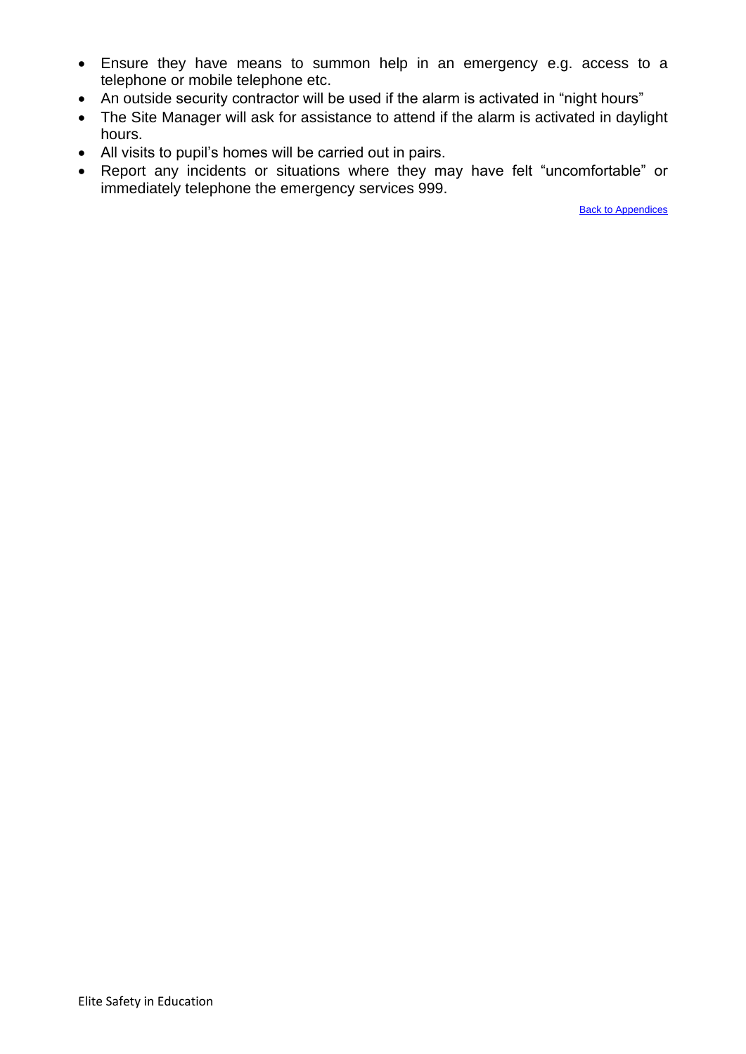- Ensure they have means to summon help in an emergency e.g. access to a telephone or mobile telephone etc.
- An outside security contractor will be used if the alarm is activated in "night hours"
- The Site Manager will ask for assistance to attend if the alarm is activated in daylight hours.
- All visits to pupil's homes will be carried out in pairs.
- Report any incidents or situations where they may have felt "uncomfortable" or immediately telephone the emergency services 999.

Back to Appendices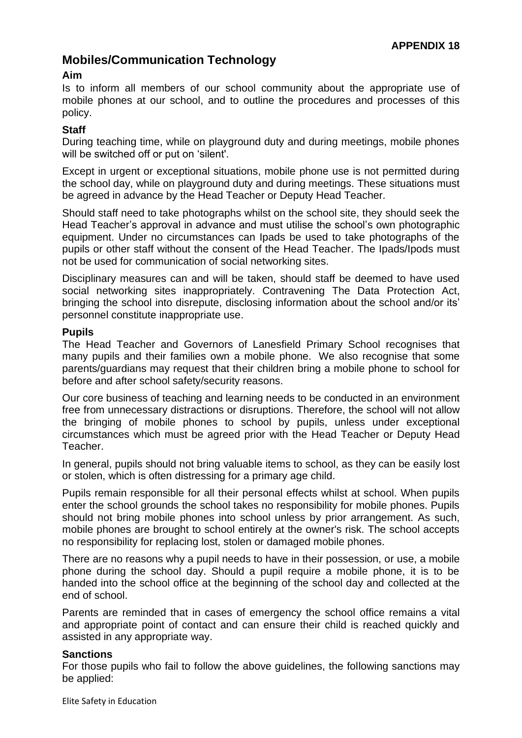**APPENDIX 18**

## Mobiles/Communication Technology

### Aim

Is to inform all members of our school community about the appropriate use of mobile phones at our school, and to outline the procedures and processes of this policy.

### Staff

During teaching time, while on playground duty and during meetings, mobile phones will be switched off or put on 'silent'.

Except in urgent or exceptional situations, mobile phone use is not permitted during the school day, while on playground duty and during meetings. These situations must be agreed in advance by the Head Teacher or Deputy Head Teacher.

Should staff need to take photographs whilst on the school site, they should seek the Head Teacher's approval in advance and must utilise the school's own photographic equipment. Under no circumstances can Ipads be used to take photographs of the pupils or other staff without the consent of the Head Teacher. The Ipads/Ipods must not be used for communication of social networking sites.

Disciplinary measures can and will be taken, should staff be deemed to have used social networking sites inappropriately. Contravening The Data Protection Act, bringing the school into disrepute, disclosing information about the school and/or its' personnel constitute inappropriate use.

### Pupils

The Head Teacher and Governors of Lanesfield Primary School recognises that many pupils and their families own a mobile phone. We also recognise that some parents/guardians may request that their children bring a mobile phone to school for before and after school safety/security reasons.

Our core business of teaching and learning needs to be conducted in an environment free from unnecessary distractions or disruptions. Therefore, the school will not allow the bringing of mobile phones to school by pupils, unless under exceptional circumstances which must be agreed prior with the Head Teacher or Deputy Head Teacher.

In general, pupils should not bring valuable items to school, as they can be easily lost or stolen, which is often distressing for a primary age child.

Pupils remain responsible for all their personal effects whilst at school. When pupils enter the school grounds the school takes no responsibility for mobile phones. Pupils should not bring mobile phones into school unless by prior arrangement. As such, mobile phones are brought to school entirely at the owner's risk. The school accepts no responsibility for replacing lost, stolen or damaged mobile phones.

There are no reasons why a pupil needs to have in their possession, or use, a mobile phone during the school day. Should a pupil require a mobile phone, it is to be handed into the school office at the beginning of the school day and collected at the end of school.

Parents are reminded that in cases of emergency the school office remains a vital and appropriate point of contact and can ensure their child is reached quickly and assisted in any appropriate way.

### Sanctions

For those pupils who fail to follow the above guidelines, the following sanctions may be applied: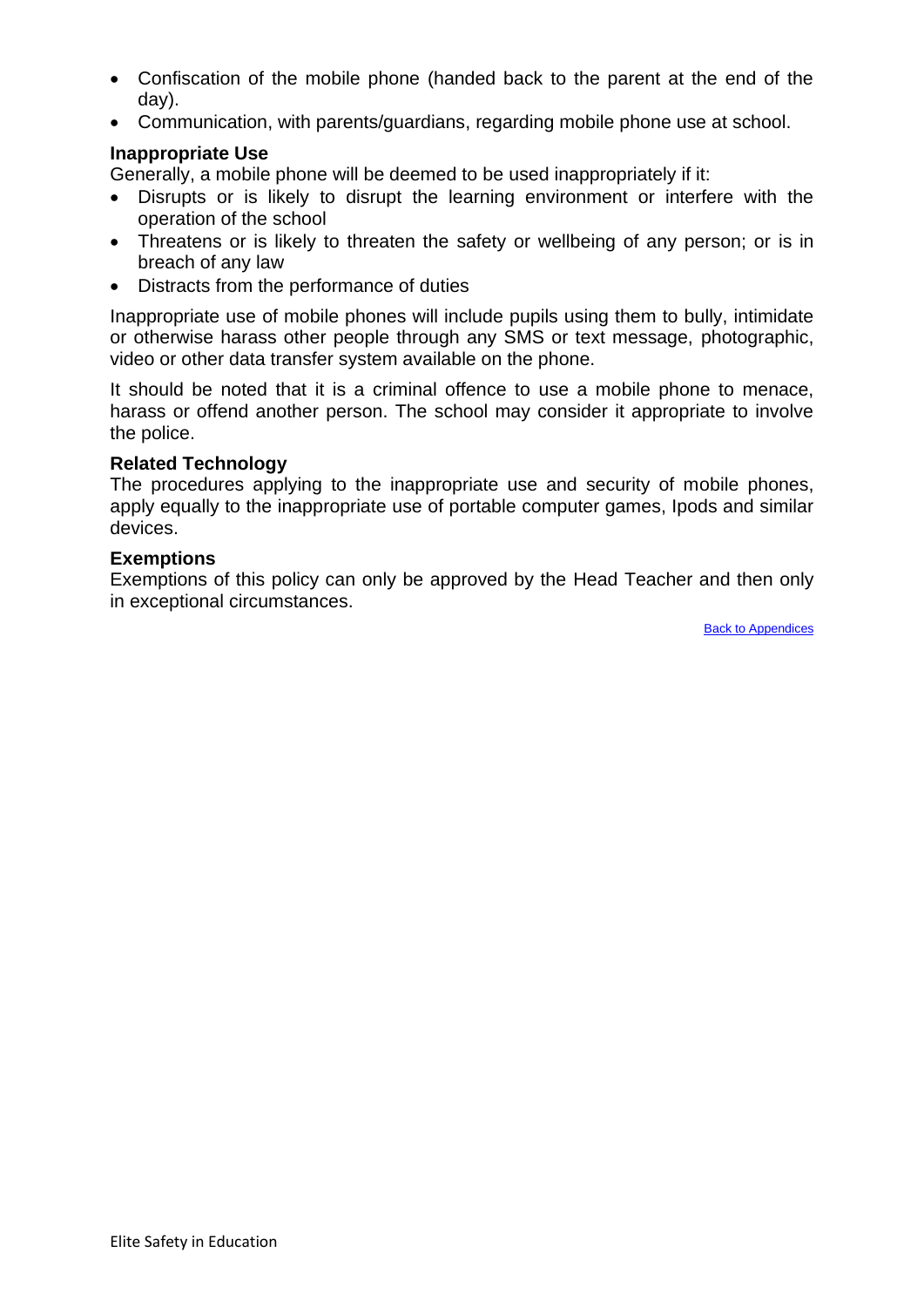- Confiscation of the mobile phone (handed back to the parent at the end of the day).
- Communication, with parents/guardians, regarding mobile phone use at school.

**Inappropriate Use**

Generally, a mobile phone will be deemed to be used inappropriately if it:

- Disrupts or is likely to disrupt the learning environment or interfere with the operation of the school
- Threatens or is likely to threaten the safety or wellbeing of any person; or is in breach of any law
- Distracts from the performance of duties

Inappropriate use of mobile phones will include pupils using them to bully, intimidate or otherwise harass other people through any SMS or text message, photographic, video or other data transfer system available on the phone.

It should be noted that it is a criminal offence to use a mobile phone to menace, harass or offend another person. The school may consider it appropriate to involve the police.

**Related Technology**

The procedures applying to the inappropriate use and security of mobile phones, apply equally to the inappropriate use of portable computer games, Ipods and similar devices.

**Exemptions**

Exemptions of this policy can only be approved by the Head Teacher and then only in exceptional circumstances.

Back to Appendices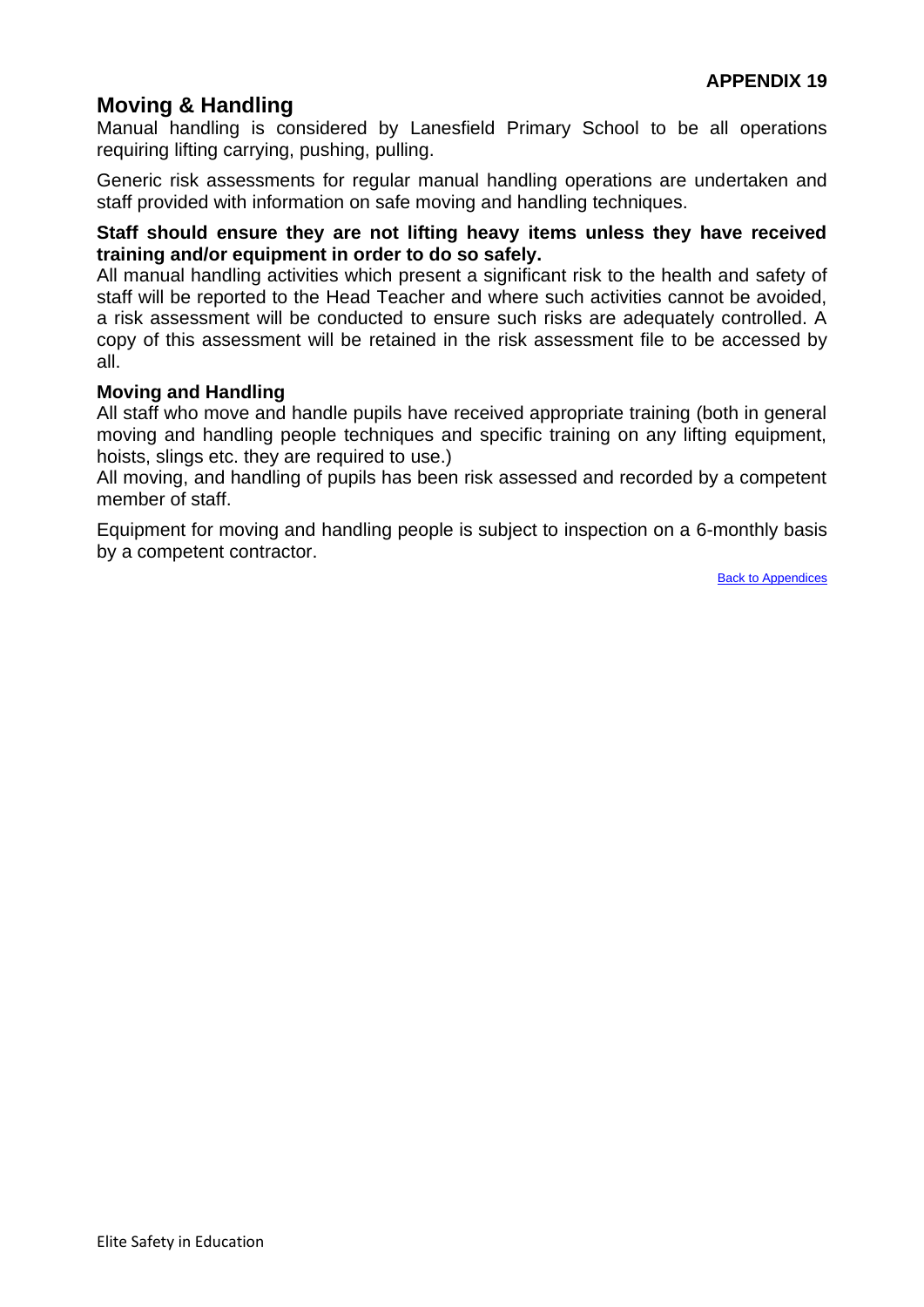**APPENDIX 19**

## Moving & Handling

Manual handling is considered by Lanesfield Primary School to be all operations requiring lifting carrying, pushing, pulling.

Generic risk assessments for regular manual handling operations are undertaken and staff provided with information on safe moving and handling techniques.

**Staff should ensure they are not lifting heavy items unless they have received training and/or equipment in order to do so safely.**

All manual handling activities which present a significant risk to the health and safety of staff will be reported to the Head Teacher and where such activities cannot be avoided, a risk assessment will be conducted to ensure such risks are adequately controlled. A copy of this assessment will be retained in the risk assessment file to be accessed by all.

### Moving and Handling

All staff who move and handle pupils have received appropriate training (both in general moving and handling people techniques and specific training on any lifting equipment, hoists, slings etc. they are required to use.)

All moving, and handling of pupils has been risk assessed and recorded by a competent member of staff.

Equipment for moving and handling people is subject to inspection on a 6-monthly basis by a competent contractor.

Back to Appendices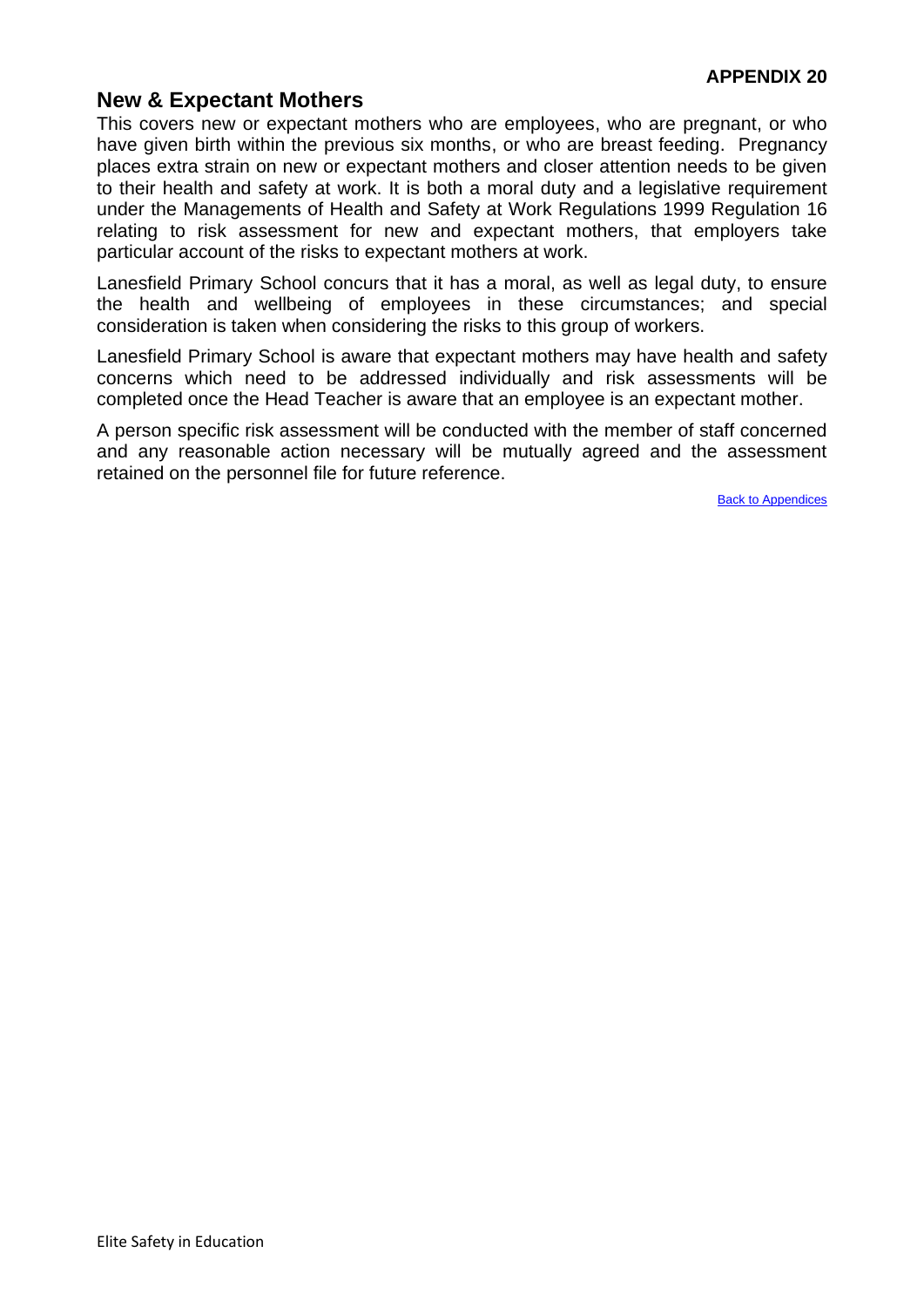**APPENDIX 20**

## New & Expectant Mothers

This covers new or expectant mothers who are employees, who are pregnant, or who have given birth within the previous six months, or who are breast feeding. Pregnancy places extra strain on new or expectant mothers and closer attention needs to be given to their health and safety at work. It is both a moral duty and a legislative requirement under the Managements of Health and Safety at Work Regulations 1999 Regulation 16 relating to risk assessment for new and expectant mothers, that employers take particular account of the risks to expectant mothers at work.

Lanesfield Primary School concurs that it has a moral, as well as legal duty, to ensure the health and wellbeing of employees in these circumstances; and special consideration is taken when considering the risks to this group of workers.

Lanesfield Primary School is aware that expectant mothers may have health and safety concerns which need to be addressed individually and risk assessments will be completed once the Head Teacher is aware that an employee is an expectant mother.

A person specific risk assessment will be conducted with the member of staff concerned and any reasonable action necessary will be mutually agreed and the assessment retained on the personnel file for future reference.

Back to Appendices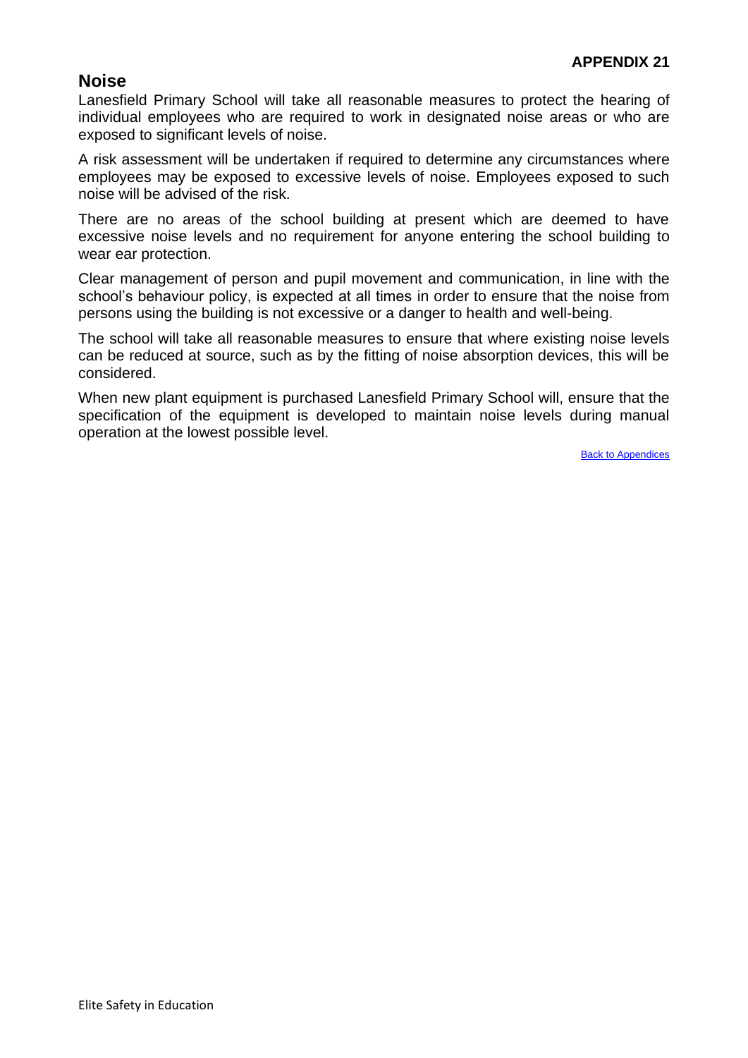**APPENDIX 21**

## Noise

Lanesfield Primary School will take all reasonable measures to protect the hearing of individual employees who are required to work in designated noise areas or who are exposed to significant levels of noise.

A risk assessment will be undertaken if required to determine any circumstances where employees may be exposed to excessive levels of noise. Employees exposed to such noise will be advised of the risk.

There are no areas of the school building at present which are deemed to have excessive noise levels and no requirement for anyone entering the school building to wear ear protection.

Clear management of person and pupil movement and communication, in line with the school's behaviour policy, is expected at all times in order to ensure that the noise from persons using the building is not excessive or a danger to health and well-being.

The school will take all reasonable measures to ensure that where existing noise levels can be reduced at source, such as by the fitting of noise absorption devices, this will be considered.

When new plant equipment is purchased Lanesfield Primary School will, ensure that the specification of the equipment is developed to maintain noise levels during manual operation at the lowest possible level.

Back to Appendices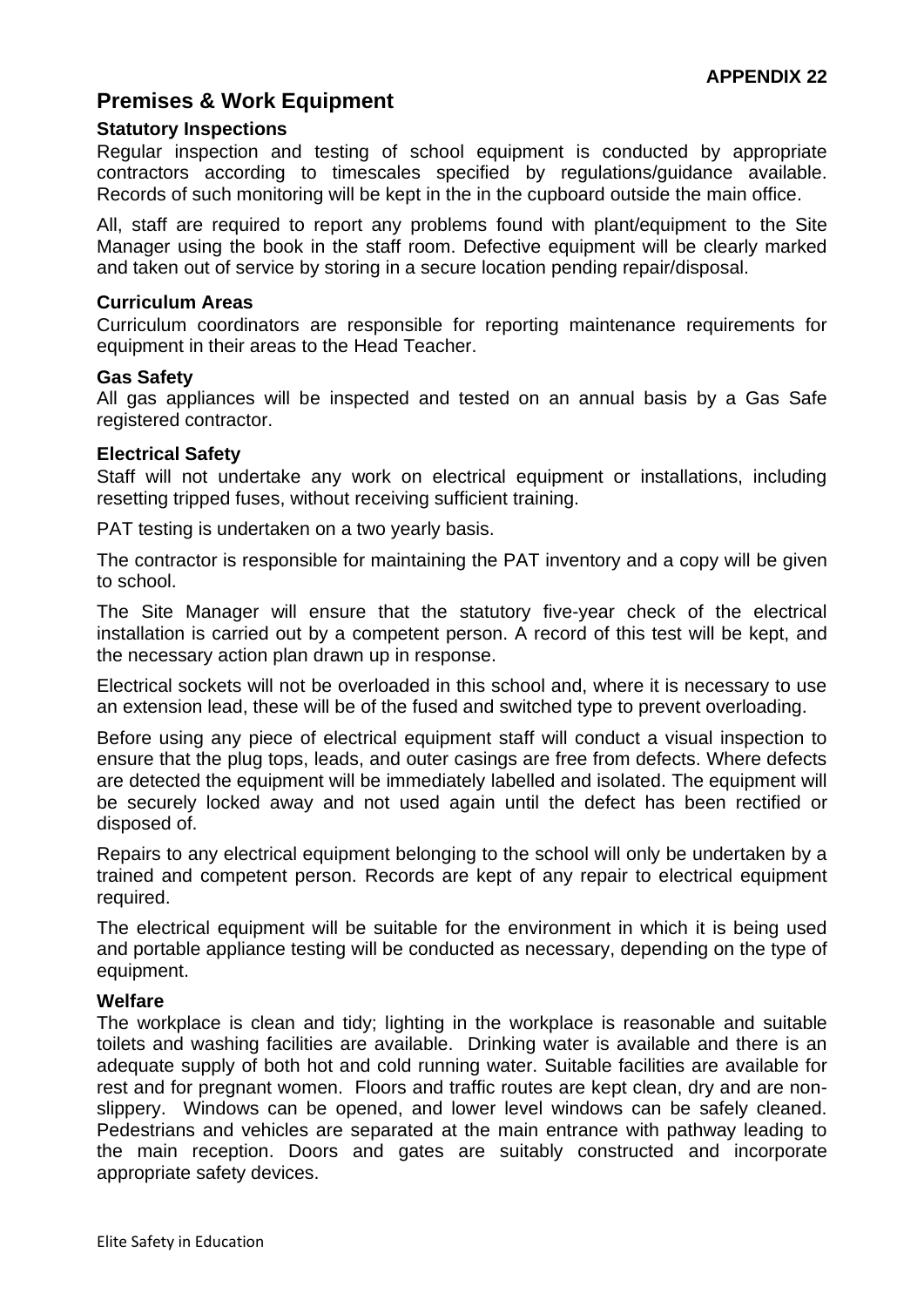**APPENDIX 22**

## Premises & Work Equipment

### Statutory Inspections

Regular inspection and testing of school equipment is conducted by appropriate contractors according to timescales specified by regulations/guidance available. Records of such monitoring will be kept in the in the cupboard outside the main office.

All, staff are required to report any problems found with plant/equipment to the Site Manager using the book in the staff room. Defective equipment will be clearly marked and taken out of service by storing in a secure location pending repair/disposal.

### Curriculum Areas

Curriculum coordinators are responsible for reporting maintenance requirements for equipment in their areas to the Head Teacher.

### Gas Safety

All gas appliances will be inspected and tested on an annual basis by a Gas Safe registered contractor.

### Electrical Safety

Staff will not undertake any work on electrical equipment or installations, including resetting tripped fuses, without receiving sufficient training.

PAT testing is undertaken on a two yearly basis.

The contractor is responsible for maintaining the PAT inventory and a copy will be given to school.

The Site Manager will ensure that the statutory five-year check of the electrical installation is carried out by a competent person. A record of this test will be kept, and the necessary action plan drawn up in response.

Electrical sockets will not be overloaded in this school and, where it is necessary to use an extension lead, these will be of the fused and switched type to prevent overloading.

Before using any piece of electrical equipment staff will conduct a visual inspection to ensure that the plug tops, leads, and outer casings are free from defects. Where defects are detected the equipment will be immediately labelled and isolated. The equipment will be securely locked away and not used again until the defect has been rectified or disposed of.

Repairs to any electrical equipment belonging to the school will only be undertaken by a trained and competent person. Records are kept of any repair to electrical equipment required.

The electrical equipment will be suitable for the environment in which it is being used and portable appliance testing will be conducted as necessary, depending on the type of equipment.

### Welfare

The workplace is clean and tidy; lighting in the workplace is reasonable and suitable toilets and washing facilities are available. Drinking water is available and there is an adequate supply of both hot and cold running water. Suitable facilities are available for rest and for pregnant women. Floors and traffic routes are kept clean, dry and are non-slippery. Windows can be opened, and lower level windows can be safely cleaned. Pedestrians and vehicles are separated at the main entrance with pathway leading to the main reception. Doors and gates are suitably constructed and incorporate appropriate safety devices.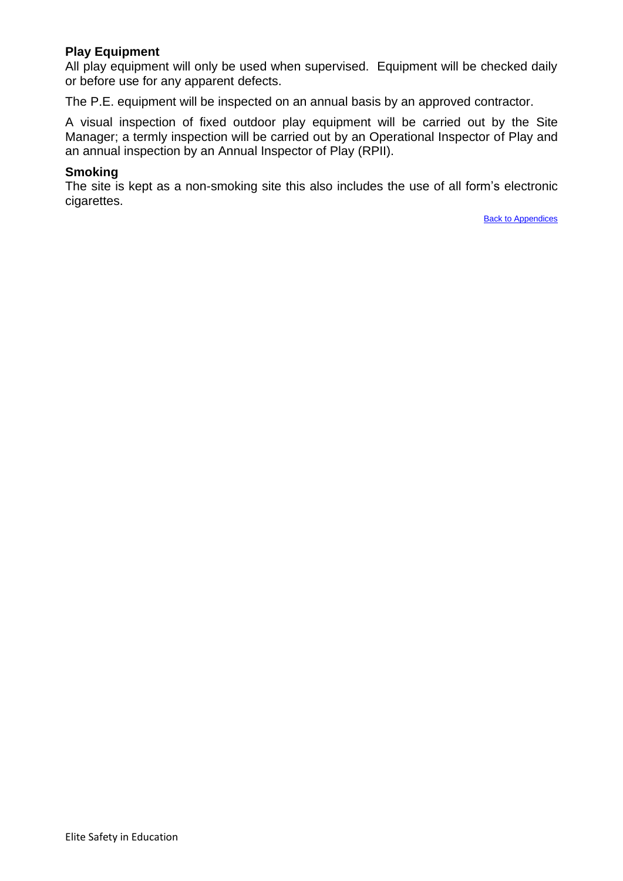**Play Equipment**

All play equipment will only be used when supervised. Equipment will be checked daily or before use for any apparent defects.

The P.E. equipment will be inspected on an annual basis by an approved contractor.

A visual inspection of fixed outdoor play equipment will be carried out by the Site Manager; a termly inspection will be carried out by an Operational Inspector of Play and an annual inspection by an Annual Inspector of Play (RPII).

**Smoking**

The site is kept as a non-smoking site this also includes the use of all form's electronic cigarettes.

Back to Appendices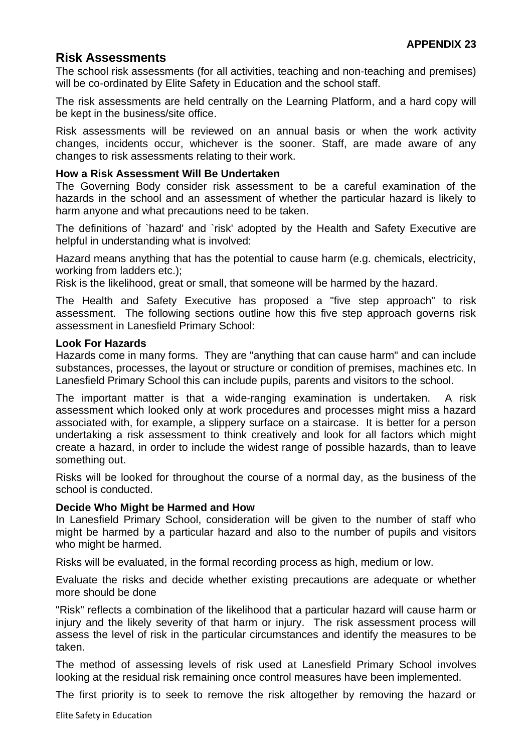**APPENDIX 23**

## Risk Assessments

The school risk assessments (for all activities, teaching and non-teaching and premises) will be co-ordinated by Elite Safety in Education and the school staff.

The risk assessments are held centrally on the Learning Platform, and a hard copy will be kept in the business/site office.

Risk assessments will be reviewed on an annual basis or when the work activity changes, incidents occur, whichever is the sooner. Staff, are made aware of any changes to risk assessments relating to their work.

### How a Risk Assessment Will Be Undertaken

The Governing Body consider risk assessment to be a careful examination of the hazards in the school and an assessment of whether the particular hazard is likely to harm anyone and what precautions need to be taken.

The definitions of `hazard' and `risk' adopted by the Health and Safety Executive are helpful in understanding what is involved:

Hazard means anything that has the potential to cause harm (e.g. chemicals, electricity, working from ladders etc.);
Risk is the likelihood, great or small, that someone will be harmed by the hazard.

The Health and Safety Executive has proposed a "five step approach" to risk assessment. The following sections outline how this five step approach governs risk assessment in Lanesfield Primary School:

### Look For Hazards

Hazards come in many forms. They are "anything that can cause harm" and can include substances, processes, the layout or structure or condition of premises, machines etc. In Lanesfield Primary School this can include pupils, parents and visitors to the school.

The important matter is that a wide-ranging examination is undertaken. A risk assessment which looked only at work procedures and processes might miss a hazard associated with, for example, a slippery surface on a staircase. It is better for a person undertaking a risk assessment to think creatively and look for all factors which might create a hazard, in order to include the widest range of possible hazards, than to leave something out.

Risks will be looked for throughout the course of a normal day, as the business of the school is conducted.

### Decide Who Might be Harmed and How

In Lanesfield Primary School, consideration will be given to the number of staff who might be harmed by a particular hazard and also to the number of pupils and visitors who might be harmed.

Risks will be evaluated, in the formal recording process as high, medium or low.

Evaluate the risks and decide whether existing precautions are adequate or whether more should be done

"Risk" reflects a combination of the likelihood that a particular hazard will cause harm or injury and the likely severity of that harm or injury. The risk assessment process will assess the level of risk in the particular circumstances and identify the measures to be taken.

The method of assessing levels of risk used at Lanesfield Primary School involves looking at the residual risk remaining once control measures have been implemented.

The first priority is to seek to remove the risk altogether by removing the hazard or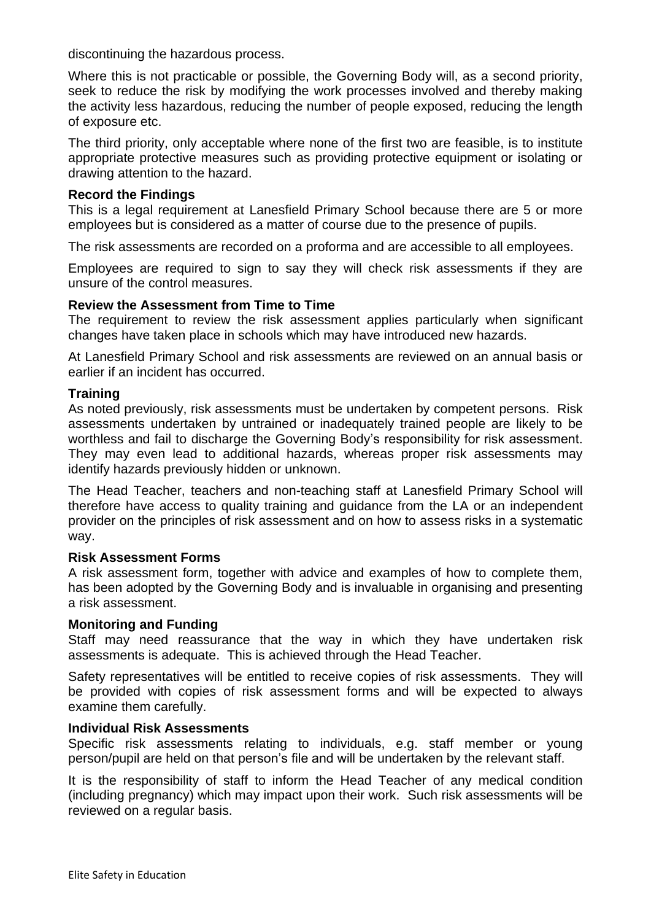discontinuing the hazardous process.

Where this is not practicable or possible, the Governing Body will, as a second priority, seek to reduce the risk by modifying the work processes involved and thereby making the activity less hazardous, reducing the number of people exposed, reducing the length of exposure etc.

The third priority, only acceptable where none of the first two are feasible, is to institute appropriate protective measures such as providing protective equipment or isolating or drawing attention to the hazard.

**Record the Findings**

This is a legal requirement at Lanesfield Primary School because there are 5 or more employees but is considered as a matter of course due to the presence of pupils.

The risk assessments are recorded on a proforma and are accessible to all employees.

Employees are required to sign to say they will check risk assessments if they are unsure of the control measures.

**Review the Assessment from Time to Time**

The requirement to review the risk assessment applies particularly when significant changes have taken place in schools which may have introduced new hazards.

At Lanesfield Primary School and risk assessments are reviewed on an annual basis or earlier if an incident has occurred.

**Training**

As noted previously, risk assessments must be undertaken by competent persons. Risk assessments undertaken by untrained or inadequately trained people are likely to be worthless and fail to discharge the Governing Body's responsibility for risk assessment. They may even lead to additional hazards, whereas proper risk assessments may identify hazards previously hidden or unknown.

The Head Teacher, teachers and non-teaching staff at Lanesfield Primary School will therefore have access to quality training and guidance from the LA or an independent provider on the principles of risk assessment and on how to assess risks in a systematic way.

**Risk Assessment Forms**

A risk assessment form, together with advice and examples of how to complete them, has been adopted by the Governing Body and is invaluable in organising and presenting a risk assessment.

**Monitoring and Funding**

Staff may need reassurance that the way in which they have undertaken risk assessments is adequate. This is achieved through the Head Teacher.

Safety representatives will be entitled to receive copies of risk assessments. They will be provided with copies of risk assessment forms and will be expected to always examine them carefully.

**Individual Risk Assessments**

Specific risk assessments relating to individuals, e.g. staff member or young person/pupil are held on that person's file and will be undertaken by the relevant staff.

It is the responsibility of staff to inform the Head Teacher of any medical condition (including pregnancy) which may impact upon their work. Such risk assessments will be reviewed on a regular basis.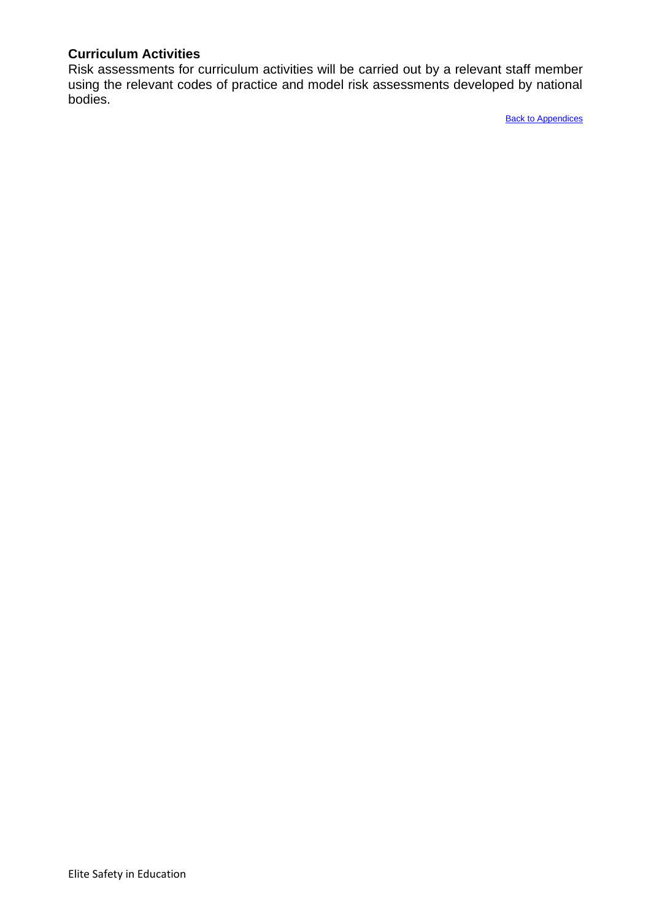### Curriculum Activities

Risk assessments for curriculum activities will be carried out by a relevant staff member using the relevant codes of practice and model risk assessments developed by national bodies.

Back to Appendices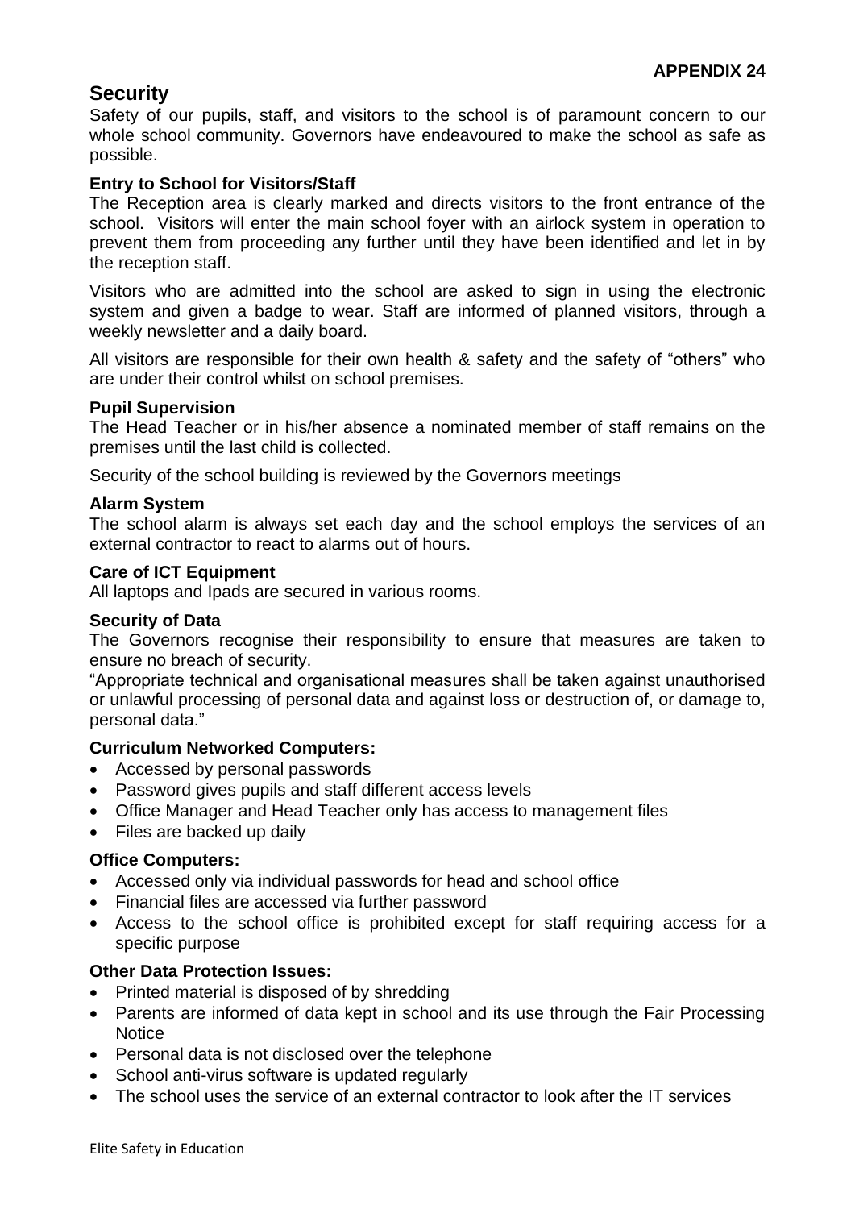**APPENDIX 24**

## Security

Safety of our pupils, staff, and visitors to the school is of paramount concern to our whole school community. Governors have endeavoured to make the school as safe as possible.

### Entry to School for Visitors/Staff

The Reception area is clearly marked and directs visitors to the front entrance of the school. Visitors will enter the main school foyer with an airlock system in operation to prevent them from proceeding any further until they have been identified and let in by the reception staff.

Visitors who are admitted into the school are asked to sign in using the electronic system and given a badge to wear. Staff are informed of planned visitors, through a weekly newsletter and a daily board.

All visitors are responsible for their own health & safety and the safety of "others" who are under their control whilst on school premises.

### Pupil Supervision

The Head Teacher or in his/her absence a nominated member of staff remains on the premises until the last child is collected.

Security of the school building is reviewed by the Governors meetings

### Alarm System

The school alarm is always set each day and the school employs the services of an external contractor to react to alarms out of hours.

### Care of ICT Equipment

All laptops and Ipads are secured in various rooms.

### Security of Data

The Governors recognise their responsibility to ensure that measures are taken to ensure no breach of security.

"Appropriate technical and organisational measures shall be taken against unauthorised or unlawful processing of personal data and against loss or destruction of, or damage to, personal data."

### Curriculum Networked Computers:

- Accessed by personal passwords
- Password gives pupils and staff different access levels
- Office Manager and Head Teacher only has access to management files
- Files are backed up daily

### Office Computers:

- Accessed only via individual passwords for head and school office
- Financial files are accessed via further password
- Access to the school office is prohibited except for staff requiring access for a specific purpose

### Other Data Protection Issues:

- Printed material is disposed of by shredding
- Parents are informed of data kept in school and its use through the Fair Processing Notice
- Personal data is not disclosed over the telephone
- School anti-virus software is updated regularly
- The school uses the service of an external contractor to look after the IT services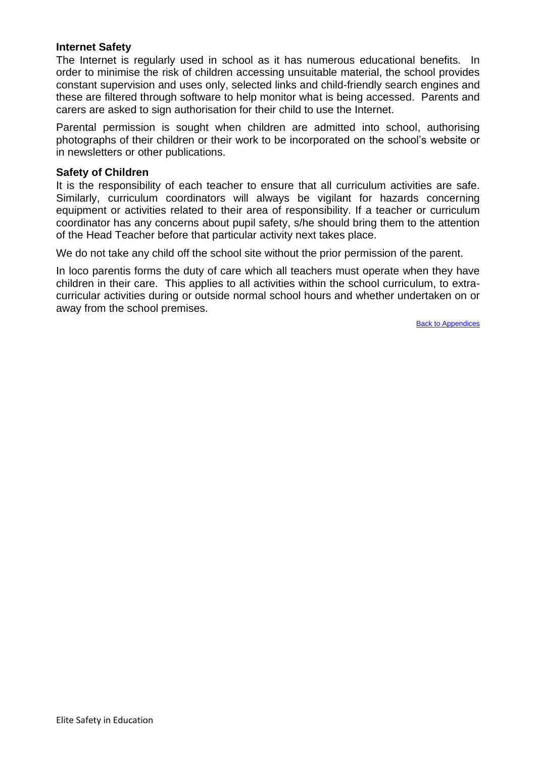**Internet Safety**

The Internet is regularly used in school as it has numerous educational benefits. In order to minimise the risk of children accessing unsuitable material, the school provides constant supervision and uses only, selected links and child-friendly search engines and these are filtered through software to help monitor what is being accessed. Parents and carers are asked to sign authorisation for their child to use the Internet.

Parental permission is sought when children are admitted into school, authorising photographs of their children or their work to be incorporated on the school's website or in newsletters or other publications.

**Safety of Children**

It is the responsibility of each teacher to ensure that all curriculum activities are safe. Similarly, curriculum coordinators will always be vigilant for hazards concerning equipment or activities related to their area of responsibility. If a teacher or curriculum coordinator has any concerns about pupil safety, s/he should bring them to the attention of the Head Teacher before that particular activity next takes place.

We do not take any child off the school site without the prior permission of the parent.

In loco parentis forms the duty of care which all teachers must operate when they have children in their care. This applies to all activities within the school curriculum, to extra-curricular activities during or outside normal school hours and whether undertaken on or away from the school premises.

Back to Appendices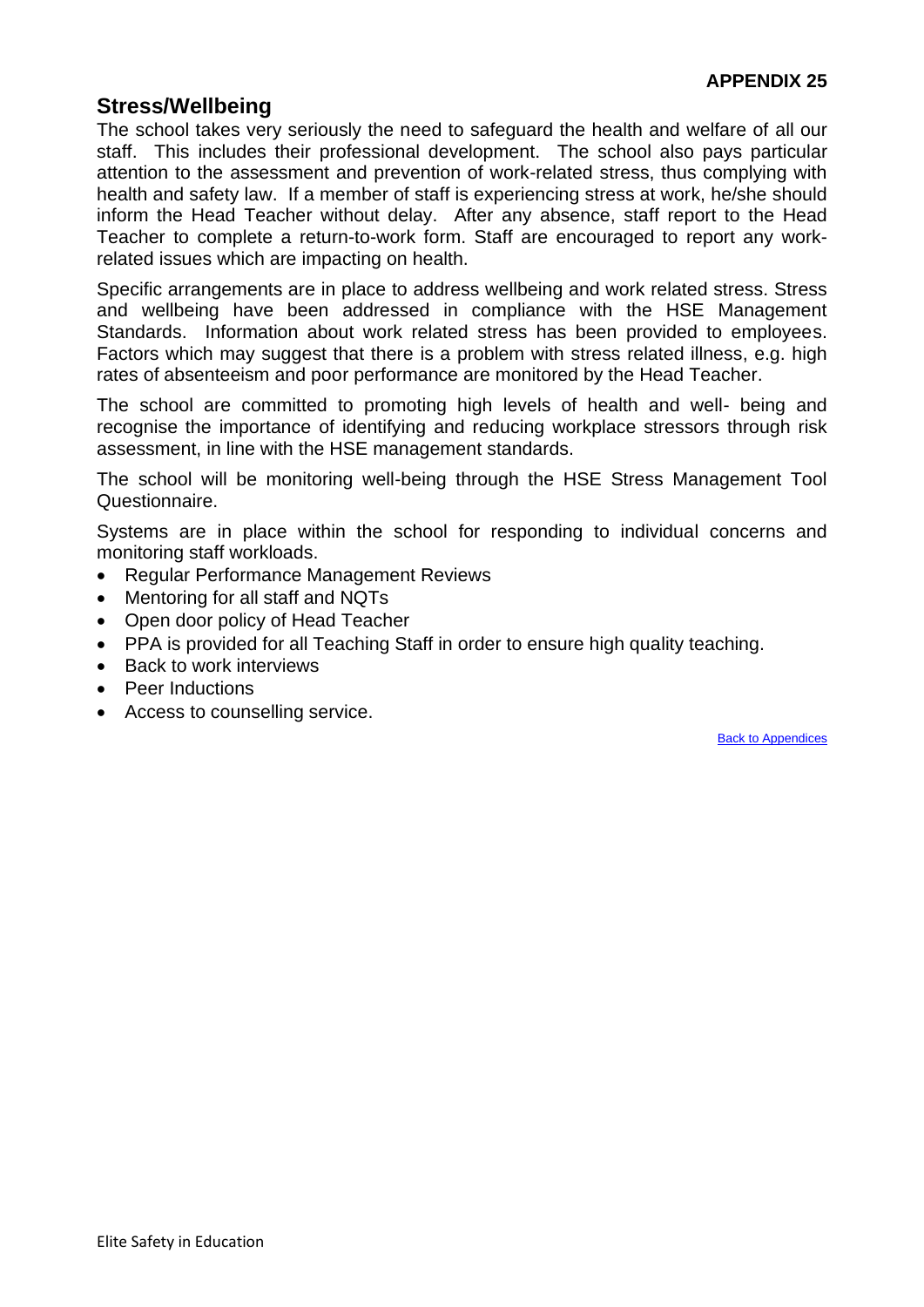**APPENDIX 25**

## Stress/Wellbeing

The school takes very seriously the need to safeguard the health and welfare of all our staff. This includes their professional development. The school also pays particular attention to the assessment and prevention of work-related stress, thus complying with health and safety law. If a member of staff is experiencing stress at work, he/she should inform the Head Teacher without delay. After any absence, staff report to the Head Teacher to complete a return-to-work form. Staff are encouraged to report any work-related issues which are impacting on health.

Specific arrangements are in place to address wellbeing and work related stress. Stress and wellbeing have been addressed in compliance with the HSE Management Standards. Information about work related stress has been provided to employees. Factors which may suggest that there is a problem with stress related illness, e.g. high rates of absenteeism and poor performance are monitored by the Head Teacher.

The school are committed to promoting high levels of health and well- being and recognise the importance of identifying and reducing workplace stressors through risk assessment, in line with the HSE management standards.

The school will be monitoring well-being through the HSE Stress Management Tool Questionnaire.

Systems are in place within the school for responding to individual concerns and monitoring staff workloads.

- Regular Performance Management Reviews
- Mentoring for all staff and NQTs
- Open door policy of Head Teacher
- PPA is provided for all Teaching Staff in order to ensure high quality teaching.
- Back to work interviews
- Peer Inductions
- Access to counselling service.

Back to Appendices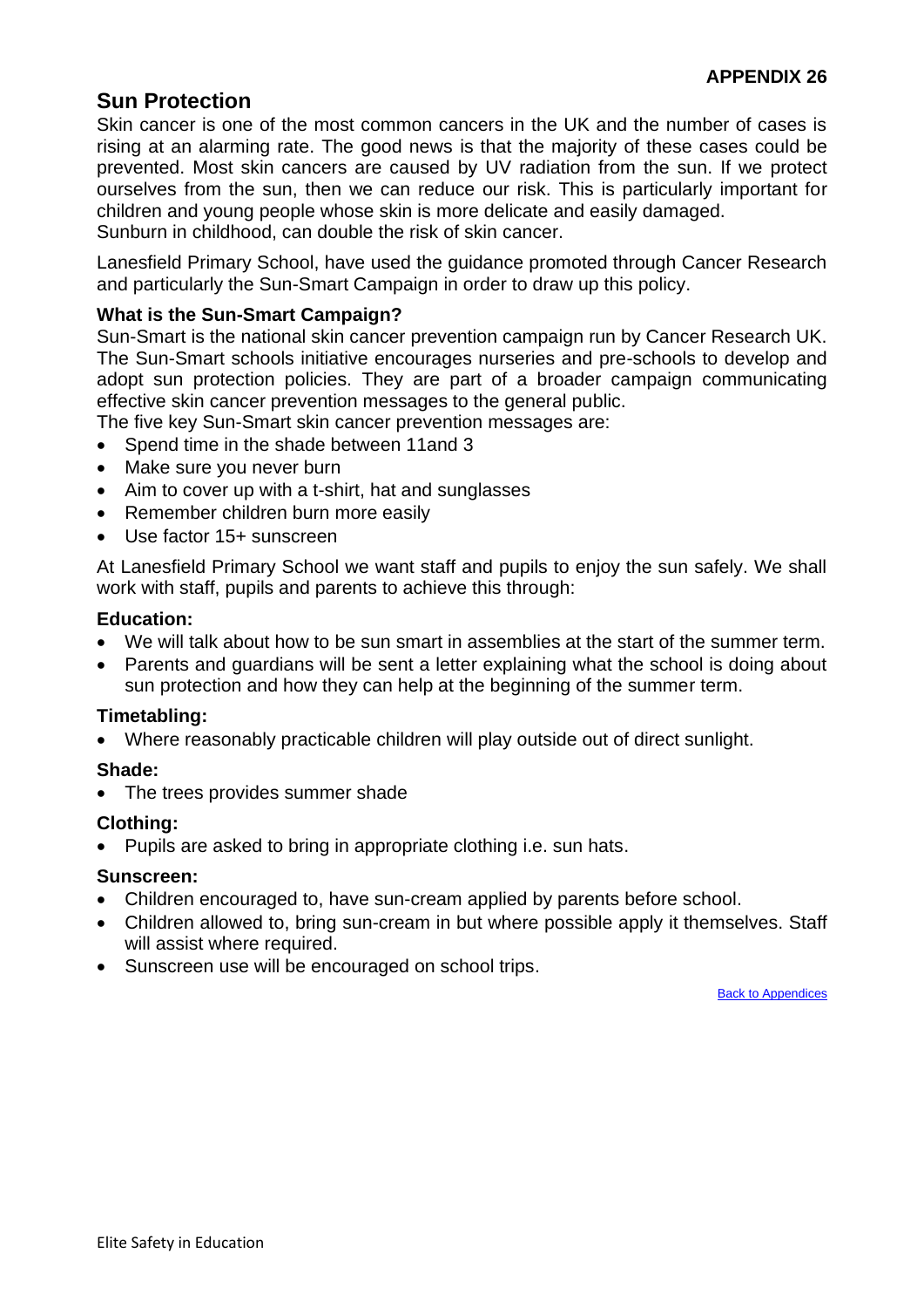**APPENDIX 26**

## Sun Protection

Skin cancer is one of the most common cancers in the UK and the number of cases is rising at an alarming rate. The good news is that the majority of these cases could be prevented. Most skin cancers are caused by UV radiation from the sun. If we protect ourselves from the sun, then we can reduce our risk. This is particularly important for children and young people whose skin is more delicate and easily damaged.
Sunburn in childhood, can double the risk of skin cancer.

Lanesfield Primary School, have used the guidance promoted through Cancer Research and particularly the Sun-Smart Campaign in order to draw up this policy.

### What is the Sun-Smart Campaign?

Sun-Smart is the national skin cancer prevention campaign run by Cancer Research UK. The Sun-Smart schools initiative encourages nurseries and pre-schools to develop and adopt sun protection policies. They are part of a broader campaign communicating effective skin cancer prevention messages to the general public.
The five key Sun-Smart skin cancer prevention messages are:

- Spend time in the shade between 11and 3
- Make sure you never burn
- Aim to cover up with a t-shirt, hat and sunglasses
- Remember children burn more easily
- Use factor 15+ sunscreen

At Lanesfield Primary School we want staff and pupils to enjoy the sun safely. We shall work with staff, pupils and parents to achieve this through:

### Education:

- We will talk about how to be sun smart in assemblies at the start of the summer term.
- Parents and guardians will be sent a letter explaining what the school is doing about sun protection and how they can help at the beginning of the summer term.

### Timetabling:

- Where reasonably practicable children will play outside out of direct sunlight.

### Shade:

- The trees provides summer shade

### Clothing:

- Pupils are asked to bring in appropriate clothing i.e. sun hats.

### Sunscreen:

- Children encouraged to, have sun-cream applied by parents before school.
- Children allowed to, bring sun-cream in but where possible apply it themselves. Staff will assist where required.
- Sunscreen use will be encouraged on school trips.

Back to Appendices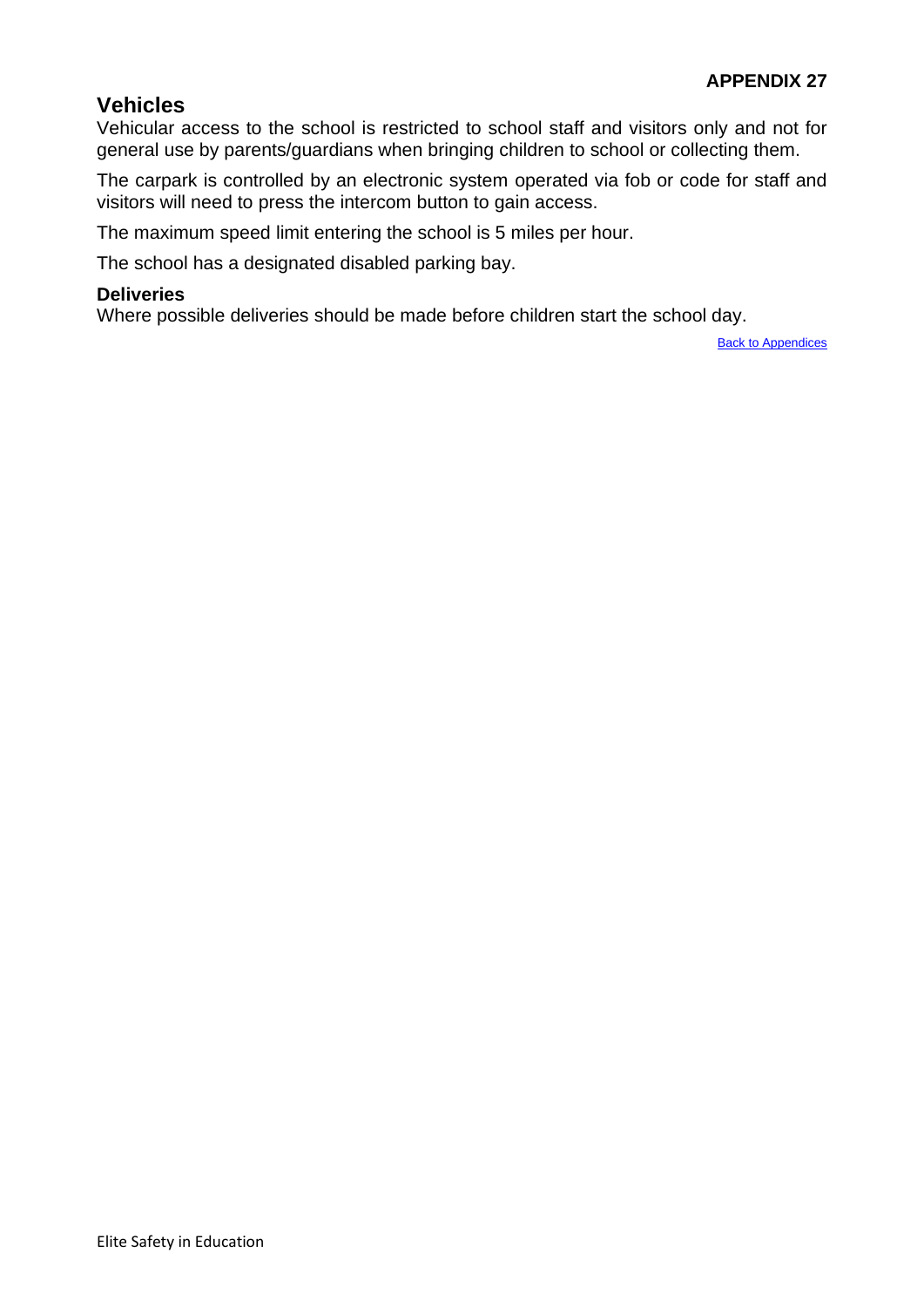**APPENDIX 27**

## Vehicles

Vehicular access to the school is restricted to school staff and visitors only and not for general use by parents/guardians when bringing children to school or collecting them.

The carpark is controlled by an electronic system operated via fob or code for staff and visitors will need to press the intercom button to gain access.

The maximum speed limit entering the school is 5 miles per hour.

The school has a designated disabled parking bay.

### Deliveries

Where possible deliveries should be made before children start the school day.

Back to Appendices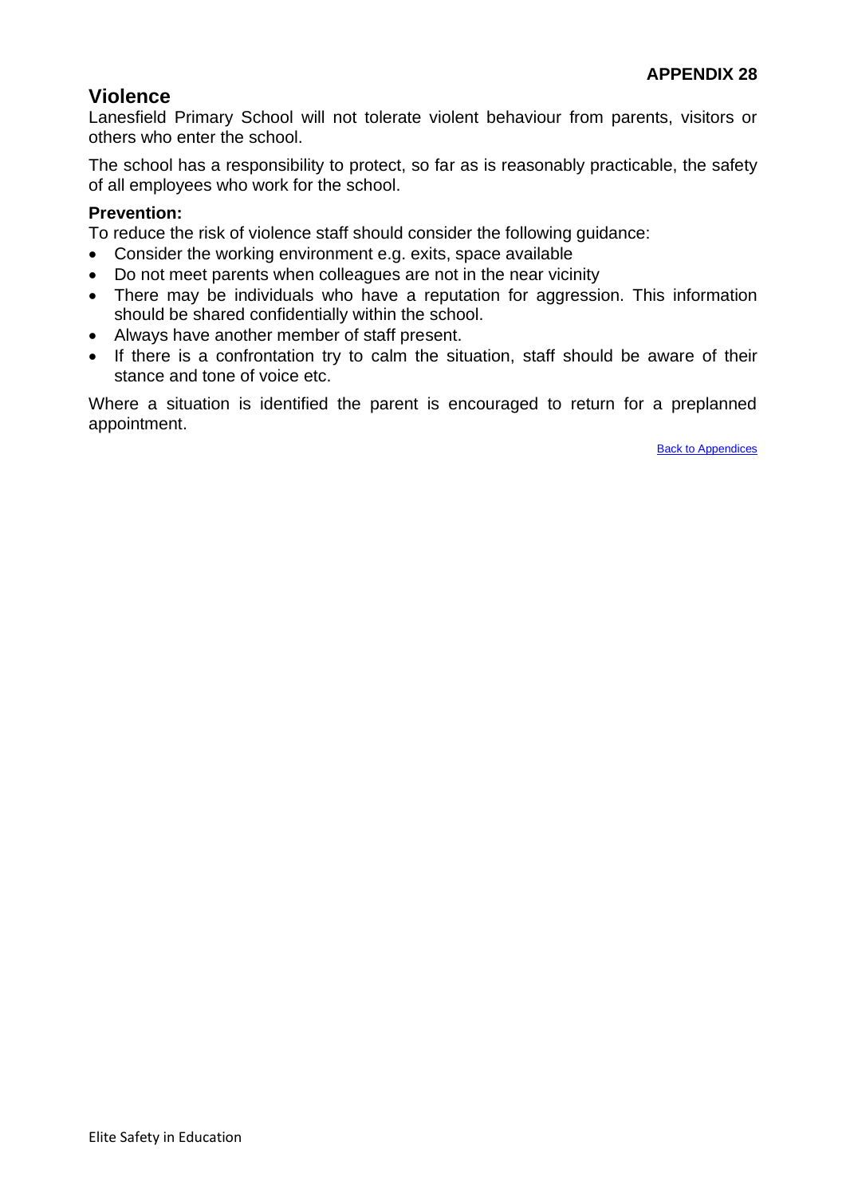**APPENDIX 28**

## Violence

Lanesfield Primary School will not tolerate violent behaviour from parents, visitors or others who enter the school.

The school has a responsibility to protect, so far as is reasonably practicable, the safety of all employees who work for the school.

### Prevention:

To reduce the risk of violence staff should consider the following guidance:

- Consider the working environment e.g. exits, space available
- Do not meet parents when colleagues are not in the near vicinity
- There may be individuals who have a reputation for aggression. This information should be shared confidentially within the school.
- Always have another member of staff present.
- If there is a confrontation try to calm the situation, staff should be aware of their stance and tone of voice etc.

Where a situation is identified the parent is encouraged to return for a preplanned appointment.

Back to Appendices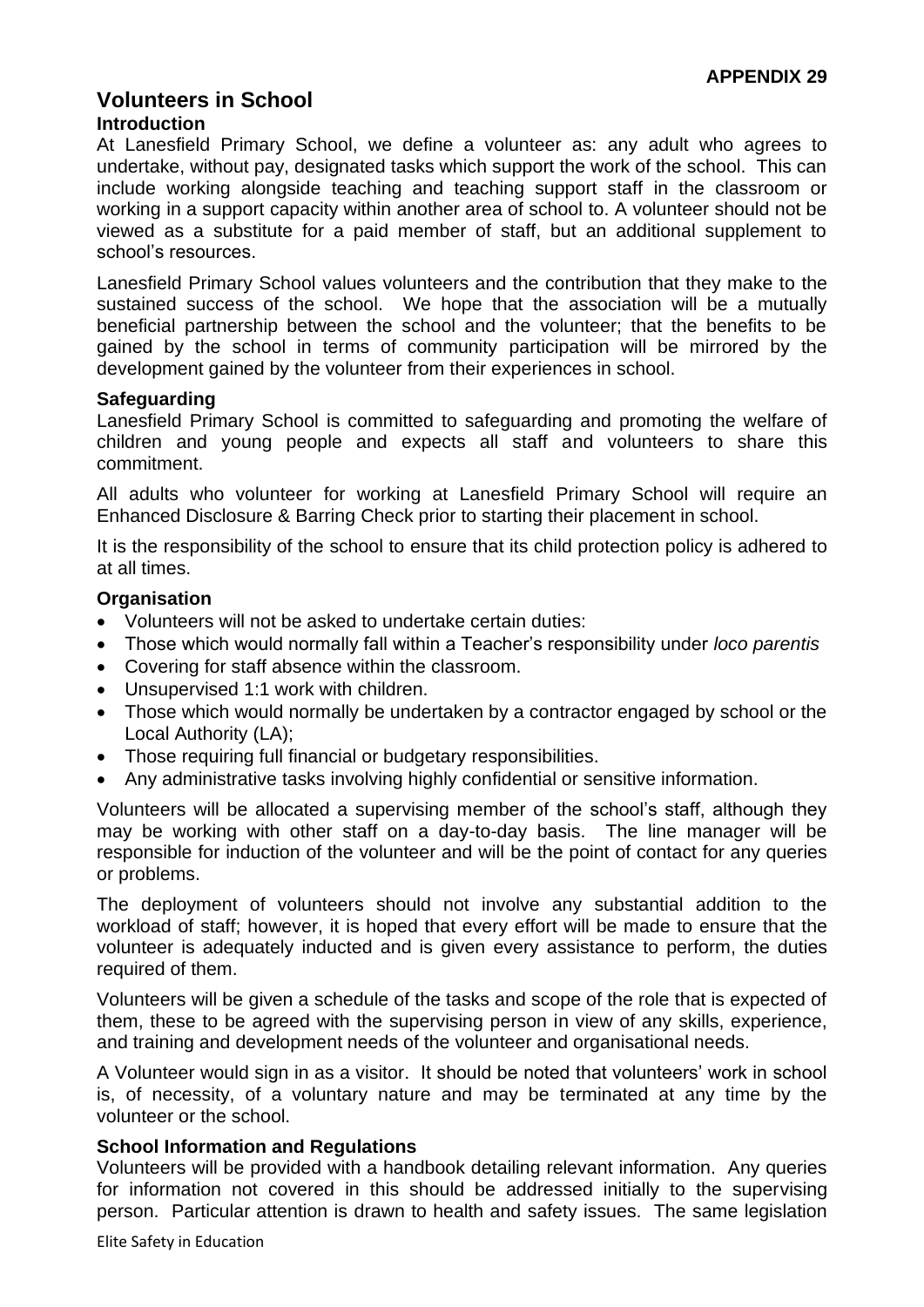**APPENDIX 29**

# Volunteers in School

## Introduction

At Lanesfield Primary School, we define a volunteer as: any adult who agrees to undertake, without pay, designated tasks which support the work of the school. This can include working alongside teaching and teaching support staff in the classroom or working in a support capacity within another area of school to. A volunteer should not be viewed as a substitute for a paid member of staff, but an additional supplement to school's resources.

Lanesfield Primary School values volunteers and the contribution that they make to the sustained success of the school. We hope that the association will be a mutually beneficial partnership between the school and the volunteer; that the benefits to be gained by the school in terms of community participation will be mirrored by the development gained by the volunteer from their experiences in school.

## Safeguarding

Lanesfield Primary School is committed to safeguarding and promoting the welfare of children and young people and expects all staff and volunteers to share this commitment.

All adults who volunteer for working at Lanesfield Primary School will require an Enhanced Disclosure & Barring Check prior to starting their placement in school.

It is the responsibility of the school to ensure that its child protection policy is adhered to at all times.

## Organisation

- Volunteers will not be asked to undertake certain duties:
- Those which would normally fall within a Teacher's responsibility under *loco parentis*
- Covering for staff absence within the classroom.
- Unsupervised 1:1 work with children.
- Those which would normally be undertaken by a contractor engaged by school or the Local Authority (LA);
- Those requiring full financial or budgetary responsibilities.
- Any administrative tasks involving highly confidential or sensitive information.

Volunteers will be allocated a supervising member of the school's staff, although they may be working with other staff on a day-to-day basis. The line manager will be responsible for induction of the volunteer and will be the point of contact for any queries or problems.

The deployment of volunteers should not involve any substantial addition to the workload of staff; however, it is hoped that every effort will be made to ensure that the volunteer is adequately inducted and is given every assistance to perform, the duties required of them.

Volunteers will be given a schedule of the tasks and scope of the role that is expected of them, these to be agreed with the supervising person in view of any skills, experience, and training and development needs of the volunteer and organisational needs.

A Volunteer would sign in as a visitor. It should be noted that volunteers' work in school is, of necessity, of a voluntary nature and may be terminated at any time by the volunteer or the school.

## School Information and Regulations

Volunteers will be provided with a handbook detailing relevant information. Any queries for information not covered in this should be addressed initially to the supervising person. Particular attention is drawn to health and safety issues. The same legislation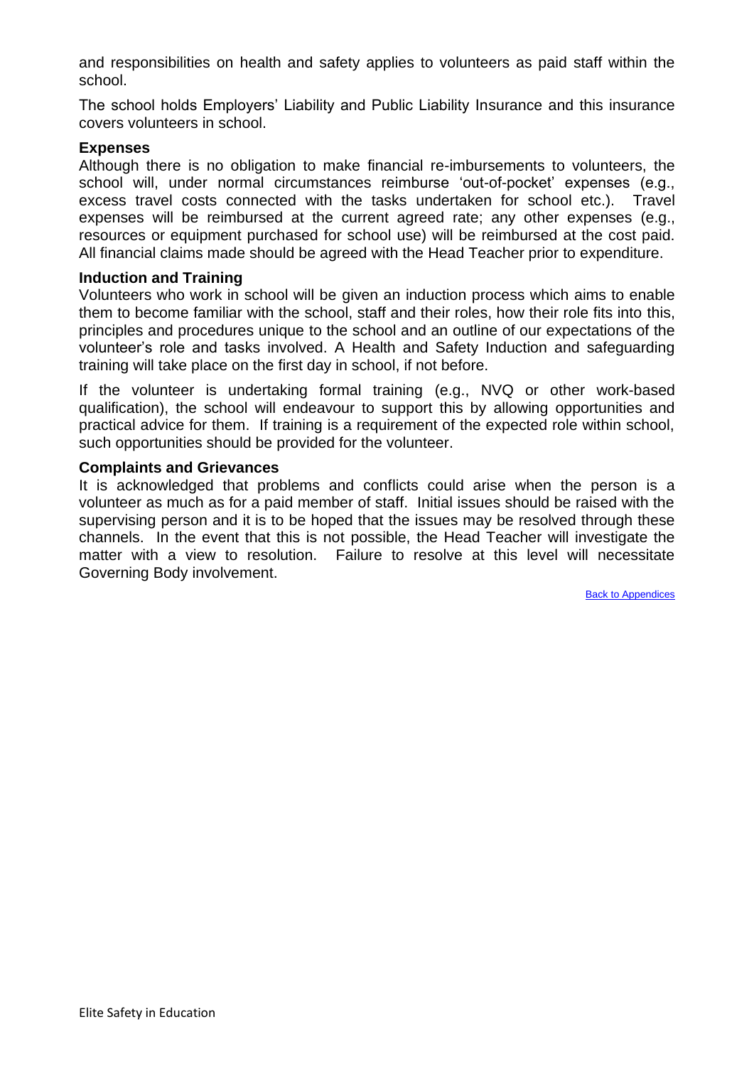and responsibilities on health and safety applies to volunteers as paid staff within the school.

The school holds Employers' Liability and Public Liability Insurance and this insurance covers volunteers in school.

**Expenses**

Although there is no obligation to make financial re-imbursements to volunteers, the school will, under normal circumstances reimburse 'out-of-pocket' expenses (e.g., excess travel costs connected with the tasks undertaken for school etc.). Travel expenses will be reimbursed at the current agreed rate; any other expenses (e.g., resources or equipment purchased for school use) will be reimbursed at the cost paid. All financial claims made should be agreed with the Head Teacher prior to expenditure.

**Induction and Training**

Volunteers who work in school will be given an induction process which aims to enable them to become familiar with the school, staff and their roles, how their role fits into this, principles and procedures unique to the school and an outline of our expectations of the volunteer's role and tasks involved. A Health and Safety Induction and safeguarding training will take place on the first day in school, if not before.

If the volunteer is undertaking formal training (e.g., NVQ or other work-based qualification), the school will endeavour to support this by allowing opportunities and practical advice for them. If training is a requirement of the expected role within school, such opportunities should be provided for the volunteer.

**Complaints and Grievances**

It is acknowledged that problems and conflicts could arise when the person is a volunteer as much as for a paid member of staff. Initial issues should be raised with the supervising person and it is to be hoped that the issues may be resolved through these channels. In the event that this is not possible, the Head Teacher will investigate the matter with a view to resolution. Failure to resolve at this level will necessitate Governing Body involvement.

Back to Appendices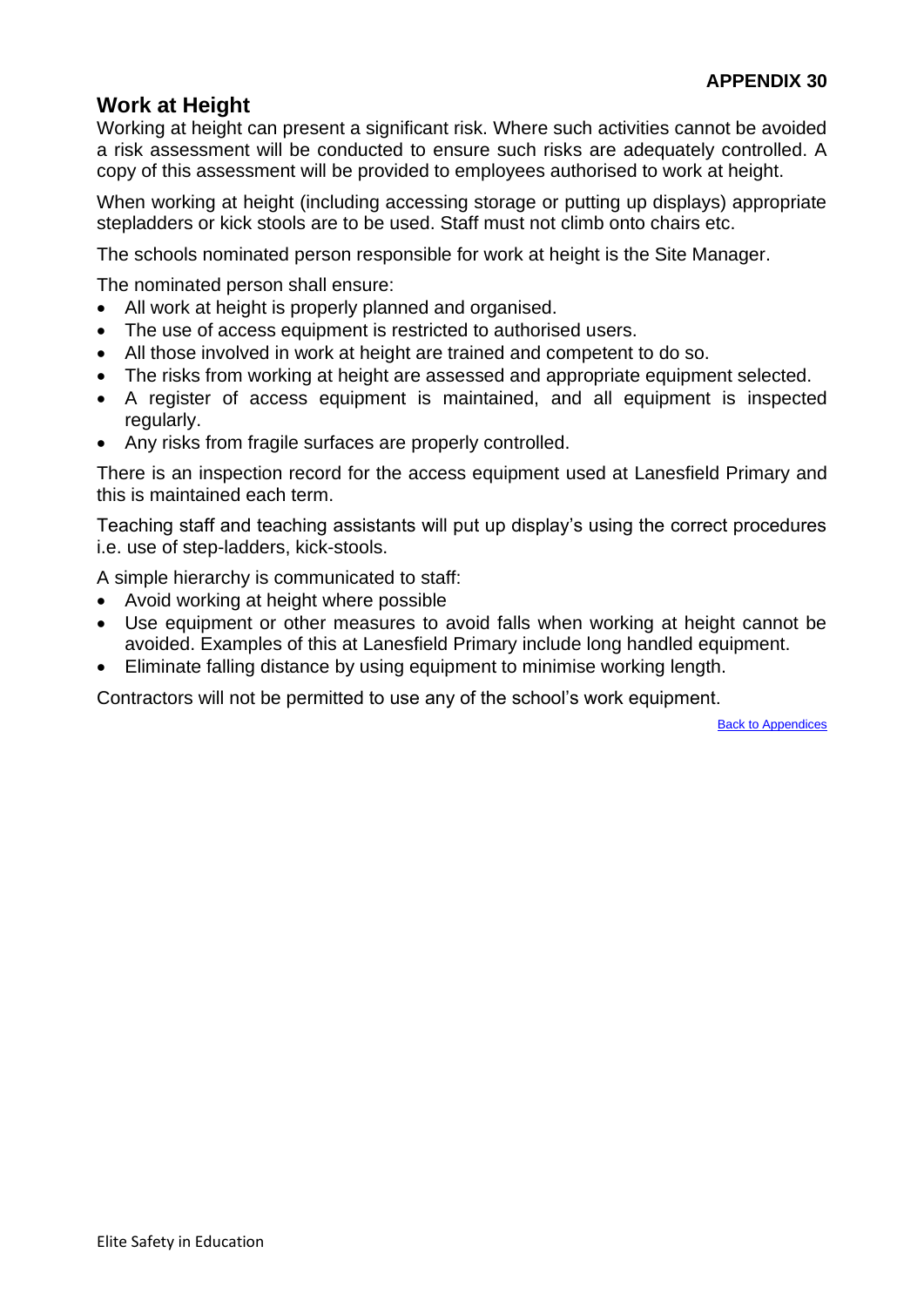**APPENDIX 30**

## Work at Height

Working at height can present a significant risk. Where such activities cannot be avoided a risk assessment will be conducted to ensure such risks are adequately controlled. A copy of this assessment will be provided to employees authorised to work at height.

When working at height (including accessing storage or putting up displays) appropriate stepladders or kick stools are to be used. Staff must not climb onto chairs etc.

The schools nominated person responsible for work at height is the Site Manager.

The nominated person shall ensure:

- All work at height is properly planned and organised.
- The use of access equipment is restricted to authorised users.
- All those involved in work at height are trained and competent to do so.
- The risks from working at height are assessed and appropriate equipment selected.
- A register of access equipment is maintained, and all equipment is inspected regularly.
- Any risks from fragile surfaces are properly controlled.

There is an inspection record for the access equipment used at Lanesfield Primary and this is maintained each term.

Teaching staff and teaching assistants will put up display's using the correct procedures i.e. use of step-ladders, kick-stools.

A simple hierarchy is communicated to staff:

- Avoid working at height where possible
- Use equipment or other measures to avoid falls when working at height cannot be avoided. Examples of this at Lanesfield Primary include long handled equipment.
- Eliminate falling distance by using equipment to minimise working length.

Contractors will not be permitted to use any of the school's work equipment.

Back to Appendices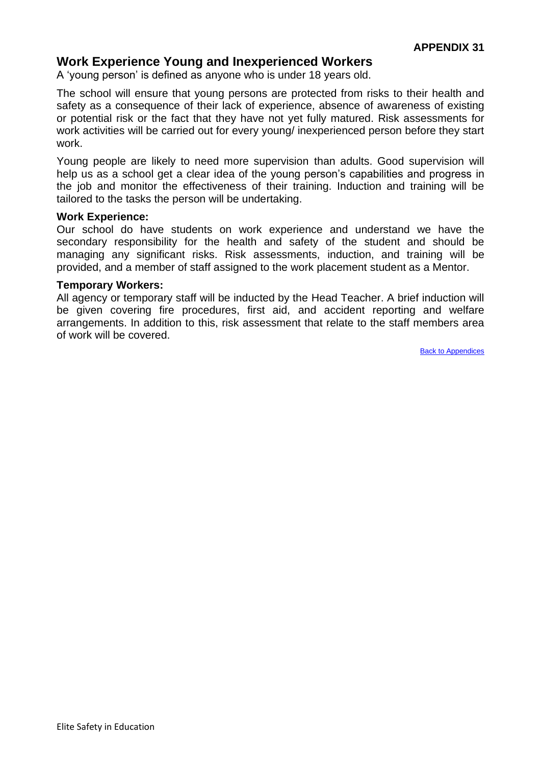**APPENDIX 31**

## Work Experience Young and Inexperienced Workers

A 'young person' is defined as anyone who is under 18 years old.

The school will ensure that young persons are protected from risks to their health and safety as a consequence of their lack of experience, absence of awareness of existing or potential risk or the fact that they have not yet fully matured. Risk assessments for work activities will be carried out for every young/ inexperienced person before they start work.

Young people are likely to need more supervision than adults. Good supervision will help us as a school get a clear idea of the young person's capabilities and progress in the job and monitor the effectiveness of their training. Induction and training will be tailored to the tasks the person will be undertaking.

### Work Experience:

Our school do have students on work experience and understand we have the secondary responsibility for the health and safety of the student and should be managing any significant risks. Risk assessments, induction, and training will be provided, and a member of staff assigned to the work placement student as a Mentor.

### Temporary Workers:

All agency or temporary staff will be inducted by the Head Teacher. A brief induction will be given covering fire procedures, first aid, and accident reporting and welfare arrangements. In addition to this, risk assessment that relate to the staff members area of work will be covered.

Back to Appendices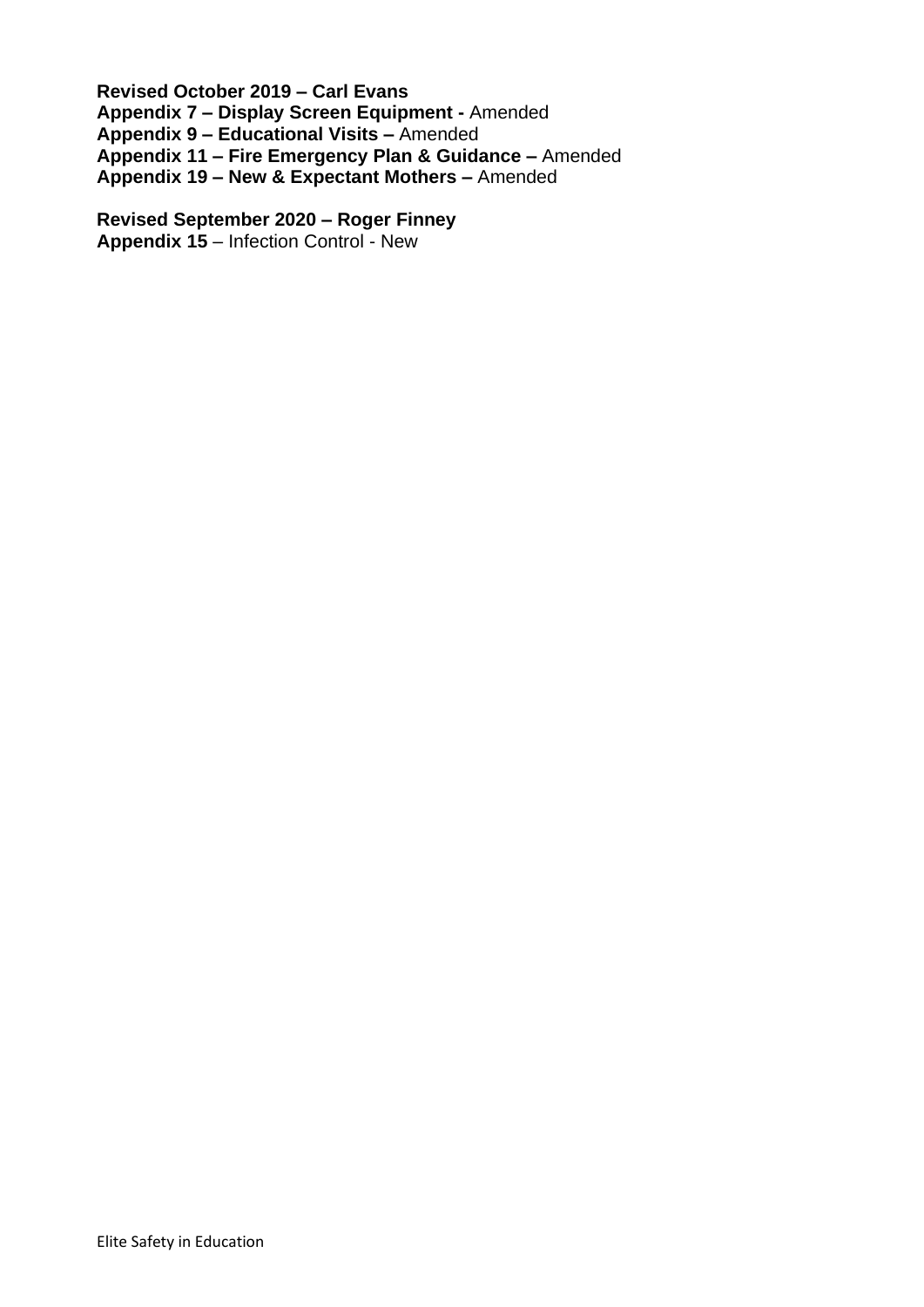**Revised October 2019 – Carl Evans**
**Appendix 7 – Display Screen Equipment -** Amended
**Appendix 9 – Educational Visits –** Amended
**Appendix 11 – Fire Emergency Plan & Guidance –** Amended
**Appendix 19 – New & Expectant Mothers –** Amended

**Revised September 2020 – Roger Finney**
**Appendix 15** – Infection Control - New